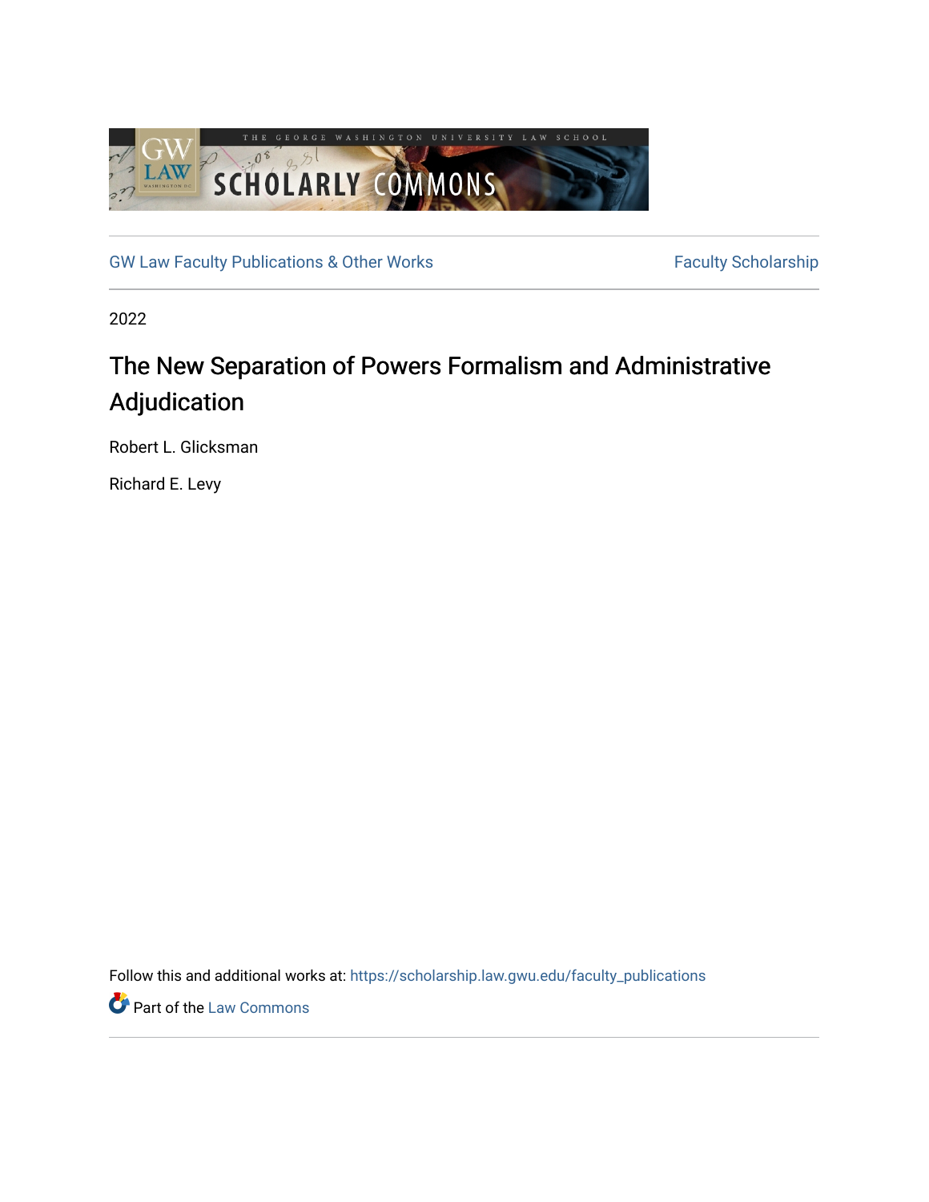GW Law Faculty Publications & Other Works | Faculty Scholarship

2022

# The New Separation of Powers Formalism and Administrative Adjudication

Robert L. Glicksman

Richard E. Levy

Follow this and additional works at: https://scholarship.law.gwu.edu/faculty_publications

Part of the Law Commons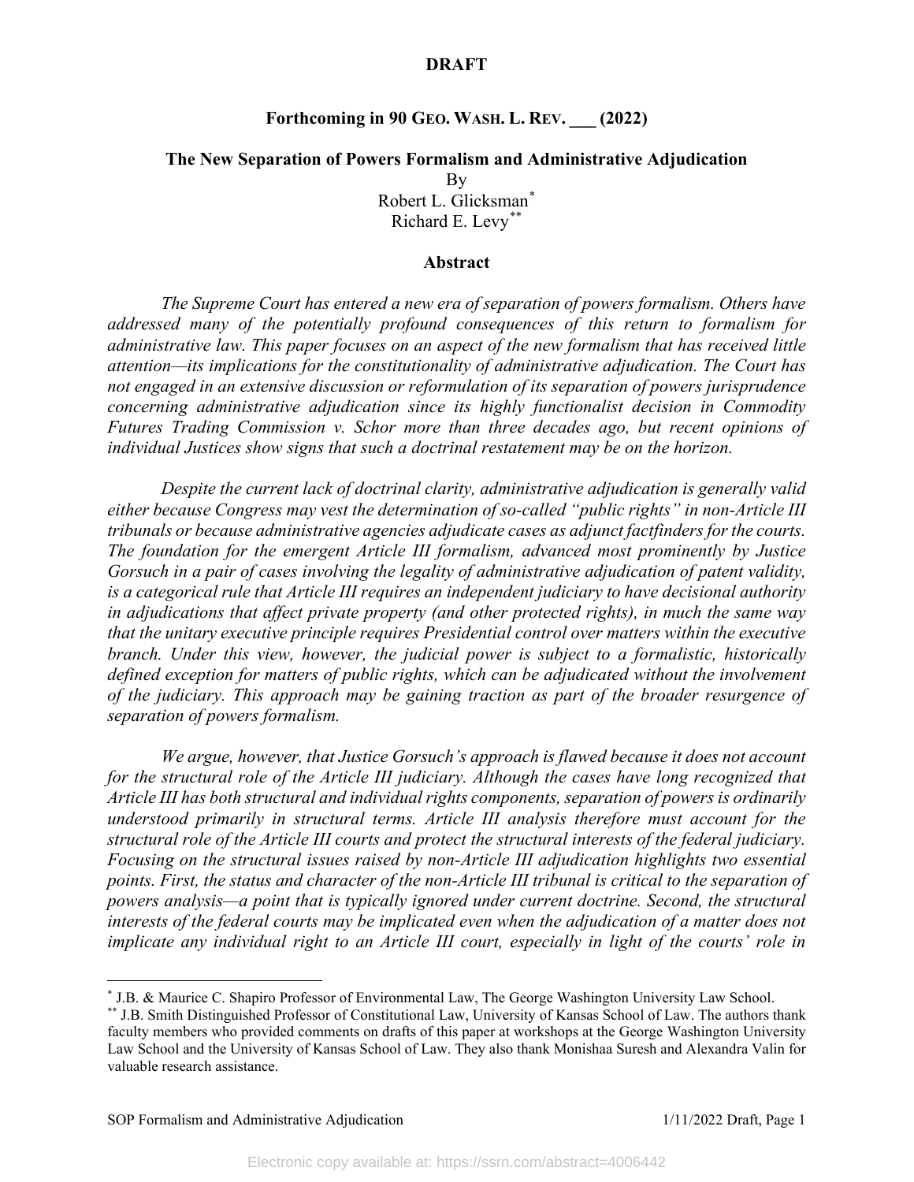**DRAFT**

**Forthcoming in 90 GEO. WASH. L. REV. ___ (2022)**

# The New Separation of Powers Formalism and Administrative Adjudication

By
Robert L. Glicksman[*]
Richard E. Levy[**]

## Abstract

*The Supreme Court has entered a new era of separation of powers formalism. Others have addressed many of the potentially profound consequences of this return to formalism for administrative law. This paper focuses on an aspect of the new formalism that has received little attention—its implications for the constitutionality of administrative adjudication. The Court has not engaged in an extensive discussion or reformulation of its separation of powers jurisprudence concerning administrative adjudication since its highly functionalist decision in Commodity Futures Trading Commission v. Schor more than three decades ago, but recent opinions of individual Justices show signs that such a doctrinal restatement may be on the horizon.*

*Despite the current lack of doctrinal clarity, administrative adjudication is generally valid either because Congress may vest the determination of so-called "public rights" in non-Article III tribunals or because administrative agencies adjudicate cases as adjunct factfinders for the courts. The foundation for the emergent Article III formalism, advanced most prominently by Justice Gorsuch in a pair of cases involving the legality of administrative adjudication of patent validity, is a categorical rule that Article III requires an independent judiciary to have decisional authority in adjudications that affect private property (and other protected rights), in much the same way that the unitary executive principle requires Presidential control over matters within the executive branch. Under this view, however, the judicial power is subject to a formalistic, historically defined exception for matters of public rights, which can be adjudicated without the involvement of the judiciary. This approach may be gaining traction as part of the broader resurgence of separation of powers formalism.*

*We argue, however, that Justice Gorsuch's approach is flawed because it does not account for the structural role of the Article III judiciary. Although the cases have long recognized that Article III has both structural and individual rights components, separation of powers is ordinarily understood primarily in structural terms. Article III analysis therefore must account for the structural role of the Article III courts and protect the structural interests of the federal judiciary. Focusing on the structural issues raised by non-Article III adjudication highlights two essential points. First, the status and character of the non-Article III tribunal is critical to the separation of powers analysis—a point that is typically ignored under current doctrine. Second, the structural interests of the federal courts may be implicated even when the adjudication of a matter does not implicate any individual right to an Article III court, especially in light of the courts' role in*

---

[*] J.B. & Maurice C. Shapiro Professor of Environmental Law, The George Washington University Law School.

[**] J.B. Smith Distinguished Professor of Constitutional Law, University of Kansas School of Law. The authors thank faculty members who provided comments on drafts of this paper at workshops at the George Washington University Law School and the University of Kansas School of Law. They also thank Monishaa Suresh and Alexandra Valin for valuable research assistance.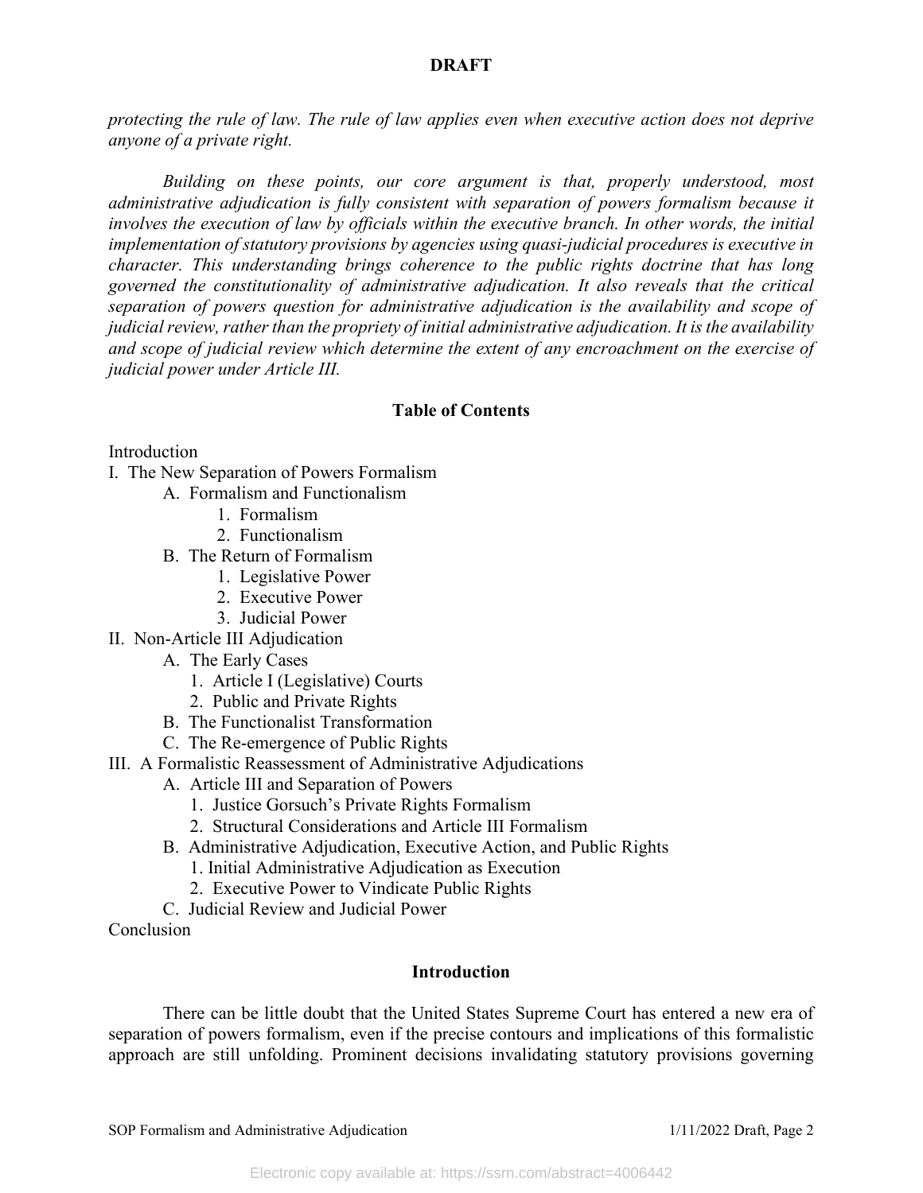*protecting the rule of law. The rule of law applies even when executive action does not deprive anyone of a private right.*

*Building on these points, our core argument is that, properly understood, most administrative adjudication is fully consistent with separation of powers formalism because it involves the execution of law by officials within the executive branch. In other words, the initial implementation of statutory provisions by agencies using quasi-judicial procedures is executive in character. This understanding brings coherence to the public rights doctrine that has long governed the constitutionality of administrative adjudication. It also reveals that the critical separation of powers question for administrative adjudication is the availability and scope of judicial review, rather than the propriety of initial administrative adjudication. It is the availability and scope of judicial review which determine the extent of any encroachment on the exercise of judicial power under Article III.*

## Table of Contents

Introduction
- I. The New Separation of Powers Formalism
  - A. Formalism and Functionalism
    - 1. Formalism
    - 2. Functionalism
  - B. The Return of Formalism
    - 1. Legislative Power
    - 2. Executive Power
    - 3. Judicial Power
- II. Non-Article III Adjudication
  - A. The Early Cases
    - 1. Article I (Legislative) Courts
    - 2. Public and Private Rights
  - B. The Functionalist Transformation
  - C. The Re-emergence of Public Rights
- III. A Formalistic Reassessment of Administrative Adjudications
  - A. Article III and Separation of Powers
    - 1. Justice Gorsuch's Private Rights Formalism
    - 2. Structural Considerations and Article III Formalism
  - B. Administrative Adjudication, Executive Action, and Public Rights
    - 1. Initial Administrative Adjudication as Execution
    - 2. Executive Power to Vindicate Public Rights
  - C. Judicial Review and Judicial Power

Conclusion

## Introduction

There can be little doubt that the United States Supreme Court has entered a new era of separation of powers formalism, even if the precise contours and implications of this formalistic approach are still unfolding. Prominent decisions invalidating statutory provisions governing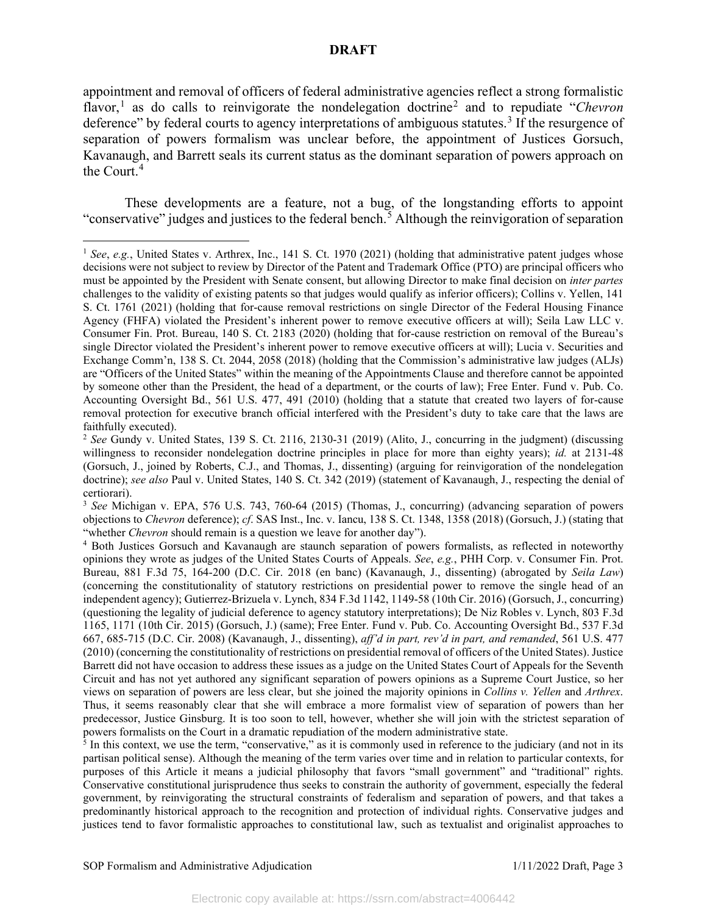appointment and removal of officers of federal administrative agencies reflect a strong formalistic flavor,[1] as do calls to reinvigorate the nondelegation doctrine[2] and to repudiate "*Chevron* deference" by federal courts to agency interpretations of ambiguous statutes.[3] If the resurgence of separation of powers formalism was unclear before, the appointment of Justices Gorsuch, Kavanaugh, and Barrett seals its current status as the dominant separation of powers approach on the Court.[4]

These developments are a feature, not a bug, of the longstanding efforts to appoint "conservative" judges and justices to the federal bench.[5] Although the reinvigoration of separation

---

[1] *See*, *e.g.*, United States v. Arthrex, Inc., 141 S. Ct. 1970 (2021) (holding that administrative patent judges whose decisions were not subject to review by Director of the Patent and Trademark Office (PTO) are principal officers who must be appointed by the President with Senate consent, but allowing Director to make final decision on *inter partes* challenges to the validity of existing patents so that judges would qualify as inferior officers); Collins v. Yellen, 141 S. Ct. 1761 (2021) (holding that for-cause removal restrictions on single Director of the Federal Housing Finance Agency (FHFA) violated the President's inherent power to remove executive officers at will); Seila Law LLC v. Consumer Fin. Prot. Bureau, 140 S. Ct. 2183 (2020) (holding that for-cause restriction on removal of the Bureau's single Director violated the President's inherent power to remove executive officers at will); Lucia v. Securities and Exchange Comm'n, 138 S. Ct. 2044, 2058 (2018) (holding that the Commission's administrative law judges (ALJs) are "Officers of the United States" within the meaning of the Appointments Clause and therefore cannot be appointed by someone other than the President, the head of a department, or the courts of law); Free Enter. Fund v. Pub. Co. Accounting Oversight Bd., 561 U.S. 477, 491 (2010) (holding that a statute that created two layers of for-cause removal protection for executive branch official interfered with the President's duty to take care that the laws are faithfully executed).

[2] *See* Gundy v. United States, 139 S. Ct. 2116, 2130-31 (2019) (Alito, J., concurring in the judgment) (discussing willingness to reconsider nondelegation doctrine principles in place for more than eighty years); *id.* at 2131-48 (Gorsuch, J., joined by Roberts, C.J., and Thomas, J., dissenting) (arguing for reinvigoration of the nondelegation doctrine); *see also* Paul v. United States, 140 S. Ct. 342 (2019) (statement of Kavanaugh, J., respecting the denial of certiorari).

[3] *See* Michigan v. EPA, 576 U.S. 743, 760-64 (2015) (Thomas, J., concurring) (advancing separation of powers objections to *Chevron* deference); *cf*. SAS Inst., Inc. v. Iancu, 138 S. Ct. 1348, 1358 (2018) (Gorsuch, J.) (stating that "whether *Chevron* should remain is a question we leave for another day").

[4] Both Justices Gorsuch and Kavanaugh are staunch separation of powers formalists, as reflected in noteworthy opinions they wrote as judges of the United States Courts of Appeals. *See*, *e.g.*, PHH Corp. v. Consumer Fin. Prot. Bureau, 881 F.3d 75, 164-200 (D.C. Cir. 2018 (en banc) (Kavanaugh, J., dissenting) (abrogated by *Seila Law*) (concerning the constitutionality of statutory restrictions on presidential power to remove the single head of an independent agency); Gutierrez-Brizuela v. Lynch, 834 F.3d 1142, 1149-58 (10th Cir. 2016) (Gorsuch, J., concurring) (questioning the legality of judicial deference to agency statutory interpretations); De Niz Robles v. Lynch, 803 F.3d 1165, 1171 (10th Cir. 2015) (Gorsuch, J.) (same); Free Enter. Fund v. Pub. Co. Accounting Oversight Bd., 537 F.3d 667, 685-715 (D.C. Cir. 2008) (Kavanaugh, J., dissenting), *aff'd in part, rev'd in part, and remanded*, 561 U.S. 477 (2010) (concerning the constitutionality of restrictions on presidential removal of officers of the United States). Justice Barrett did not have occasion to address these issues as a judge on the United States Court of Appeals for the Seventh Circuit and has not yet authored any significant separation of powers opinions as a Supreme Court Justice, so her views on separation of powers are less clear, but she joined the majority opinions in *Collins v. Yellen* and *Arthrex*. Thus, it seems reasonably clear that she will embrace a more formalist view of separation of powers than her predecessor, Justice Ginsburg. It is too soon to tell, however, whether she will join with the strictest separation of powers formalists on the Court in a dramatic repudiation of the modern administrative state.

[5] In this context, we use the term, "conservative," as it is commonly used in reference to the judiciary (and not in its partisan political sense). Although the meaning of the term varies over time and in relation to particular contexts, for purposes of this Article it means a judicial philosophy that favors "small government" and "traditional" rights. Conservative constitutional jurisprudence thus seeks to constrain the authority of government, especially the federal government, by reinvigorating the structural constraints of federalism and separation of powers, and that takes a predominantly historical approach to the recognition and protection of individual rights. Conservative judges and justices tend to favor formalistic approaches to constitutional law, such as textualist and originalist approaches to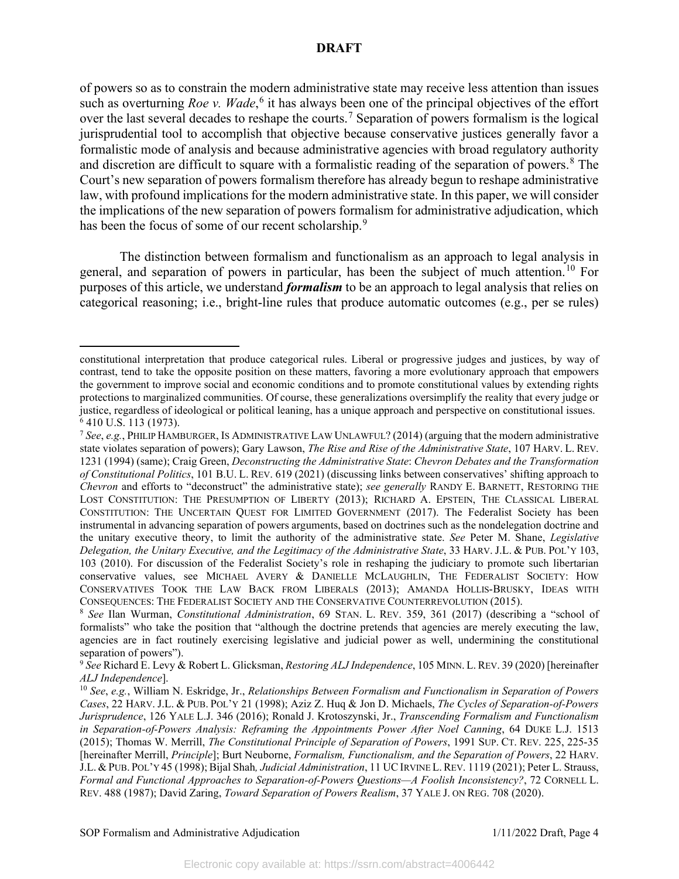of powers so as to constrain the modern administrative state may receive less attention than issues such as overturning *Roe v. Wade*,[6] it has always been one of the principal objectives of the effort over the last several decades to reshape the courts.[7] Separation of powers formalism is the logical jurisprudential tool to accomplish that objective because conservative justices generally favor a formalistic mode of analysis and because administrative agencies with broad regulatory authority and discretion are difficult to square with a formalistic reading of the separation of powers.[8] The Court's new separation of powers formalism therefore has already begun to reshape administrative law, with profound implications for the modern administrative state. In this paper, we will consider the implications of the new separation of powers formalism for administrative adjudication, which has been the focus of some of our recent scholarship.[9]

The distinction between formalism and functionalism as an approach to legal analysis in general, and separation of powers in particular, has been the subject of much attention.[10] For purposes of this article, we understand ***formalism*** to be an approach to legal analysis that relies on categorical reasoning; i.e., bright-line rules that produce automatic outcomes (e.g., per se rules)

---

constitutional interpretation that produce categorical rules. Liberal or progressive judges and justices, by way of contrast, tend to take the opposite position on these matters, favoring a more evolutionary approach that empowers the government to improve social and economic conditions and to promote constitutional values by extending rights protections to marginalized communities. Of course, these generalizations oversimplify the reality that every judge or justice, regardless of ideological or political leaning, has a unique approach and perspective on constitutional issues.

[6] 410 U.S. 113 (1973).

[7] *See*, *e.g.*, PHILIP HAMBURGER, IS ADMINISTRATIVE LAW UNLAWFUL? (2014) (arguing that the modern administrative state violates separation of powers); Gary Lawson, *The Rise and Rise of the Administrative State*, 107 HARV. L. REV. 1231 (1994) (same); Craig Green, *Deconstructing the Administrative State*: *Chevron Debates and the Transformation of Constitutional Politics*, 101 B.U. L. REV. 619 (2021) (discussing links between conservatives' shifting approach to *Chevron* and efforts to "deconstruct" the administrative state); *see generally* RANDY E. BARNETT, RESTORING THE LOST CONSTITUTION: THE PRESUMPTION OF LIBERTY (2013); RICHARD A. EPSTEIN, THE CLASSICAL LIBERAL CONSTITUTION: THE UNCERTAIN QUEST FOR LIMITED GOVERNMENT (2017). The Federalist Society has been instrumental in advancing separation of powers arguments, based on doctrines such as the nondelegation doctrine and the unitary executive theory, to limit the authority of the administrative state. *See* Peter M. Shane, *Legislative Delegation, the Unitary Executive, and the Legitimacy of the Administrative State*, 33 HARV. J.L. & PUB. POL'Y 103, 103 (2010). For discussion of the Federalist Society's role in reshaping the judiciary to promote such libertarian conservative values, see MICHAEL AVERY & DANIELLE MCLAUGHLIN, THE FEDERALIST SOCIETY: HOW CONSERVATIVES TOOK THE LAW BACK FROM LIBERALS (2013); AMANDA HOLLIS-BRUSKY, IDEAS WITH CONSEQUENCES: THE FEDERALIST SOCIETY AND THE CONSERVATIVE COUNTERREVOLUTION (2015).

[8] *See* Ilan Wurman, *Constitutional Administration*, 69 STAN. L. REV. 359, 361 (2017) (describing a "school of formalists" who take the position that "although the doctrine pretends that agencies are merely executing the law, agencies are in fact routinely exercising legislative and judicial power as well, undermining the constitutional separation of powers").

[9] *See* Richard E. Levy & Robert L. Glicksman, *Restoring ALJ Independence*, 105 MINN. L. REV. 39 (2020) [hereinafter *ALJ Independence*].

[10] *See*, *e.g.*, William N. Eskridge, Jr., *Relationships Between Formalism and Functionalism in Separation of Powers Cases*, 22 HARV. J.L. & PUB. POL'Y 21 (1998); Aziz Z. Huq & Jon D. Michaels, *The Cycles of Separation-of-Powers Jurisprudence*, 126 YALE L.J. 346 (2016); Ronald J. Krotoszynski, Jr., *Transcending Formalism and Functionalism in Separation-of-Powers Analysis: Reframing the Appointments Power After Noel Canning*, 64 DUKE L.J. 1513 (2015); Thomas W. Merrill, *The Constitutional Principle of Separation of Powers*, 1991 SUP. CT. REV. 225, 225-35 [hereinafter Merrill, *Principle*]; Burt Neuborne, *Formalism, Functionalism, and the Separation of Powers*, 22 HARV. J.L. & PUB. POL'Y 45 (1998); Bijal Shah, *Judicial Administration*, 11 UC IRVINE L. REV. 1119 (2021); Peter L. Strauss, *Formal and Functional Approaches to Separation-of-Powers Questions—A Foolish Inconsistency?*, 72 CORNELL L. REV. 488 (1987); David Zaring, *Toward Separation of Powers Realism*, 37 YALE J. ON REG. 708 (2020).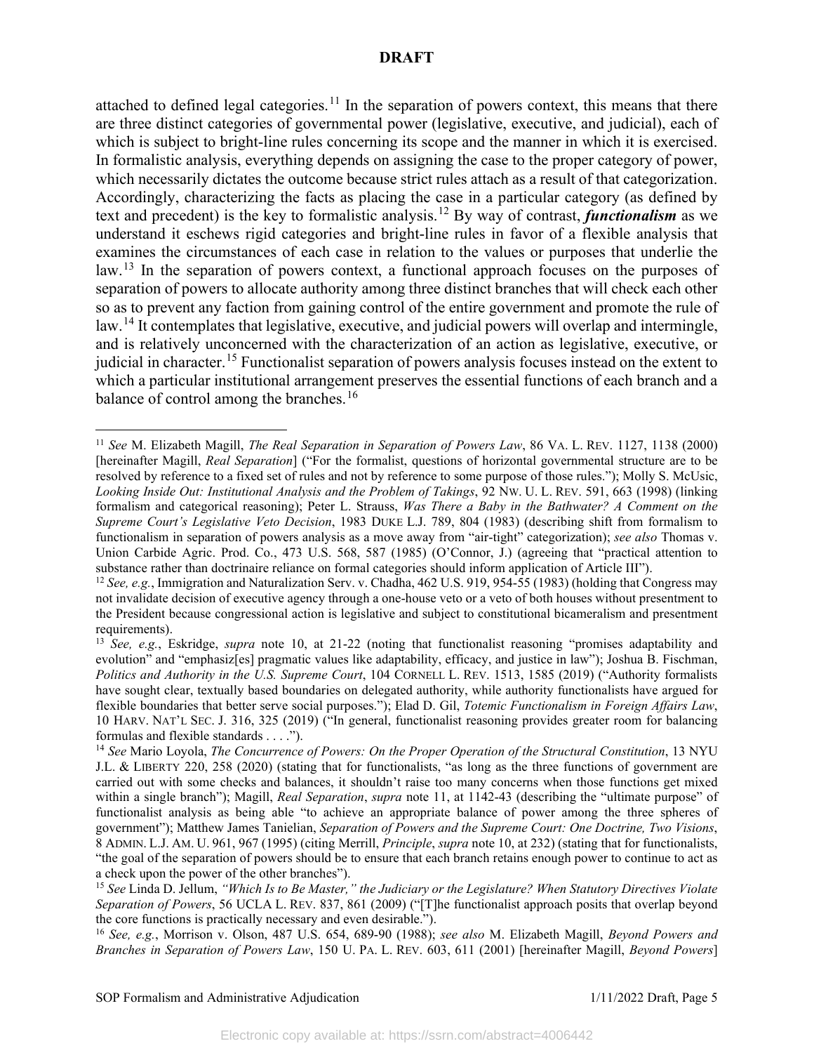attached to defined legal categories.[11] In the separation of powers context, this means that there are three distinct categories of governmental power (legislative, executive, and judicial), each of which is subject to bright-line rules concerning its scope and the manner in which it is exercised. In formalistic analysis, everything depends on assigning the case to the proper category of power, which necessarily dictates the outcome because strict rules attach as a result of that categorization. Accordingly, characterizing the facts as placing the case in a particular category (as defined by text and precedent) is the key to formalistic analysis.[12] By way of contrast, ***functionalism*** as we understand it eschews rigid categories and bright-line rules in favor of a flexible analysis that examines the circumstances of each case in relation to the values or purposes that underlie the law.[13] In the separation of powers context, a functional approach focuses on the purposes of separation of powers to allocate authority among three distinct branches that will check each other so as to prevent any faction from gaining control of the entire government and promote the rule of law.[14] It contemplates that legislative, executive, and judicial powers will overlap and intermingle, and is relatively unconcerned with the characterization of an action as legislative, executive, or judicial in character.[15] Functionalist separation of powers analysis focuses instead on the extent to which a particular institutional arrangement preserves the essential functions of each branch and a balance of control among the branches.[16]

---

[11] *See* M. Elizabeth Magill, *The Real Separation in Separation of Powers Law*, 86 VA. L. REV. 1127, 1138 (2000) [hereinafter Magill, *Real Separation*] ("For the formalist, questions of horizontal governmental structure are to be resolved by reference to a fixed set of rules and not by reference to some purpose of those rules."); Molly S. McUsic, *Looking Inside Out: Institutional Analysis and the Problem of Takings*, 92 NW. U. L. REV. 591, 663 (1998) (linking formalism and categorical reasoning); Peter L. Strauss, *Was There a Baby in the Bathwater? A Comment on the Supreme Court's Legislative Veto Decision*, 1983 DUKE L.J. 789, 804 (1983) (describing shift from formalism to functionalism in separation of powers analysis as a move away from "air-tight" categorization); *see also* Thomas v. Union Carbide Agric. Prod. Co., 473 U.S. 568, 587 (1985) (O'Connor, J.) (agreeing that "practical attention to substance rather than doctrinaire reliance on formal categories should inform application of Article III").

[12] *See, e.g.*, Immigration and Naturalization Serv. v. Chadha, 462 U.S. 919, 954-55 (1983) (holding that Congress may not invalidate decision of executive agency through a one-house veto or a veto of both houses without presentment to the President because congressional action is legislative and subject to constitutional bicameralism and presentment requirements).

[13] *See, e.g.*, Eskridge, *supra* note 10, at 21-22 (noting that functionalist reasoning "promises adaptability and evolution" and "emphasiz[es] pragmatic values like adaptability, efficacy, and justice in law"); Joshua B. Fischman, *Politics and Authority in the U.S. Supreme Court*, 104 CORNELL L. REV. 1513, 1585 (2019) ("Authority formalists have sought clear, textually based boundaries on delegated authority, while authority functionalists have argued for flexible boundaries that better serve social purposes."); Elad D. Gil, *Totemic Functionalism in Foreign Affairs Law*, 10 HARV. NAT'L SEC. J. 316, 325 (2019) ("In general, functionalist reasoning provides greater room for balancing formulas and flexible standards . . . .").

[14] *See* Mario Loyola, *The Concurrence of Powers: On the Proper Operation of the Structural Constitution*, 13 NYU J.L. & LIBERTY 220, 258 (2020) (stating that for functionalists, "as long as the three functions of government are carried out with some checks and balances, it shouldn't raise too many concerns when those functions get mixed within a single branch"); Magill, *Real Separation*, *supra* note 11, at 1142-43 (describing the "ultimate purpose" of functionalist analysis as being able "to achieve an appropriate balance of power among the three spheres of government"); Matthew James Tanielian, *Separation of Powers and the Supreme Court: One Doctrine, Two Visions*, 8 ADMIN. L.J. AM. U. 961, 967 (1995) (citing Merrill, *Principle*, *supra* note 10, at 232) (stating that for functionalists, "the goal of the separation of powers should be to ensure that each branch retains enough power to continue to act as a check upon the power of the other branches").

[15] *See* Linda D. Jellum, *"Which Is to Be Master," the Judiciary or the Legislature? When Statutory Directives Violate Separation of Powers*, 56 UCLA L. REV. 837, 861 (2009) ("[T]he functionalist approach posits that overlap beyond the core functions is practically necessary and even desirable.").

[16] *See, e.g.*, Morrison v. Olson, 487 U.S. 654, 689-90 (1988); *see also* M. Elizabeth Magill, *Beyond Powers and Branches in Separation of Powers Law*, 150 U. PA. L. REV. 603, 611 (2001) [hereinafter Magill, *Beyond Powers*]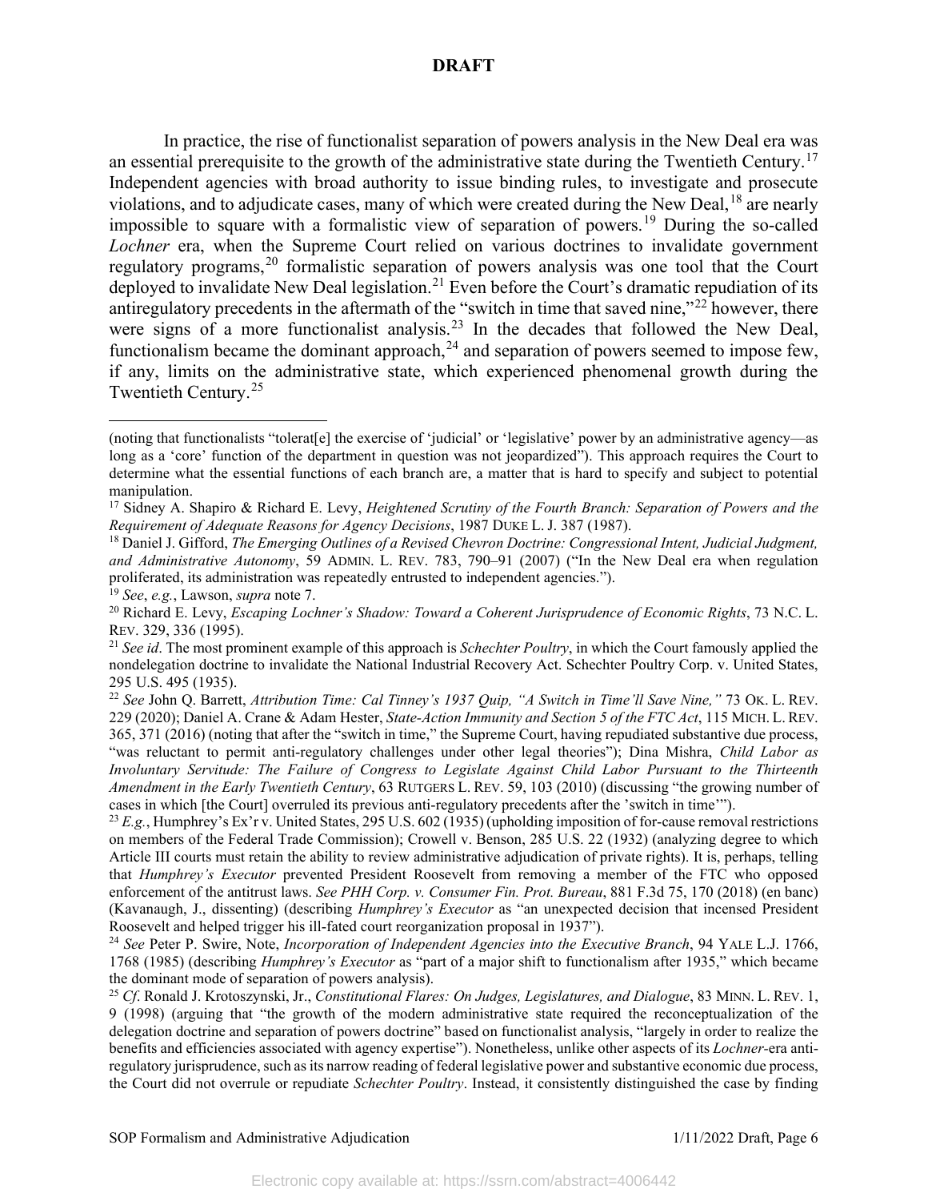In practice, the rise of functionalist separation of powers analysis in the New Deal era was an essential prerequisite to the growth of the administrative state during the Twentieth Century.[17] Independent agencies with broad authority to issue binding rules, to investigate and prosecute violations, and to adjudicate cases, many of which were created during the New Deal,[18] are nearly impossible to square with a formalistic view of separation of powers.[19] During the so-called *Lochner* era, when the Supreme Court relied on various doctrines to invalidate government regulatory programs,[20] formalistic separation of powers analysis was one tool that the Court deployed to invalidate New Deal legislation.[21] Even before the Court's dramatic repudiation of its antiregulatory precedents in the aftermath of the "switch in time that saved nine,"[22] however, there were signs of a more functionalist analysis.[23] In the decades that followed the New Deal, functionalism became the dominant approach,[24] and separation of powers seemed to impose few, if any, limits on the administrative state, which experienced phenomenal growth during the Twentieth Century.[25]

---

(noting that functionalists "tolerat[e] the exercise of 'judicial' or 'legislative' power by an administrative agency—as long as a 'core' function of the department in question was not jeopardized"). This approach requires the Court to determine what the essential functions of each branch are, a matter that is hard to specify and subject to potential manipulation.

[17] Sidney A. Shapiro & Richard E. Levy, *Heightened Scrutiny of the Fourth Branch: Separation of Powers and the Requirement of Adequate Reasons for Agency Decisions*, 1987 DUKE L. J. 387 (1987).

[18] Daniel J. Gifford, *The Emerging Outlines of a Revised Chevron Doctrine: Congressional Intent, Judicial Judgment, and Administrative Autonomy*, 59 ADMIN. L. REV. 783, 790–91 (2007) ("In the New Deal era when regulation proliferated, its administration was repeatedly entrusted to independent agencies.").

[19] *See*, *e.g.*, Lawson, *supra* note 7.

[20] Richard E. Levy, *Escaping Lochner's Shadow: Toward a Coherent Jurisprudence of Economic Rights*, 73 N.C. L. REV. 329, 336 (1995).

[21] *See id*. The most prominent example of this approach is *Schechter Poultry*, in which the Court famously applied the nondelegation doctrine to invalidate the National Industrial Recovery Act. Schechter Poultry Corp. v. United States, 295 U.S. 495 (1935).

[22] *See* John Q. Barrett, *Attribution Time: Cal Tinney's 1937 Quip, "A Switch in Time'll Save Nine,"* 73 OK. L. REV. 229 (2020); Daniel A. Crane & Adam Hester, *State-Action Immunity and Section 5 of the FTC Act*, 115 MICH. L. REV. 365, 371 (2016) (noting that after the "switch in time," the Supreme Court, having repudiated substantive due process, "was reluctant to permit anti-regulatory challenges under other legal theories"); Dina Mishra, *Child Labor as Involuntary Servitude: The Failure of Congress to Legislate Against Child Labor Pursuant to the Thirteenth Amendment in the Early Twentieth Century*, 63 RUTGERS L. REV. 59, 103 (2010) (discussing "the growing number of cases in which [the Court] overruled its previous anti-regulatory precedents after the 'switch in time'").

[23] *E.g.*, Humphrey's Ex'r v. United States, 295 U.S. 602 (1935) (upholding imposition of for-cause removal restrictions on members of the Federal Trade Commission); Crowell v. Benson, 285 U.S. 22 (1932) (analyzing degree to which Article III courts must retain the ability to review administrative adjudication of private rights). It is, perhaps, telling that *Humphrey's Executor* prevented President Roosevelt from removing a member of the FTC who opposed enforcement of the antitrust laws. *See PHH Corp. v. Consumer Fin. Prot. Bureau*, 881 F.3d 75, 170 (2018) (en banc) (Kavanaugh, J., dissenting) (describing *Humphrey's Executor* as "an unexpected decision that incensed President Roosevelt and helped trigger his ill-fated court reorganization proposal in 1937").

[24] *See* Peter P. Swire, Note, *Incorporation of Independent Agencies into the Executive Branch*, 94 YALE L.J. 1766, 1768 (1985) (describing *Humphrey's Executor* as "part of a major shift to functionalism after 1935," which became the dominant mode of separation of powers analysis).

[25] *Cf*. Ronald J. Krotoszynski, Jr., *Constitutional Flares: On Judges, Legislatures, and Dialogue*, 83 MINN. L. REV. 1, 9 (1998) (arguing that "the growth of the modern administrative state required the reconceptualization of the delegation doctrine and separation of powers doctrine" based on functionalist analysis, "largely in order to realize the benefits and efficiencies associated with agency expertise"). Nonetheless, unlike other aspects of its *Lochner*-era anti-regulatory jurisprudence, such as its narrow reading of federal legislative power and substantive economic due process, the Court did not overrule or repudiate *Schechter Poultry*. Instead, it consistently distinguished the case by finding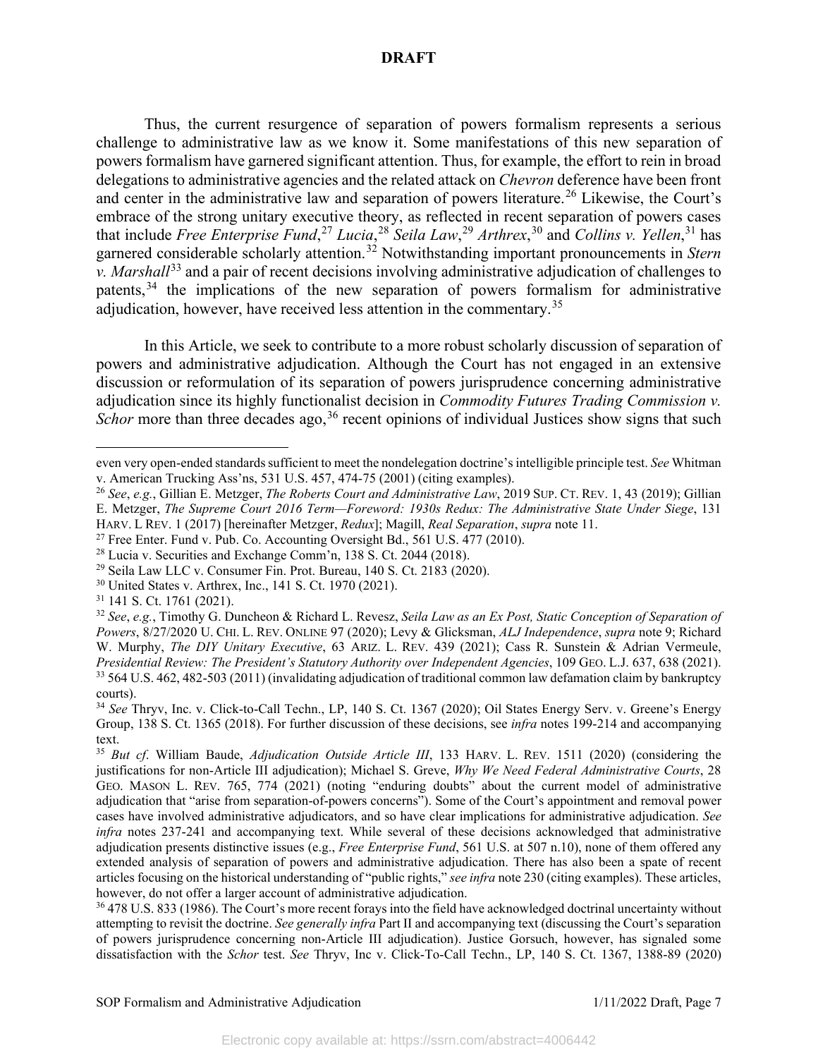Thus, the current resurgence of separation of powers formalism represents a serious challenge to administrative law as we know it. Some manifestations of this new separation of powers formalism have garnered significant attention. Thus, for example, the effort to rein in broad delegations to administrative agencies and the related attack on *Chevron* deference have been front and center in the administrative law and separation of powers literature.[26] Likewise, the Court's embrace of the strong unitary executive theory, as reflected in recent separation of powers cases that include *Free Enterprise Fund*,[27] *Lucia*,[28] *Seila Law*,[29] *Arthrex*,[30] and *Collins v. Yellen*,[31] has garnered considerable scholarly attention.[32] Notwithstanding important pronouncements in *Stern v. Marshall*[33] and a pair of recent decisions involving administrative adjudication of challenges to patents,[34] the implications of the new separation of powers formalism for administrative adjudication, however, have received less attention in the commentary.[35]

In this Article, we seek to contribute to a more robust scholarly discussion of separation of powers and administrative adjudication. Although the Court has not engaged in an extensive discussion or reformulation of its separation of powers jurisprudence concerning administrative adjudication since its highly functionalist decision in *Commodity Futures Trading Commission v. Schor* more than three decades ago,[36] recent opinions of individual Justices show signs that such

---

even very open-ended standards sufficient to meet the nondelegation doctrine's intelligible principle test. *See* Whitman v. American Trucking Ass'ns, 531 U.S. 457, 474-75 (2001) (citing examples).

[26] *See*, *e.g.*, Gillian E. Metzger, *The Roberts Court and Administrative Law*, 2019 SUP. CT. REV. 1, 43 (2019); Gillian E. Metzger, *The Supreme Court 2016 Term—Foreword: 1930s Redux: The Administrative State Under Siege*, 131 HARV. L REV. 1 (2017) [hereinafter Metzger, *Redux*]; Magill, *Real Separation*, *supra* note 11.

[27] Free Enter. Fund v. Pub. Co. Accounting Oversight Bd., 561 U.S. 477 (2010).

[28] Lucia v. Securities and Exchange Comm'n, 138 S. Ct. 2044 (2018).

[29] Seila Law LLC v. Consumer Fin. Prot. Bureau, 140 S. Ct. 2183 (2020).

[30] United States v. Arthrex, Inc., 141 S. Ct. 1970 (2021).

[31] 141 S. Ct. 1761 (2021).

[32] *See*, *e.g.*, Timothy G. Duncheon & Richard L. Revesz, *Seila Law as an Ex Post, Static Conception of Separation of Powers*, 8/27/2020 U. CHI. L. REV. ONLINE 97 (2020); Levy & Glicksman, *ALJ Independence*, *supra* note 9; Richard W. Murphy, *The DIY Unitary Executive*, 63 ARIZ. L. REV. 439 (2021); Cass R. Sunstein & Adrian Vermeule, *Presidential Review: The President's Statutory Authority over Independent Agencies*, 109 GEO. L.J. 637, 638 (2021).

[33] 564 U.S. 462, 482-503 (2011) (invalidating adjudication of traditional common law defamation claim by bankruptcy courts).

[34] *See* Thryv, Inc. v. Click-to-Call Techn., LP, 140 S. Ct. 1367 (2020); Oil States Energy Serv. v. Greene's Energy Group, 138 S. Ct. 1365 (2018). For further discussion of these decisions, see *infra* notes 199-214 and accompanying text.

[35] *But cf*. William Baude, *Adjudication Outside Article III*, 133 HARV. L. REV. 1511 (2020) (considering the justifications for non-Article III adjudication); Michael S. Greve, *Why We Need Federal Administrative Courts*, 28 GEO. MASON L. REV. 765, 774 (2021) (noting "enduring doubts" about the current model of administrative adjudication that "arise from separation-of-powers concerns"). Some of the Court's appointment and removal power cases have involved administrative adjudicators, and so have clear implications for administrative adjudication. *See infra* notes 237-241 and accompanying text. While several of these decisions acknowledged that administrative adjudication presents distinctive issues (e.g., *Free Enterprise Fund*, 561 U.S. at 507 n.10), none of them offered any extended analysis of separation of powers and administrative adjudication. There has also been a spate of recent articles focusing on the historical understanding of "public rights," *see infra* note 230 (citing examples). These articles, however, do not offer a larger account of administrative adjudication.

[36] 478 U.S. 833 (1986). The Court's more recent forays into the field have acknowledged doctrinal uncertainty without attempting to revisit the doctrine. *See generally infra* Part II and accompanying text (discussing the Court's separation of powers jurisprudence concerning non-Article III adjudication). Justice Gorsuch, however, has signaled some dissatisfaction with the *Schor* test. *See* Thryv, Inc v. Click-To-Call Techn., LP, 140 S. Ct. 1367, 1388-89 (2020)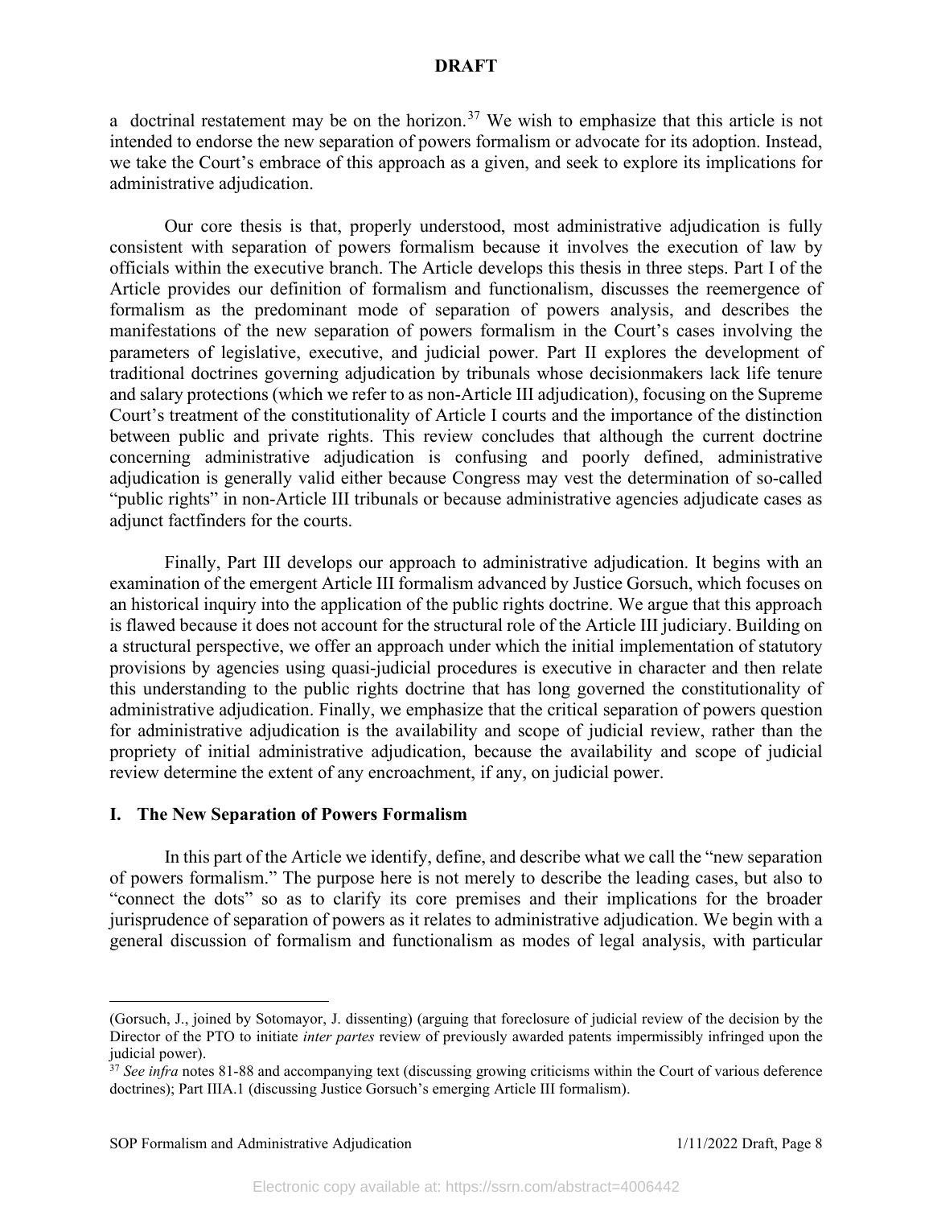a doctrinal restatement may be on the horizon.[37] We wish to emphasize that this article is not intended to endorse the new separation of powers formalism or advocate for its adoption. Instead, we take the Court's embrace of this approach as a given, and seek to explore its implications for administrative adjudication.

Our core thesis is that, properly understood, most administrative adjudication is fully consistent with separation of powers formalism because it involves the execution of law by officials within the executive branch. The Article develops this thesis in three steps. Part I of the Article provides our definition of formalism and functionalism, discusses the reemergence of formalism as the predominant mode of separation of powers analysis, and describes the manifestations of the new separation of powers formalism in the Court's cases involving the parameters of legislative, executive, and judicial power. Part II explores the development of traditional doctrines governing adjudication by tribunals whose decisionmakers lack life tenure and salary protections (which we refer to as non-Article III adjudication), focusing on the Supreme Court's treatment of the constitutionality of Article I courts and the importance of the distinction between public and private rights. This review concludes that although the current doctrine concerning administrative adjudication is confusing and poorly defined, administrative adjudication is generally valid either because Congress may vest the determination of so-called "public rights" in non-Article III tribunals or because administrative agencies adjudicate cases as adjunct factfinders for the courts.

Finally, Part III develops our approach to administrative adjudication. It begins with an examination of the emergent Article III formalism advanced by Justice Gorsuch, which focuses on an historical inquiry into the application of the public rights doctrine. We argue that this approach is flawed because it does not account for the structural role of the Article III judiciary. Building on a structural perspective, we offer an approach under which the initial implementation of statutory provisions by agencies using quasi-judicial procedures is executive in character and then relate this understanding to the public rights doctrine that has long governed the constitutionality of administrative adjudication. Finally, we emphasize that the critical separation of powers question for administrative adjudication is the availability and scope of judicial review, rather than the propriety of initial administrative adjudication, because the availability and scope of judicial review determine the extent of any encroachment, if any, on judicial power.

## I. The New Separation of Powers Formalism

In this part of the Article we identify, define, and describe what we call the "new separation of powers formalism." The purpose here is not merely to describe the leading cases, but also to "connect the dots" so as to clarify its core premises and their implications for the broader jurisprudence of separation of powers as it relates to administrative adjudication. We begin with a general discussion of formalism and functionalism as modes of legal analysis, with particular

---

(Gorsuch, J., joined by Sotomayor, J. dissenting) (arguing that foreclosure of judicial review of the decision by the Director of the PTO to initiate *inter partes* review of previously awarded patents impermissibly infringed upon the judicial power).

[37] *See infra* notes 81-88 and accompanying text (discussing growing criticisms within the Court of various deference doctrines); Part IIIA.1 (discussing Justice Gorsuch's emerging Article III formalism).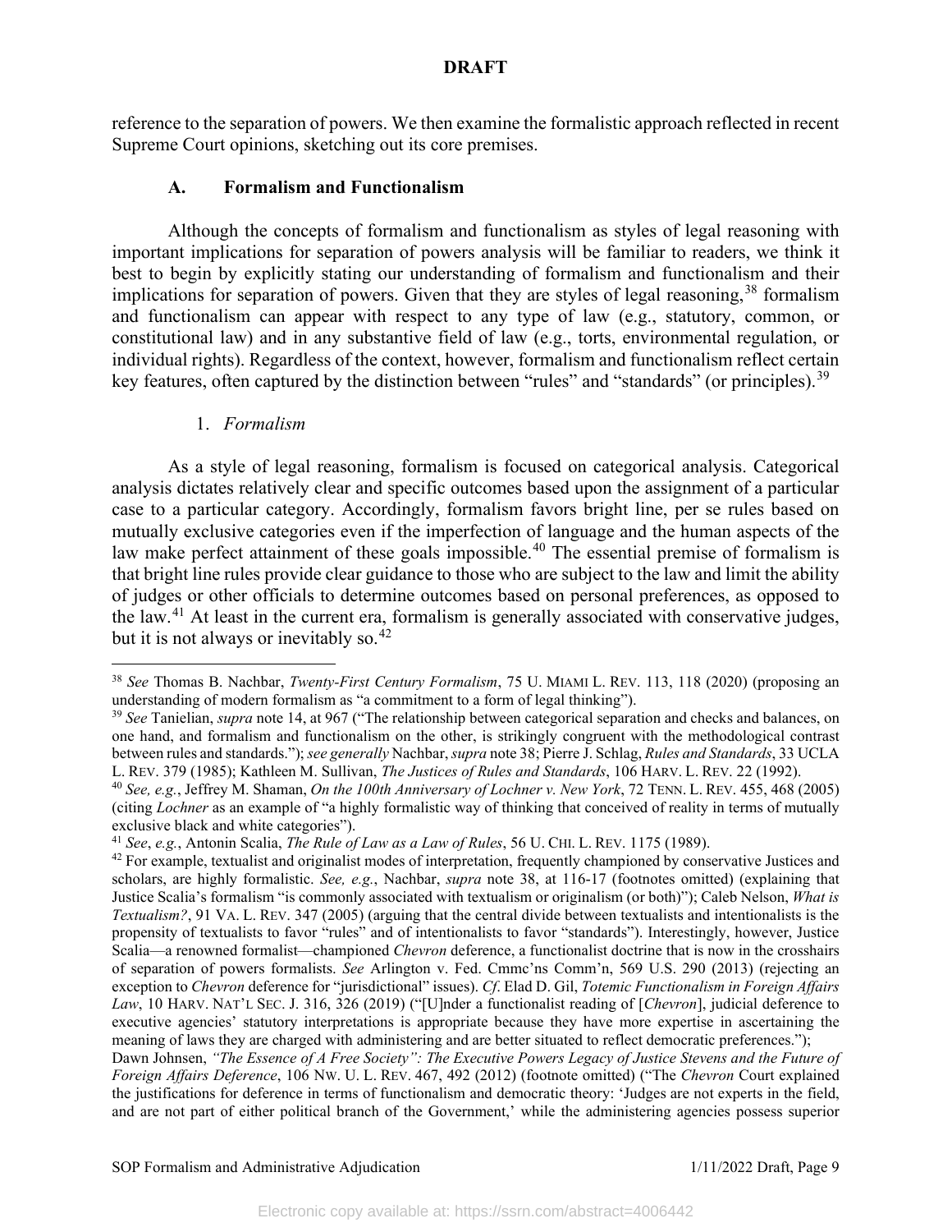reference to the separation of powers. We then examine the formalistic approach reflected in recent Supreme Court opinions, sketching out its core premises.

### A. Formalism and Functionalism

Although the concepts of formalism and functionalism as styles of legal reasoning with important implications for separation of powers analysis will be familiar to readers, we think it best to begin by explicitly stating our understanding of formalism and functionalism and their implications for separation of powers. Given that they are styles of legal reasoning,[38] formalism and functionalism can appear with respect to any type of law (e.g., statutory, common, or constitutional law) and in any substantive field of law (e.g., torts, environmental regulation, or individual rights). Regardless of the context, however, formalism and functionalism reflect certain key features, often captured by the distinction between "rules" and "standards" (or principles).[39]

#### 1. *Formalism*

As a style of legal reasoning, formalism is focused on categorical analysis. Categorical analysis dictates relatively clear and specific outcomes based upon the assignment of a particular case to a particular category. Accordingly, formalism favors bright line, per se rules based on mutually exclusive categories even if the imperfection of language and the human aspects of the law make perfect attainment of these goals impossible.[40] The essential premise of formalism is that bright line rules provide clear guidance to those who are subject to the law and limit the ability of judges or other officials to determine outcomes based on personal preferences, as opposed to the law.[41] At least in the current era, formalism is generally associated with conservative judges, but it is not always or inevitably so.[42]

---

[38] *See* Thomas B. Nachbar, *Twenty-First Century Formalism*, 75 U. MIAMI L. REV. 113, 118 (2020) (proposing an understanding of modern formalism as "a commitment to a form of legal thinking").

[39] *See* Tanielian, *supra* note 14, at 967 ("The relationship between categorical separation and checks and balances, on one hand, and formalism and functionalism on the other, is strikingly congruent with the methodological contrast between rules and standards."); *see generally* Nachbar, *supra* note 38; Pierre J. Schlag, *Rules and Standards*, 33 UCLA L. REV. 379 (1985); Kathleen M. Sullivan, *The Justices of Rules and Standards*, 106 HARV. L. REV. 22 (1992).

[40] *See, e.g.*, Jeffrey M. Shaman, *On the 100th Anniversary of Lochner v. New York*, 72 TENN. L. REV. 455, 468 (2005) (citing *Lochner* as an example of "a highly formalistic way of thinking that conceived of reality in terms of mutually exclusive black and white categories").

[41] *See*, *e.g.*, Antonin Scalia, *The Rule of Law as a Law of Rules*, 56 U. CHI. L. REV. 1175 (1989).

[42] For example, textualist and originalist modes of interpretation, frequently championed by conservative Justices and scholars, are highly formalistic. *See, e.g.*, Nachbar, *supra* note 38, at 116-17 (footnotes omitted) (explaining that Justice Scalia's formalism "is commonly associated with textualism or originalism (or both)"); Caleb Nelson, *What is Textualism?*, 91 VA. L. REV. 347 (2005) (arguing that the central divide between textualists and intentionalists is the propensity of textualists to favor "rules" and of intentionalists to favor "standards"). Interestingly, however, Justice Scalia—a renowned formalist—championed *Chevron* deference, a functionalist doctrine that is now in the crosshairs of separation of powers formalists. *See* Arlington v. Fed. Cmmc'ns Comm'n, 569 U.S. 290 (2013) (rejecting an exception to *Chevron* deference for "jurisdictional" issues). *Cf*. Elad D. Gil, *Totemic Functionalism in Foreign Affairs Law*, 10 HARV. NAT'L SEC. J. 316, 326 (2019) ("[U]nder a functionalist reading of [*Chevron*], judicial deference to executive agencies' statutory interpretations is appropriate because they have more expertise in ascertaining the meaning of laws they are charged with administering and are better situated to reflect democratic preferences."); Dawn Johnsen, *"The Essence of A Free Society": The Executive Powers Legacy of Justice Stevens and the Future of Foreign Affairs Deference*, 106 NW. U. L. REV. 467, 492 (2012) (footnote omitted) ("The *Chevron* Court explained the justifications for deference in terms of functionalism and democratic theory: 'Judges are not experts in the field, and are not part of either political branch of the Government,' while the administering agencies possess superior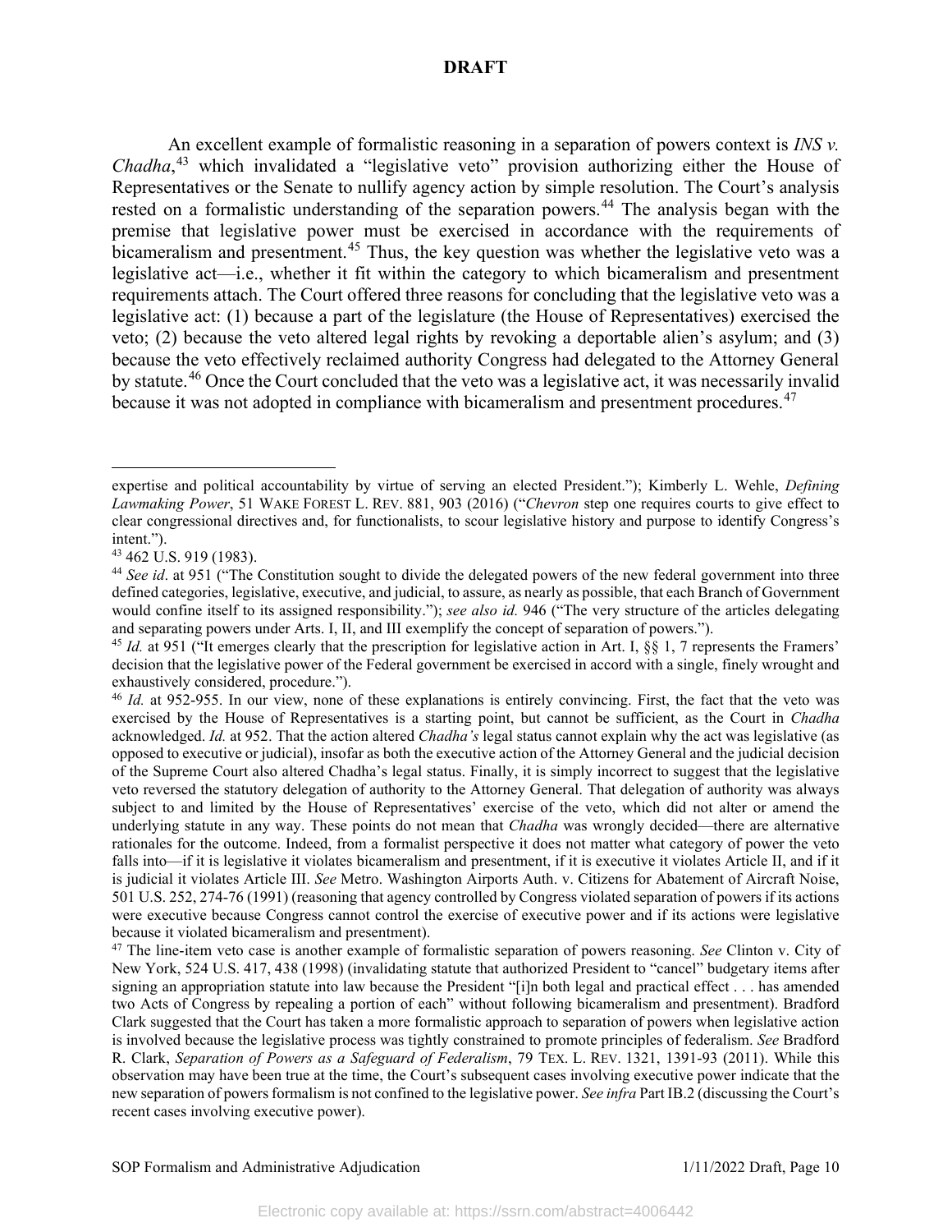An excellent example of formalistic reasoning in a separation of powers context is *INS v. Chadha*,[43] which invalidated a "legislative veto" provision authorizing either the House of Representatives or the Senate to nullify agency action by simple resolution. The Court's analysis rested on a formalistic understanding of the separation powers.[44] The analysis began with the premise that legislative power must be exercised in accordance with the requirements of bicameralism and presentment.[45] Thus, the key question was whether the legislative veto was a legislative act—i.e., whether it fit within the category to which bicameralism and presentment requirements attach. The Court offered three reasons for concluding that the legislative veto was a legislative act: (1) because a part of the legislature (the House of Representatives) exercised the veto; (2) because the veto altered legal rights by revoking a deportable alien's asylum; and (3) because the veto effectively reclaimed authority Congress had delegated to the Attorney General by statute.[46] Once the Court concluded that the veto was a legislative act, it was necessarily invalid because it was not adopted in compliance with bicameralism and presentment procedures.[47]

---

expertise and political accountability by virtue of serving an elected President."); Kimberly L. Wehle, *Defining Lawmaking Power*, 51 WAKE FOREST L. REV. 881, 903 (2016) ("*Chevron* step one requires courts to give effect to clear congressional directives and, for functionalists, to scour legislative history and purpose to identify Congress's intent.").

[43] 462 U.S. 919 (1983).

[44] *See id*. at 951 ("The Constitution sought to divide the delegated powers of the new federal government into three defined categories, legislative, executive, and judicial, to assure, as nearly as possible, that each Branch of Government would confine itself to its assigned responsibility."); *see also id.* 946 ("The very structure of the articles delegating and separating powers under Arts. I, II, and III exemplify the concept of separation of powers.").

[45] *Id.* at 951 ("It emerges clearly that the prescription for legislative action in Art. I, §§ 1, 7 represents the Framers' decision that the legislative power of the Federal government be exercised in accord with a single, finely wrought and exhaustively considered, procedure.").

[46] *Id.* at 952-955. In our view, none of these explanations is entirely convincing. First, the fact that the veto was exercised by the House of Representatives is a starting point, but cannot be sufficient, as the Court in *Chadha* acknowledged. *Id.* at 952. That the action altered *Chadha's* legal status cannot explain why the act was legislative (as opposed to executive or judicial), insofar as both the executive action of the Attorney General and the judicial decision of the Supreme Court also altered Chadha's legal status. Finally, it is simply incorrect to suggest that the legislative veto reversed the statutory delegation of authority to the Attorney General. That delegation of authority was always subject to and limited by the House of Representatives' exercise of the veto, which did not alter or amend the underlying statute in any way. These points do not mean that *Chadha* was wrongly decided—there are alternative rationales for the outcome. Indeed, from a formalist perspective it does not matter what category of power the veto falls into—if it is legislative it violates bicameralism and presentment, if it is executive it violates Article II, and if it is judicial it violates Article III. *See* Metro. Washington Airports Auth. v. Citizens for Abatement of Aircraft Noise, 501 U.S. 252, 274-76 (1991) (reasoning that agency controlled by Congress violated separation of powers if its actions were executive because Congress cannot control the exercise of executive power and if its actions were legislative because it violated bicameralism and presentment).

[47] The line-item veto case is another example of formalistic separation of powers reasoning. *See* Clinton v. City of New York, 524 U.S. 417, 438 (1998) (invalidating statute that authorized President to "cancel" budgetary items after signing an appropriation statute into law because the President "[i]n both legal and practical effect . . . has amended two Acts of Congress by repealing a portion of each" without following bicameralism and presentment). Bradford Clark suggested that the Court has taken a more formalistic approach to separation of powers when legislative action is involved because the legislative process was tightly constrained to promote principles of federalism. *See* Bradford R. Clark, *Separation of Powers as a Safeguard of Federalism*, 79 TEX. L. REV. 1321, 1391-93 (2011). While this observation may have been true at the time, the Court's subsequent cases involving executive power indicate that the new separation of powers formalism is not confined to the legislative power. *See infra* Part IB.2 (discussing the Court's recent cases involving executive power).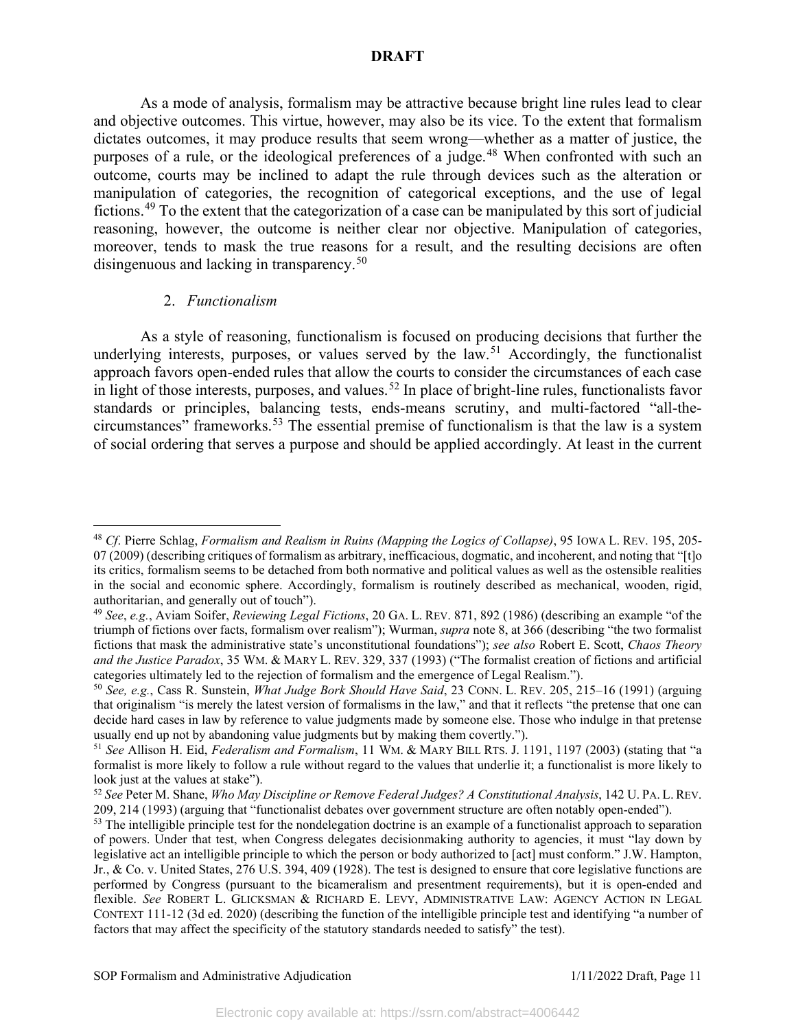As a mode of analysis, formalism may be attractive because bright line rules lead to clear and objective outcomes. This virtue, however, may also be its vice. To the extent that formalism dictates outcomes, it may produce results that seem wrong—whether as a matter of justice, the purposes of a rule, or the ideological preferences of a judge.[48] When confronted with such an outcome, courts may be inclined to adapt the rule through devices such as the alteration or manipulation of categories, the recognition of categorical exceptions, and the use of legal fictions.[49] To the extent that the categorization of a case can be manipulated by this sort of judicial reasoning, however, the outcome is neither clear nor objective. Manipulation of categories, moreover, tends to mask the true reasons for a result, and the resulting decisions are often disingenuous and lacking in transparency.[50]

### 2. *Functionalism*

As a style of reasoning, functionalism is focused on producing decisions that further the underlying interests, purposes, or values served by the law.[51] Accordingly, the functionalist approach favors open-ended rules that allow the courts to consider the circumstances of each case in light of those interests, purposes, and values.[52] In place of bright-line rules, functionalists favor standards or principles, balancing tests, ends-means scrutiny, and multi-factored "all-the-circumstances" frameworks.[53] The essential premise of functionalism is that the law is a system of social ordering that serves a purpose and should be applied accordingly. At least in the current

---

[48] *Cf.* Pierre Schlag, *Formalism and Realism in Ruins (Mapping the Logics of Collapse)*, 95 IOWA L. REV. 195, 205-07 (2009) (describing critiques of formalism as arbitrary, inefficacious, dogmatic, and incoherent, and noting that "[t]o its critics, formalism seems to be detached from both normative and political values as well as the ostensible realities in the social and economic sphere. Accordingly, formalism is routinely described as mechanical, wooden, rigid, authoritarian, and generally out of touch").

[49] *See*, *e.g.*, Aviam Soifer, *Reviewing Legal Fictions*, 20 GA. L. REV. 871, 892 (1986) (describing an example "of the triumph of fictions over facts, formalism over realism"); Wurman, *supra* note 8, at 366 (describing "the two formalist fictions that mask the administrative state's unconstitutional foundations"); *see also* Robert E. Scott, *Chaos Theory and the Justice Paradox*, 35 WM. & MARY L. REV. 329, 337 (1993) ("The formalist creation of fictions and artificial categories ultimately led to the rejection of formalism and the emergence of Legal Realism.").

[50] *See, e.g.*, Cass R. Sunstein, *What Judge Bork Should Have Said*, 23 CONN. L. REV. 205, 215–16 (1991) (arguing that originalism "is merely the latest version of formalisms in the law," and that it reflects "the pretense that one can decide hard cases in law by reference to value judgments made by someone else. Those who indulge in that pretense usually end up not by abandoning value judgments but by making them covertly.").

[51] *See* Allison H. Eid, *Federalism and Formalism*, 11 WM. & MARY BILL RTS. J. 1191, 1197 (2003) (stating that "a formalist is more likely to follow a rule without regard to the values that underlie it; a functionalist is more likely to look just at the values at stake").

[52] *See* Peter M. Shane, *Who May Discipline or Remove Federal Judges? A Constitutional Analysis*, 142 U. PA. L. REV. 209, 214 (1993) (arguing that "functionalist debates over government structure are often notably open-ended").

[53] The intelligible principle test for the nondelegation doctrine is an example of a functionalist approach to separation of powers. Under that test, when Congress delegates decisionmaking authority to agencies, it must "lay down by legislative act an intelligible principle to which the person or body authorized to [act] must conform." J.W. Hampton, Jr., & Co. v. United States, 276 U.S. 394, 409 (1928). The test is designed to ensure that core legislative functions are performed by Congress (pursuant to the bicameralism and presentment requirements), but it is open-ended and flexible. *See* ROBERT L. GLICKSMAN & RICHARD E. LEVY, ADMINISTRATIVE LAW: AGENCY ACTION IN LEGAL CONTEXT 111-12 (3d ed. 2020) (describing the function of the intelligible principle test and identifying "a number of factors that may affect the specificity of the statutory standards needed to satisfy" the test).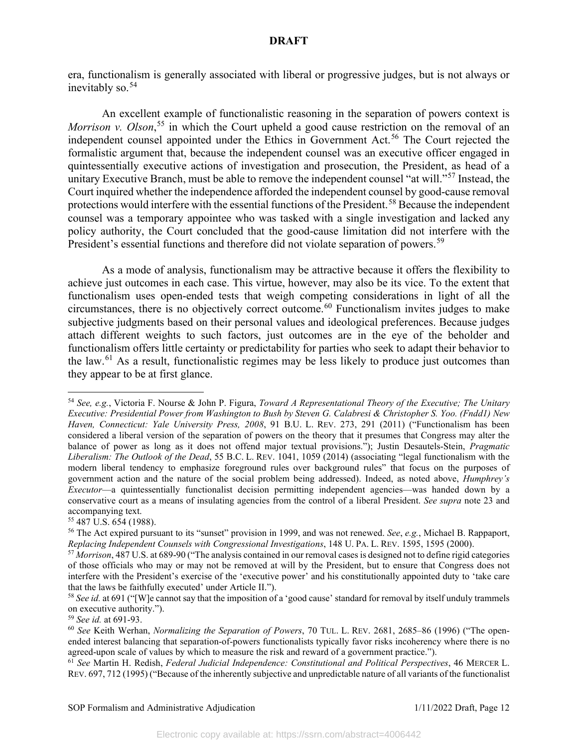era, functionalism is generally associated with liberal or progressive judges, but is not always or inevitably so.[54]

An excellent example of functionalistic reasoning in the separation of powers context is *Morrison v. Olson*,[55] in which the Court upheld a good cause restriction on the removal of an independent counsel appointed under the Ethics in Government Act.[56] The Court rejected the formalistic argument that, because the independent counsel was an executive officer engaged in quintessentially executive actions of investigation and prosecution, the President, as head of a unitary Executive Branch, must be able to remove the independent counsel "at will."[57] Instead, the Court inquired whether the independence afforded the independent counsel by good-cause removal protections would interfere with the essential functions of the President.[58] Because the independent counsel was a temporary appointee who was tasked with a single investigation and lacked any policy authority, the Court concluded that the good-cause limitation did not interfere with the President's essential functions and therefore did not violate separation of powers.[59]

As a mode of analysis, functionalism may be attractive because it offers the flexibility to achieve just outcomes in each case. This virtue, however, may also be its vice. To the extent that functionalism uses open-ended tests that weigh competing considerations in light of all the circumstances, there is no objectively correct outcome.[60] Functionalism invites judges to make subjective judgments based on their personal values and ideological preferences. Because judges attach different weights to such factors, just outcomes are in the eye of the beholder and functionalism offers little certainty or predictability for parties who seek to adapt their behavior to the law.[61] As a result, functionalistic regimes may be less likely to produce just outcomes than they appear to be at first glance.

---

[54] *See, e.g.*, Victoria F. Nourse & John P. Figura, *Toward A Representational Theory of the Executive; The Unitary Executive: Presidential Power from Washington to Bush by Steven G. Calabresi & Christopher S. Yoo. (Fndd1) New Haven, Connecticut: Yale University Press, 2008*, 91 B.U. L. REV. 273, 291 (2011) ("Functionalism has been considered a liberal version of the separation of powers on the theory that it presumes that Congress may alter the balance of power as long as it does not offend major textual provisions."); Justin Desautels-Stein, *Pragmatic Liberalism: The Outlook of the Dead*, 55 B.C. L. REV. 1041, 1059 (2014) (associating "legal functionalism with the modern liberal tendency to emphasize foreground rules over background rules" that focus on the purposes of government action and the nature of the social problem being addressed). Indeed, as noted above, *Humphrey's Executor*—a quintessentially functionalist decision permitting independent agencies—was handed down by a conservative court as a means of insulating agencies from the control of a liberal President. *See supra* note 23 and accompanying text.

[55] 487 U.S. 654 (1988).

[56] The Act expired pursuant to its "sunset" provision in 1999, and was not renewed. *See*, *e.g.*, Michael B. Rappaport, *Replacing Independent Counsels with Congressional Investigations*, 148 U. PA. L. REV. 1595, 1595 (2000).

[57] *Morrison*, 487 U.S. at 689-90 ("The analysis contained in our removal cases is designed not to define rigid categories of those officials who may or may not be removed at will by the President, but to ensure that Congress does not interfere with the President's exercise of the 'executive power' and his constitutionally appointed duty to 'take care that the laws be faithfully executed' under Article II.").

[58] *See id.* at 691 ("[W]e cannot say that the imposition of a 'good cause' standard for removal by itself unduly trammels on executive authority.").

[59] *See id.* at 691-93.

[60] *See* Keith Werhan, *Normalizing the Separation of Powers*, 70 TUL. L. REV. 2681, 2685–86 (1996) ("The open-ended interest balancing that separation-of-powers functionalists typically favor risks incoherency where there is no agreed-upon scale of values by which to measure the risk and reward of a government practice.").

[61] *See* Martin H. Redish, *Federal Judicial Independence: Constitutional and Political Perspectives*, 46 MERCER L. REV. 697, 712 (1995) ("Because of the inherently subjective and unpredictable nature of all variants of the functionalist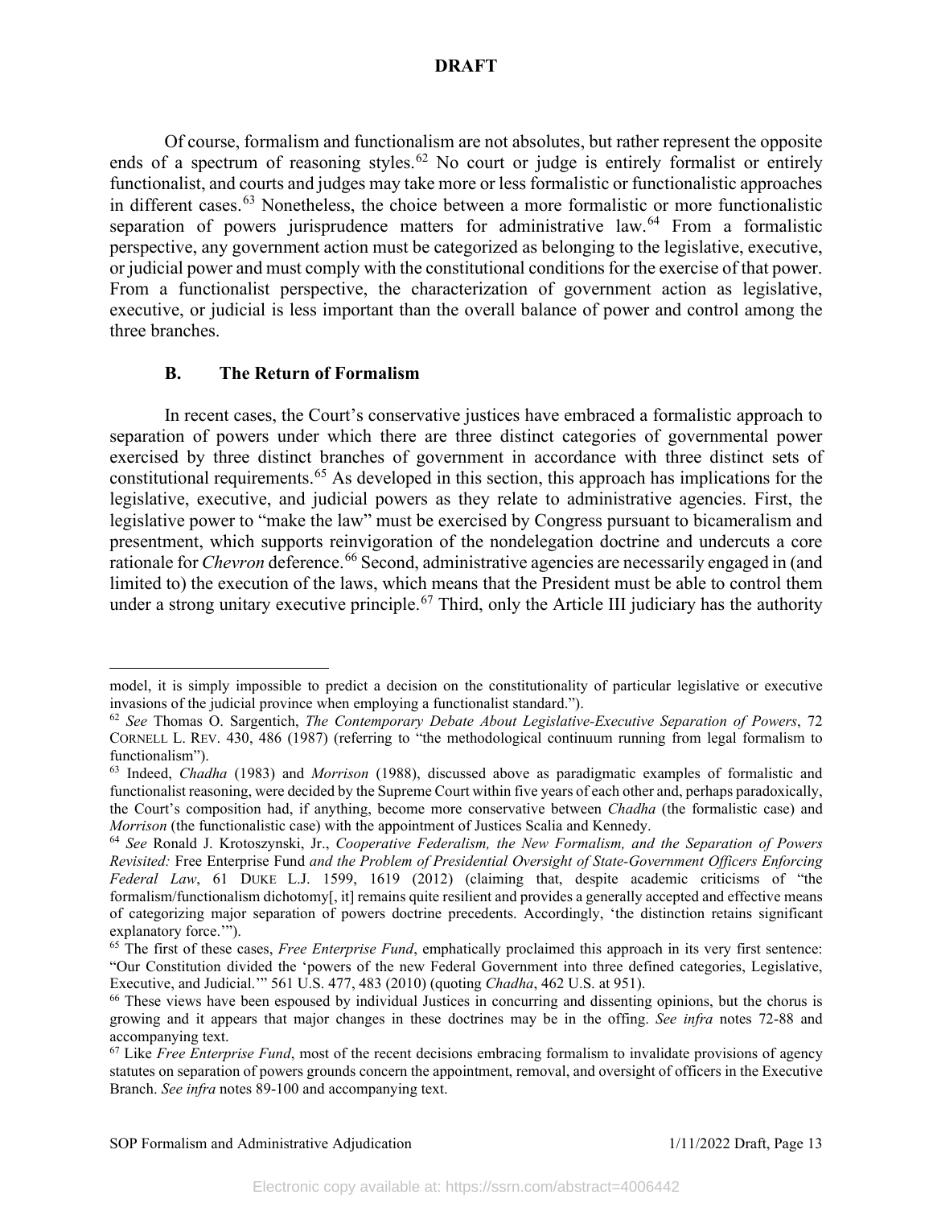Of course, formalism and functionalism are not absolutes, but rather represent the opposite ends of a spectrum of reasoning styles.[62] No court or judge is entirely formalist or entirely functionalist, and courts and judges may take more or less formalistic or functionalistic approaches in different cases.[63] Nonetheless, the choice between a more formalistic or more functionalistic separation of powers jurisprudence matters for administrative law.[64] From a formalistic perspective, any government action must be categorized as belonging to the legislative, executive, or judicial power and must comply with the constitutional conditions for the exercise of that power. From a functionalist perspective, the characterization of government action as legislative, executive, or judicial is less important than the overall balance of power and control among the three branches.

### B. The Return of Formalism

In recent cases, the Court's conservative justices have embraced a formalistic approach to separation of powers under which there are three distinct categories of governmental power exercised by three distinct branches of government in accordance with three distinct sets of constitutional requirements.[65] As developed in this section, this approach has implications for the legislative, executive, and judicial powers as they relate to administrative agencies. First, the legislative power to "make the law" must be exercised by Congress pursuant to bicameralism and presentment, which supports reinvigoration of the nondelegation doctrine and undercuts a core rationale for *Chevron* deference.[66] Second, administrative agencies are necessarily engaged in (and limited to) the execution of the laws, which means that the President must be able to control them under a strong unitary executive principle.[67] Third, only the Article III judiciary has the authority

---

model, it is simply impossible to predict a decision on the constitutionality of particular legislative or executive invasions of the judicial province when employing a functionalist standard.").

[62] *See* Thomas O. Sargentich, *The Contemporary Debate About Legislative-Executive Separation of Powers*, 72 CORNELL L. REV. 430, 486 (1987) (referring to "the methodological continuum running from legal formalism to functionalism").

[63] Indeed, *Chadha* (1983) and *Morrison* (1988), discussed above as paradigmatic examples of formalistic and functionalist reasoning, were decided by the Supreme Court within five years of each other and, perhaps paradoxically, the Court's composition had, if anything, become more conservative between *Chadha* (the formalistic case) and *Morrison* (the functionalistic case) with the appointment of Justices Scalia and Kennedy.

[64] *See* Ronald J. Krotoszynski, Jr., *Cooperative Federalism, the New Formalism, and the Separation of Powers Revisited:* Free Enterprise Fund *and the Problem of Presidential Oversight of State-Government Officers Enforcing Federal Law*, 61 DUKE L.J. 1599, 1619 (2012) (claiming that, despite academic criticisms of "the formalism/functionalism dichotomy[, it] remains quite resilient and provides a generally accepted and effective means of categorizing major separation of powers doctrine precedents. Accordingly, 'the distinction retains significant explanatory force.'").

[65] The first of these cases, *Free Enterprise Fund*, emphatically proclaimed this approach in its very first sentence: "Our Constitution divided the 'powers of the new Federal Government into three defined categories, Legislative, Executive, and Judicial.'" 561 U.S. 477, 483 (2010) (quoting *Chadha*, 462 U.S. at 951).

[66] These views have been espoused by individual Justices in concurring and dissenting opinions, but the chorus is growing and it appears that major changes in these doctrines may be in the offing. *See infra* notes 72-88 and accompanying text.

[67] Like *Free Enterprise Fund*, most of the recent decisions embracing formalism to invalidate provisions of agency statutes on separation of powers grounds concern the appointment, removal, and oversight of officers in the Executive Branch. *See infra* notes 89-100 and accompanying text.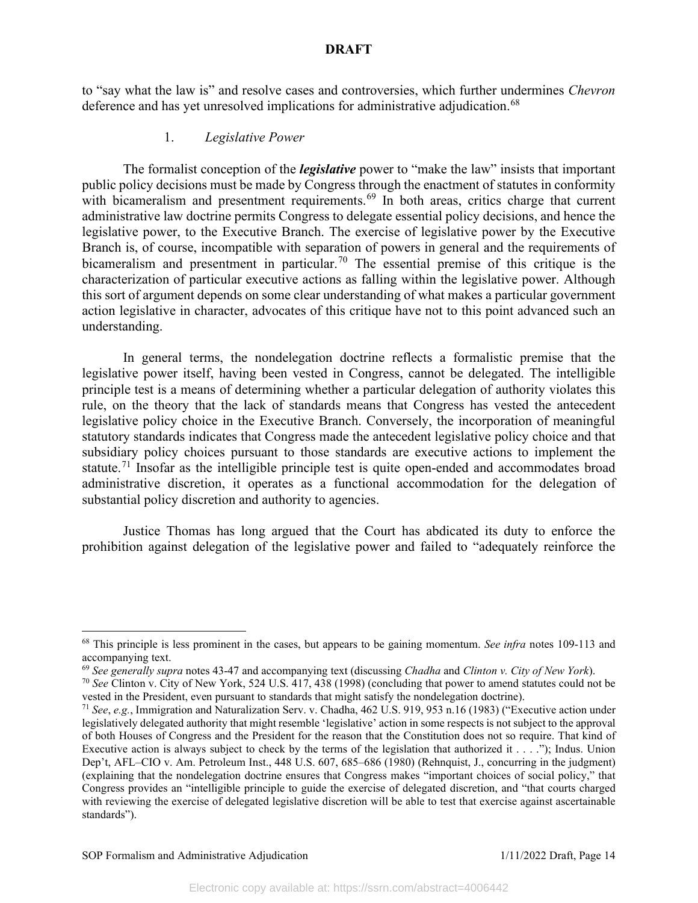to "say what the law is" and resolve cases and controversies, which further undermines *Chevron* deference and has yet unresolved implications for administrative adjudication.[68]

### 1. *Legislative Power*

The formalist conception of the ***legislative*** power to "make the law" insists that important public policy decisions must be made by Congress through the enactment of statutes in conformity with bicameralism and presentment requirements.[69] In both areas, critics charge that current administrative law doctrine permits Congress to delegate essential policy decisions, and hence the legislative power, to the Executive Branch. The exercise of legislative power by the Executive Branch is, of course, incompatible with separation of powers in general and the requirements of bicameralism and presentment in particular.[70] The essential premise of this critique is the characterization of particular executive actions as falling within the legislative power. Although this sort of argument depends on some clear understanding of what makes a particular government action legislative in character, advocates of this critique have not to this point advanced such an understanding.

In general terms, the nondelegation doctrine reflects a formalistic premise that the legislative power itself, having been vested in Congress, cannot be delegated. The intelligible principle test is a means of determining whether a particular delegation of authority violates this rule, on the theory that the lack of standards means that Congress has vested the antecedent legislative policy choice in the Executive Branch. Conversely, the incorporation of meaningful statutory standards indicates that Congress made the antecedent legislative policy choice and that subsidiary policy choices pursuant to those standards are executive actions to implement the statute.[71] Insofar as the intelligible principle test is quite open-ended and accommodates broad administrative discretion, it operates as a functional accommodation for the delegation of substantial policy discretion and authority to agencies.

Justice Thomas has long argued that the Court has abdicated its duty to enforce the prohibition against delegation of the legislative power and failed to "adequately reinforce the

---

[68] This principle is less prominent in the cases, but appears to be gaining momentum. *See infra* notes 109-113 and accompanying text.

[69] *See generally supra* notes 43-47 and accompanying text (discussing *Chadha* and *Clinton v. City of New York*).

[70] *See* Clinton v. City of New York, 524 U.S. 417, 438 (1998) (concluding that power to amend statutes could not be vested in the President, even pursuant to standards that might satisfy the nondelegation doctrine).

[71] *See*, *e.g.*, Immigration and Naturalization Serv. v. Chadha, 462 U.S. 919, 953 n.16 (1983) ("Executive action under legislatively delegated authority that might resemble 'legislative' action in some respects is not subject to the approval of both Houses of Congress and the President for the reason that the Constitution does not so require. That kind of Executive action is always subject to check by the terms of the legislation that authorized it . . . ."); Indus. Union Dep't, AFL–CIO v. Am. Petroleum Inst., 448 U.S. 607, 685–686 (1980) (Rehnquist, J., concurring in the judgment) (explaining that the nondelegation doctrine ensures that Congress makes "important choices of social policy," that Congress provides an "intelligible principle to guide the exercise of delegated discretion, and "that courts charged with reviewing the exercise of delegated legislative discretion will be able to test that exercise against ascertainable standards").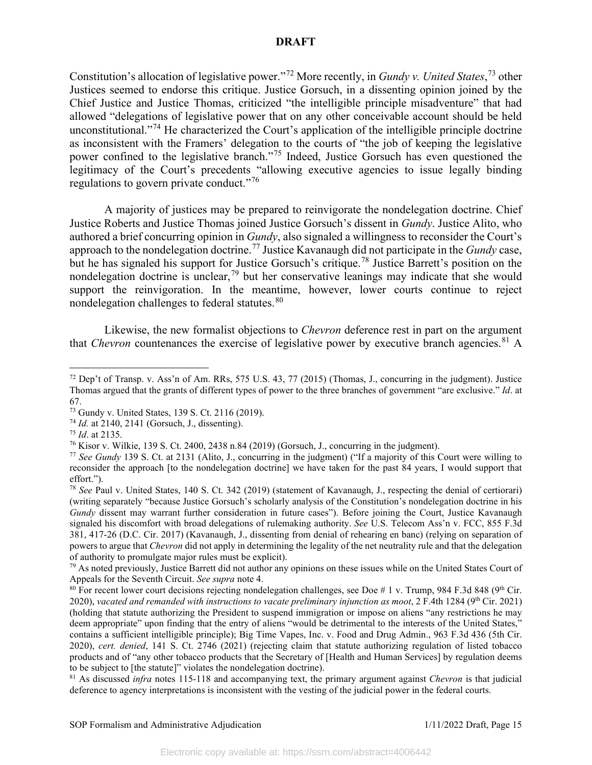Constitution's allocation of legislative power."[72] More recently, in *Gundy v. United States*,[73] other Justices seemed to endorse this critique. Justice Gorsuch, in a dissenting opinion joined by the Chief Justice and Justice Thomas, criticized "the intelligible principle misadventure" that had allowed "delegations of legislative power that on any other conceivable account should be held unconstitutional."[74] He characterized the Court's application of the intelligible principle doctrine as inconsistent with the Framers' delegation to the courts of "the job of keeping the legislative power confined to the legislative branch."[75] Indeed, Justice Gorsuch has even questioned the legitimacy of the Court's precedents "allowing executive agencies to issue legally binding regulations to govern private conduct."[76]

A majority of justices may be prepared to reinvigorate the nondelegation doctrine. Chief Justice Roberts and Justice Thomas joined Justice Gorsuch's dissent in *Gundy*. Justice Alito, who authored a brief concurring opinion in *Gundy*, also signaled a willingness to reconsider the Court's approach to the nondelegation doctrine.[77] Justice Kavanaugh did not participate in the *Gundy* case, but he has signaled his support for Justice Gorsuch's critique.[78] Justice Barrett's position on the nondelegation doctrine is unclear,[79] but her conservative leanings may indicate that she would support the reinvigoration. In the meantime, however, lower courts continue to reject nondelegation challenges to federal statutes.[80]

Likewise, the new formalist objections to *Chevron* deference rest in part on the argument that *Chevron* countenances the exercise of legislative power by executive branch agencies.[81] A

---

[72] Dep't of Transp. v. Ass'n of Am. RRs, 575 U.S. 43, 77 (2015) (Thomas, J., concurring in the judgment). Justice Thomas argued that the grants of different types of power to the three branches of government "are exclusive." *Id*. at 67.

[73] Gundy v. United States, 139 S. Ct. 2116 (2019).

[74] *Id.* at 2140, 2141 (Gorsuch, J., dissenting).

[75] *Id*. at 2135.

[76] Kisor v. Wilkie, 139 S. Ct. 2400, 2438 n.84 (2019) (Gorsuch, J., concurring in the judgment).

[77] *See Gundy* 139 S. Ct. at 2131 (Alito, J., concurring in the judgment) ("If a majority of this Court were willing to reconsider the approach [to the nondelegation doctrine] we have taken for the past 84 years, I would support that effort.").

[78] *See* Paul v. United States, 140 S. Ct. 342 (2019) (statement of Kavanaugh, J., respecting the denial of certiorari) (writing separately "because Justice Gorsuch's scholarly analysis of the Constitution's nondelegation doctrine in his *Gundy* dissent may warrant further consideration in future cases"). Before joining the Court, Justice Kavanaugh signaled his discomfort with broad delegations of rulemaking authority. *See* U.S. Telecom Ass'n v. FCC, 855 F.3d 381, 417-26 (D.C. Cir. 2017) (Kavanaugh, J., dissenting from denial of rehearing en banc) (relying on separation of powers to argue that *Chevron* did not apply in determining the legality of the net neutrality rule and that the delegation of authority to promulgate major rules must be explicit).

[79] As noted previously, Justice Barrett did not author any opinions on these issues while on the United States Court of Appeals for the Seventh Circuit. *See supra* note 4.

[80] For recent lower court decisions rejecting nondelegation challenges, see Doe # 1 v. Trump, 984 F.3d 848 (9th Cir. 2020), *vacated and remanded with instructions to vacate preliminary injunction as moot*, 2 F.4th 1284 (9th Cir. 2021) (holding that statute authorizing the President to suspend immigration or impose on aliens "any restrictions he may deem appropriate" upon finding that the entry of aliens "would be detrimental to the interests of the United States," contains a sufficient intelligible principle); Big Time Vapes, Inc. v. Food and Drug Admin., 963 F.3d 436 (5th Cir. 2020), *cert. denied*, 141 S. Ct. 2746 (2021) (rejecting claim that statute authorizing regulation of listed tobacco products and of "any other tobacco products that the Secretary of [Health and Human Services] by regulation deems to be subject to [the statute]" violates the nondelegation doctrine).

[81] As discussed *infra* notes 115-118 and accompanying text, the primary argument against *Chevron* is that judicial deference to agency interpretations is inconsistent with the vesting of the judicial power in the federal courts.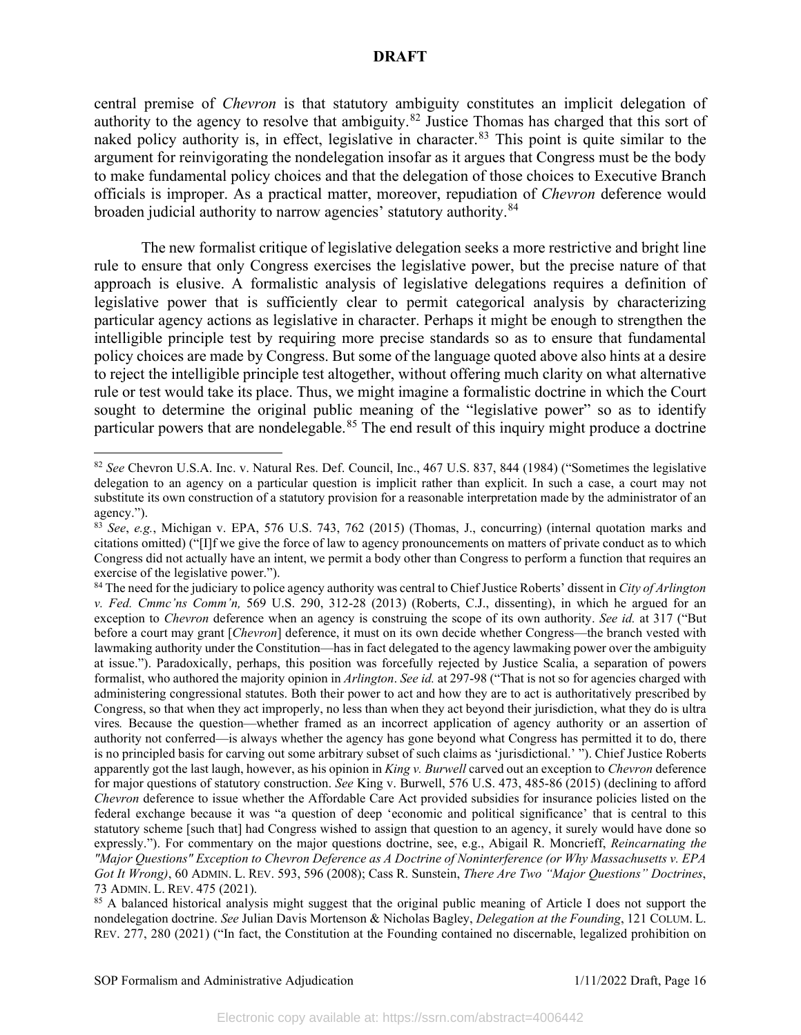central premise of *Chevron* is that statutory ambiguity constitutes an implicit delegation of authority to the agency to resolve that ambiguity.[82] Justice Thomas has charged that this sort of naked policy authority is, in effect, legislative in character.[83] This point is quite similar to the argument for reinvigorating the nondelegation insofar as it argues that Congress must be the body to make fundamental policy choices and that the delegation of those choices to Executive Branch officials is improper. As a practical matter, moreover, repudiation of *Chevron* deference would broaden judicial authority to narrow agencies' statutory authority.[84]

The new formalist critique of legislative delegation seeks a more restrictive and bright line rule to ensure that only Congress exercises the legislative power, but the precise nature of that approach is elusive. A formalistic analysis of legislative delegations requires a definition of legislative power that is sufficiently clear to permit categorical analysis by characterizing particular agency actions as legislative in character. Perhaps it might be enough to strengthen the intelligible principle test by requiring more precise standards so as to ensure that fundamental policy choices are made by Congress. But some of the language quoted above also hints at a desire to reject the intelligible principle test altogether, without offering much clarity on what alternative rule or test would take its place. Thus, we might imagine a formalistic doctrine in which the Court sought to determine the original public meaning of the "legislative power" so as to identify particular powers that are nondelegable.[85] The end result of this inquiry might produce a doctrine

---

[82] *See* Chevron U.S.A. Inc. v. Natural Res. Def. Council, Inc., 467 U.S. 837, 844 (1984) ("Sometimes the legislative delegation to an agency on a particular question is implicit rather than explicit. In such a case, a court may not substitute its own construction of a statutory provision for a reasonable interpretation made by the administrator of an agency.").

[83] *See*, *e.g.*, Michigan v. EPA, 576 U.S. 743, 762 (2015) (Thomas, J., concurring) (internal quotation marks and citations omitted) ("[I]f we give the force of law to agency pronouncements on matters of private conduct as to which Congress did not actually have an intent, we permit a body other than Congress to perform a function that requires an exercise of the legislative power.").

[84] The need for the judiciary to police agency authority was central to Chief Justice Roberts' dissent in *City of Arlington v. Fed. Cmmc'ns Comm'n,* 569 U.S. 290, 312-28 (2013) (Roberts, C.J., dissenting), in which he argued for an exception to *Chevron* deference when an agency is construing the scope of its own authority. *See id.* at 317 ("But before a court may grant [*Chevron*] deference, it must on its own decide whether Congress—the branch vested with lawmaking authority under the Constitution—has in fact delegated to the agency lawmaking power over the ambiguity at issue."). Paradoxically, perhaps, this position was forcefully rejected by Justice Scalia, a separation of powers formalist, who authored the majority opinion in *Arlington*. *See id.* at 297-98 ("That is not so for agencies charged with administering congressional statutes. Both their power to act and how they are to act is authoritatively prescribed by Congress, so that when they act improperly, no less than when they act beyond their jurisdiction, what they do is ultra vires*.* Because the question—whether framed as an incorrect application of agency authority or an assertion of authority not conferred—is always whether the agency has gone beyond what Congress has permitted it to do, there is no principled basis for carving out some arbitrary subset of such claims as 'jurisdictional.' "). Chief Justice Roberts apparently got the last laugh, however, as his opinion in *King v. Burwell* carved out an exception to *Chevron* deference for major questions of statutory construction. *See* King v. Burwell, 576 U.S. 473, 485-86 (2015) (declining to afford *Chevron* deference to issue whether the Affordable Care Act provided subsidies for insurance policies listed on the federal exchange because it was "a question of deep 'economic and political significance' that is central to this statutory scheme [such that] had Congress wished to assign that question to an agency, it surely would have done so expressly."). For commentary on the major questions doctrine, see, e.g., Abigail R. Moncrieff, *Reincarnating the "Major Questions" Exception to Chevron Deference as A Doctrine of Noninterference (or Why Massachusetts v. EPA Got It Wrong)*, 60 ADMIN. L. REV. 593, 596 (2008); Cass R. Sunstein, *There Are Two "Major Questions" Doctrines*, 73 ADMIN. L. REV. 475 (2021).

[85] A balanced historical analysis might suggest that the original public meaning of Article I does not support the nondelegation doctrine. *See* Julian Davis Mortenson & Nicholas Bagley, *Delegation at the Founding*, 121 COLUM. L. REV. 277, 280 (2021) ("In fact, the Constitution at the Founding contained no discernable, legalized prohibition on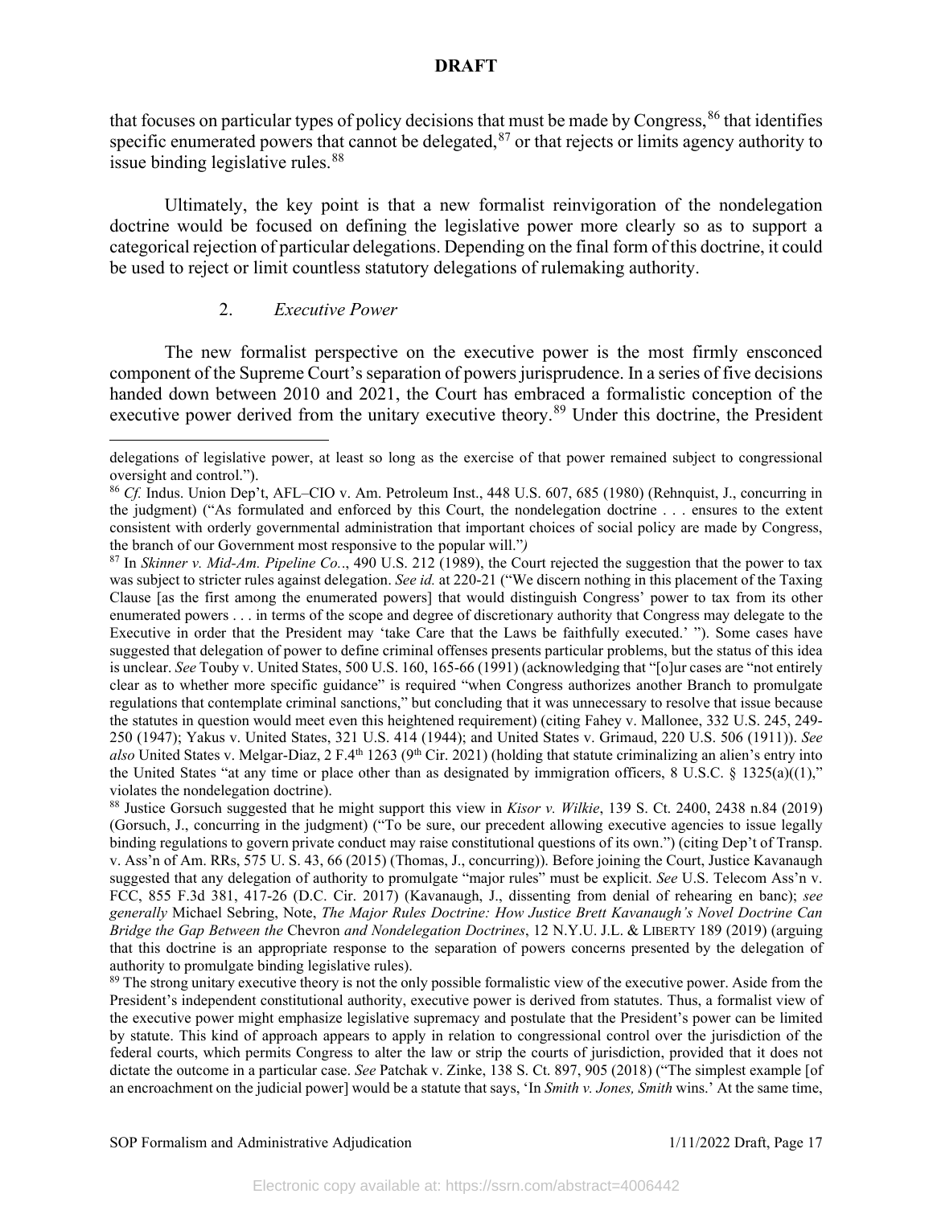that focuses on particular types of policy decisions that must be made by Congress,[86] that identifies specific enumerated powers that cannot be delegated,[87] or that rejects or limits agency authority to issue binding legislative rules.[88]

Ultimately, the key point is that a new formalist reinvigoration of the nondelegation doctrine would be focused on defining the legislative power more clearly so as to support a categorical rejection of particular delegations. Depending on the final form of this doctrine, it could be used to reject or limit countless statutory delegations of rulemaking authority.

### 2. *Executive Power*

The new formalist perspective on the executive power is the most firmly ensconced component of the Supreme Court's separation of powers jurisprudence. In a series of five decisions handed down between 2010 and 2021, the Court has embraced a formalistic conception of the executive power derived from the unitary executive theory.[89] Under this doctrine, the President

---

delegations of legislative power, at least so long as the exercise of that power remained subject to congressional oversight and control.").

[86] *Cf.* Indus. Union Dep't, AFL–CIO v. Am. Petroleum Inst., 448 U.S. 607, 685 (1980) (Rehnquist, J., concurring in the judgment) ("As formulated and enforced by this Court, the nondelegation doctrine . . . ensures to the extent consistent with orderly governmental administration that important choices of social policy are made by Congress, the branch of our Government most responsive to the popular will."*)*

[87] In *Skinner v. Mid-Am. Pipeline Co.*., 490 U.S. 212 (1989), the Court rejected the suggestion that the power to tax was subject to stricter rules against delegation. *See id.* at 220-21 ("We discern nothing in this placement of the Taxing Clause [as the first among the enumerated powers] that would distinguish Congress' power to tax from its other enumerated powers . . . in terms of the scope and degree of discretionary authority that Congress may delegate to the Executive in order that the President may 'take Care that the Laws be faithfully executed.' "). Some cases have suggested that delegation of power to define criminal offenses presents particular problems, but the status of this idea is unclear. *See* Touby v. United States, 500 U.S. 160, 165-66 (1991) (acknowledging that "[o]ur cases are "not entirely clear as to whether more specific guidance" is required "when Congress authorizes another Branch to promulgate regulations that contemplate criminal sanctions," but concluding that it was unnecessary to resolve that issue because the statutes in question would meet even this heightened requirement) (citing Fahey v. Mallonee, 332 U.S. 245, 249-250 (1947); Yakus v. United States, 321 U.S. 414 (1944); and United States v. Grimaud, 220 U.S. 506 (1911)). *See also* United States v. Melgar-Diaz, 2 F.4th 1263 (9th Cir. 2021) (holding that statute criminalizing an alien's entry into the United States "at any time or place other than as designated by immigration officers, 8 U.S.C. § 1325(a)((1)," violates the nondelegation doctrine).

[88] Justice Gorsuch suggested that he might support this view in *Kisor v. Wilkie*, 139 S. Ct. 2400, 2438 n.84 (2019) (Gorsuch, J., concurring in the judgment) ("To be sure, our precedent allowing executive agencies to issue legally binding regulations to govern private conduct may raise constitutional questions of its own.") (citing Dep't of Transp. v. Ass'n of Am. RRs, 575 U. S. 43, 66 (2015) (Thomas, J., concurring)). Before joining the Court, Justice Kavanaugh suggested that any delegation of authority to promulgate "major rules" must be explicit. *See* U.S. Telecom Ass'n v. FCC, 855 F.3d 381, 417-26 (D.C. Cir. 2017) (Kavanaugh, J., dissenting from denial of rehearing en banc); *see generally* Michael Sebring, Note, *The Major Rules Doctrine: How Justice Brett Kavanaugh's Novel Doctrine Can Bridge the Gap Between the* Chevron *and Nondelegation Doctrines*, 12 N.Y.U. J.L. & LIBERTY 189 (2019) (arguing that this doctrine is an appropriate response to the separation of powers concerns presented by the delegation of authority to promulgate binding legislative rules).

[89] The strong unitary executive theory is not the only possible formalistic view of the executive power. Aside from the President's independent constitutional authority, executive power is derived from statutes. Thus, a formalist view of the executive power might emphasize legislative supremacy and postulate that the President's power can be limited by statute. This kind of approach appears to apply in relation to congressional control over the jurisdiction of the federal courts, which permits Congress to alter the law or strip the courts of jurisdiction, provided that it does not dictate the outcome in a particular case. *See* Patchak v. Zinke, 138 S. Ct. 897, 905 (2018) ("The simplest example [of an encroachment on the judicial power] would be a statute that says, 'In *Smith v. Jones, Smith* wins.' At the same time,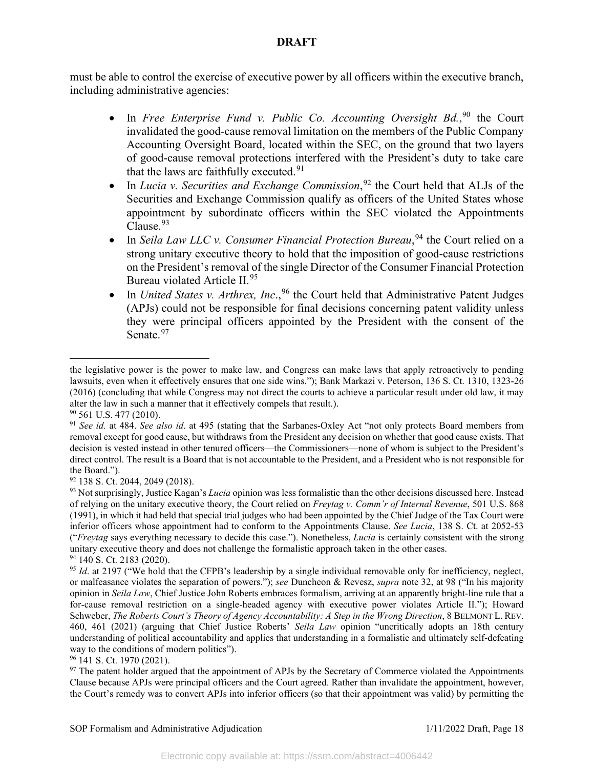must be able to control the exercise of executive power by all officers within the executive branch, including administrative agencies:

- In *Free Enterprise Fund v. Public Co. Accounting Oversight Bd.*,[90] the Court invalidated the good-cause removal limitation on the members of the Public Company Accounting Oversight Board, located within the SEC, on the ground that two layers of good-cause removal protections interfered with the President's duty to take care that the laws are faithfully executed.[91]
- In *Lucia v. Securities and Exchange Commission*,[92] the Court held that ALJs of the Securities and Exchange Commission qualify as officers of the United States whose appointment by subordinate officers within the SEC violated the Appointments Clause.[93]
- In *Seila Law LLC v. Consumer Financial Protection Bureau*,[94] the Court relied on a strong unitary executive theory to hold that the imposition of good-cause restrictions on the President's removal of the single Director of the Consumer Financial Protection Bureau violated Article II.[95]
- In *United States v. Arthrex, Inc*.,[96] the Court held that Administrative Patent Judges (APJs) could not be responsible for final decisions concerning patent validity unless they were principal officers appointed by the President with the consent of the Senate.[97]

---

the legislative power is the power to make law, and Congress can make laws that apply retroactively to pending lawsuits, even when it effectively ensures that one side wins."); Bank Markazi v. Peterson, 136 S. Ct. 1310, 1323-26 (2016) (concluding that while Congress may not direct the courts to achieve a particular result under old law, it may alter the law in such a manner that it effectively compels that result.).

[90] 561 U.S. 477 (2010).

[91] *See id.* at 484. *See also id*. at 495 (stating that the Sarbanes-Oxley Act "not only protects Board members from removal except for good cause, but withdraws from the President any decision on whether that good cause exists. That decision is vested instead in other tenured officers—the Commissioners—none of whom is subject to the President's direct control. The result is a Board that is not accountable to the President, and a President who is not responsible for the Board.").

[92] 138 S. Ct. 2044, 2049 (2018).

[93] Not surprisingly, Justice Kagan's *Lucia* opinion was less formalistic than the other decisions discussed here. Instead of relying on the unitary executive theory, the Court relied on *Freytag v. Comm'r of Internal Revenue*, 501 U.S. 868 (1991), in which it had held that special trial judges who had been appointed by the Chief Judge of the Tax Court were inferior officers whose appointment had to conform to the Appointments Clause. *See Lucia*, 138 S. Ct. at 2052-53 ("*Freytag* says everything necessary to decide this case."). Nonetheless, *Lucia* is certainly consistent with the strong unitary executive theory and does not challenge the formalistic approach taken in the other cases.

[94] 140 S. Ct. 2183 (2020).

[95] *Id*. at 2197 ("We hold that the CFPB's leadership by a single individual removable only for inefficiency, neglect, or malfeasance violates the separation of powers."); *see* Duncheon & Revesz, *supra* note 32, at 98 ("In his majority opinion in *Seila Law*, Chief Justice John Roberts embraces formalism, arriving at an apparently bright-line rule that a for-cause removal restriction on a single-headed agency with executive power violates Article II."); Howard Schweber, *The Roberts Court's Theory of Agency Accountability: A Step in the Wrong Direction*, 8 BELMONT L. REV. 460, 461 (2021) (arguing that Chief Justice Roberts' *Seila Law* opinion "uncritically adopts an 18th century understanding of political accountability and applies that understanding in a formalistic and ultimately self-defeating way to the conditions of modern politics").

[96] 141 S. Ct. 1970 (2021).

[97] The patent holder argued that the appointment of APJs by the Secretary of Commerce violated the Appointments Clause because APJs were principal officers and the Court agreed. Rather than invalidate the appointment, however, the Court's remedy was to convert APJs into inferior officers (so that their appointment was valid) by permitting the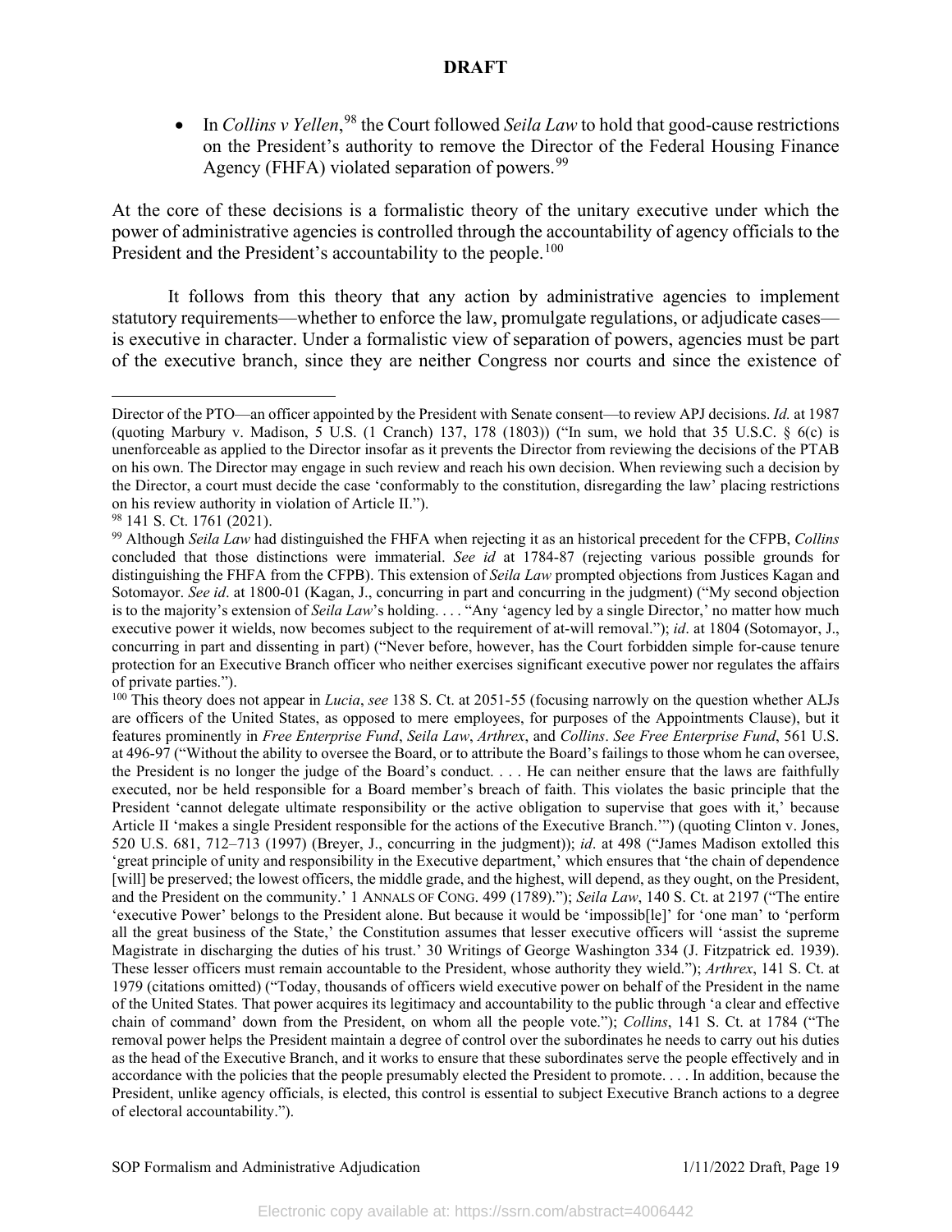- In *Collins v Yellen*,[98] the Court followed *Seila Law* to hold that good-cause restrictions on the President's authority to remove the Director of the Federal Housing Finance Agency (FHFA) violated separation of powers.[99]

At the core of these decisions is a formalistic theory of the unitary executive under which the power of administrative agencies is controlled through the accountability of agency officials to the President and the President's accountability to the people.[100]

It follows from this theory that any action by administrative agencies to implement statutory requirements—whether to enforce the law, promulgate regulations, or adjudicate cases—is executive in character. Under a formalistic view of separation of powers, agencies must be part of the executive branch, since they are neither Congress nor courts and since the existence of

---

Director of the PTO—an officer appointed by the President with Senate consent—to review APJ decisions. *Id.* at 1987 (quoting Marbury v. Madison, 5 U.S. (1 Cranch) 137, 178 (1803)) ("In sum, we hold that 35 U.S.C. § 6(c) is unenforceable as applied to the Director insofar as it prevents the Director from reviewing the decisions of the PTAB on his own. The Director may engage in such review and reach his own decision. When reviewing such a decision by the Director, a court must decide the case 'conformably to the constitution, disregarding the law' placing restrictions on his review authority in violation of Article II.").

[98] 141 S. Ct. 1761 (2021).

[99] Although *Seila Law* had distinguished the FHFA when rejecting it as an historical precedent for the CFPB, *Collins* concluded that those distinctions were immaterial. *See id* at 1784-87 (rejecting various possible grounds for distinguishing the FHFA from the CFPB). This extension of *Seila Law* prompted objections from Justices Kagan and Sotomayor. *See id*. at 1800-01 (Kagan, J., concurring in part and concurring in the judgment) ("My second objection is to the majority's extension of *Seila Law*'s holding. . . . "Any 'agency led by a single Director,' no matter how much executive power it wields, now becomes subject to the requirement of at-will removal."); *id*. at 1804 (Sotomayor, J., concurring in part and dissenting in part) ("Never before, however, has the Court forbidden simple for-cause tenure protection for an Executive Branch officer who neither exercises significant executive power nor regulates the affairs of private parties.").

[100] This theory does not appear in *Lucia*, *see* 138 S. Ct. at 2051-55 (focusing narrowly on the question whether ALJs are officers of the United States, as opposed to mere employees, for purposes of the Appointments Clause), but it features prominently in *Free Enterprise Fund*, *Seila Law*, *Arthrex*, and *Collins*. *See Free Enterprise Fund*, 561 U.S. at 496-97 ("Without the ability to oversee the Board, or to attribute the Board's failings to those whom he can oversee, the President is no longer the judge of the Board's conduct. . . . He can neither ensure that the laws are faithfully executed, nor be held responsible for a Board member's breach of faith. This violates the basic principle that the President 'cannot delegate ultimate responsibility or the active obligation to supervise that goes with it,' because Article II 'makes a single President responsible for the actions of the Executive Branch.'") (quoting Clinton v. Jones, 520 U.S. 681, 712–713 (1997) (Breyer, J., concurring in the judgment)); *id*. at 498 ("James Madison extolled this 'great principle of unity and responsibility in the Executive department,' which ensures that 'the chain of dependence [will] be preserved; the lowest officers, the middle grade, and the highest, will depend, as they ought, on the President, and the President on the community.' 1 ANNALS OF CONG. 499 (1789)."); *Seila Law*, 140 S. Ct. at 2197 ("The entire 'executive Power' belongs to the President alone. But because it would be 'impossib[le]' for 'one man' to 'perform all the great business of the State,' the Constitution assumes that lesser executive officers will 'assist the supreme Magistrate in discharging the duties of his trust.' 30 Writings of George Washington 334 (J. Fitzpatrick ed. 1939). These lesser officers must remain accountable to the President, whose authority they wield."); *Arthrex*, 141 S. Ct. at 1979 (citations omitted) ("Today, thousands of officers wield executive power on behalf of the President in the name of the United States. That power acquires its legitimacy and accountability to the public through 'a clear and effective chain of command' down from the President, on whom all the people vote."); *Collins*, 141 S. Ct. at 1784 ("The removal power helps the President maintain a degree of control over the subordinates he needs to carry out his duties as the head of the Executive Branch, and it works to ensure that these subordinates serve the people effectively and in accordance with the policies that the people presumably elected the President to promote. . . . In addition, because the President, unlike agency officials, is elected, this control is essential to subject Executive Branch actions to a degree of electoral accountability.").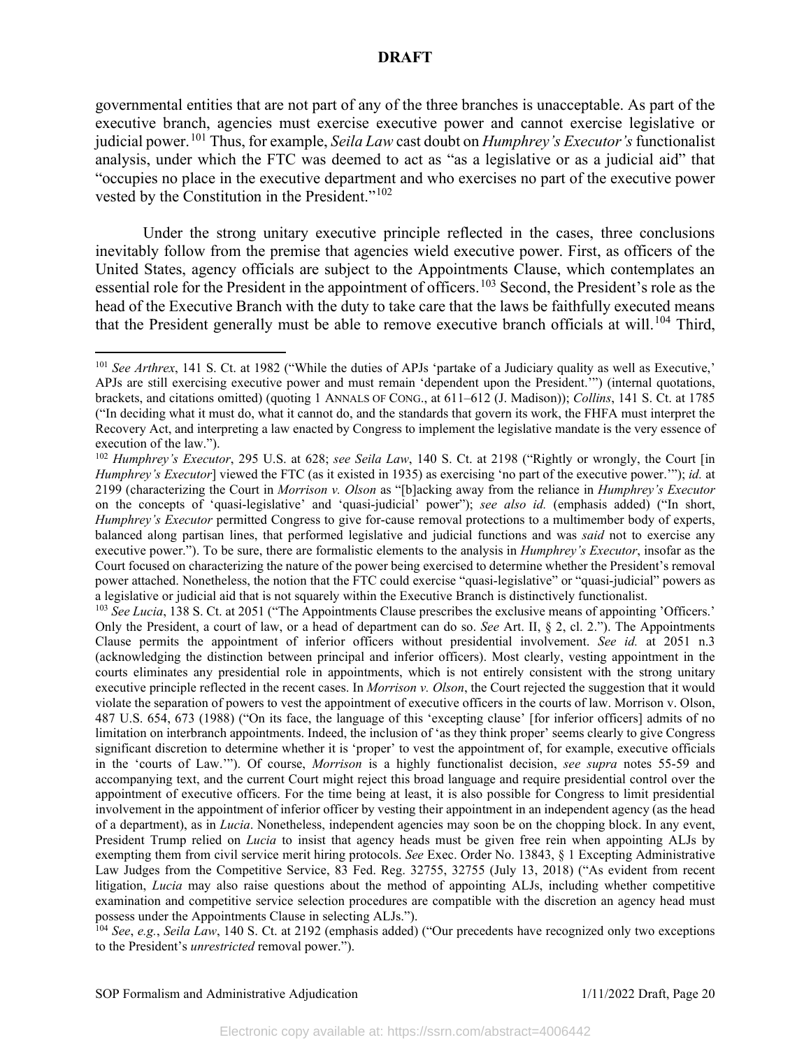governmental entities that are not part of any of the three branches is unacceptable. As part of the executive branch, agencies must exercise executive power and cannot exercise legislative or judicial power.[101] Thus, for example, *Seila Law* cast doubt on *Humphrey's Executor's* functionalist analysis, under which the FTC was deemed to act as "as a legislative or as a judicial aid" that "occupies no place in the executive department and who exercises no part of the executive power vested by the Constitution in the President."[102]

Under the strong unitary executive principle reflected in the cases, three conclusions inevitably follow from the premise that agencies wield executive power. First, as officers of the United States, agency officials are subject to the Appointments Clause, which contemplates an essential role for the President in the appointment of officers.[103] Second, the President's role as the head of the Executive Branch with the duty to take care that the laws be faithfully executed means that the President generally must be able to remove executive branch officials at will.[104] Third,

---

[101] *See Arthrex*, 141 S. Ct. at 1982 ("While the duties of APJs 'partake of a Judiciary quality as well as Executive,' APJs are still exercising executive power and must remain 'dependent upon the President.'") (internal quotations, brackets, and citations omitted) (quoting 1 ANNALS OF CONG., at 611–612 (J. Madison)); *Collins*, 141 S. Ct. at 1785 ("In deciding what it must do, what it cannot do, and the standards that govern its work, the FHFA must interpret the Recovery Act, and interpreting a law enacted by Congress to implement the legislative mandate is the very essence of execution of the law.").

[102] *Humphrey's Executor*, 295 U.S. at 628; *see Seila Law*, 140 S. Ct. at 2198 ("Rightly or wrongly, the Court [in *Humphrey's Executor*] viewed the FTC (as it existed in 1935) as exercising 'no part of the executive power.'"); *id.* at 2199 (characterizing the Court in *Morrison v. Olson* as "[b]acking away from the reliance in *Humphrey's Executor* on the concepts of 'quasi-legislative' and 'quasi-judicial' power"); *see also id.* (emphasis added) ("In short, *Humphrey's Executor* permitted Congress to give for-cause removal protections to a multimember body of experts, balanced along partisan lines, that performed legislative and judicial functions and was *said* not to exercise any executive power."). To be sure, there are formalistic elements to the analysis in *Humphrey's Executor*, insofar as the Court focused on characterizing the nature of the power being exercised to determine whether the President's removal power attached. Nonetheless, the notion that the FTC could exercise "quasi-legislative" or "quasi-judicial" powers as a legislative or judicial aid that is not squarely within the Executive Branch is distinctively functionalist.

[103] *See Lucia*, 138 S. Ct. at 2051 ("The Appointments Clause prescribes the exclusive means of appointing 'Officers.' Only the President, a court of law, or a head of department can do so. *See* Art. II, § 2, cl. 2."). The Appointments Clause permits the appointment of inferior officers without presidential involvement. *See id.* at 2051 n.3 (acknowledging the distinction between principal and inferior officers). Most clearly, vesting appointment in the courts eliminates any presidential role in appointments, which is not entirely consistent with the strong unitary executive principle reflected in the recent cases. In *Morrison v. Olson*, the Court rejected the suggestion that it would violate the separation of powers to vest the appointment of executive officers in the courts of law. Morrison v. Olson, 487 U.S. 654, 673 (1988) ("On its face, the language of this 'excepting clause' [for inferior officers] admits of no limitation on interbranch appointments. Indeed, the inclusion of 'as they think proper' seems clearly to give Congress significant discretion to determine whether it is 'proper' to vest the appointment of, for example, executive officials in the 'courts of Law.'"). Of course, *Morrison* is a highly functionalist decision, *see supra* notes 55-59 and accompanying text, and the current Court might reject this broad language and require presidential control over the appointment of executive officers. For the time being at least, it is also possible for Congress to limit presidential involvement in the appointment of inferior officer by vesting their appointment in an independent agency (as the head of a department), as in *Lucia*. Nonetheless, independent agencies may soon be on the chopping block. In any event, President Trump relied on *Lucia* to insist that agency heads must be given free rein when appointing ALJs by exempting them from civil service merit hiring protocols. *See* Exec. Order No. 13843, § 1 Excepting Administrative Law Judges from the Competitive Service, 83 Fed. Reg. 32755, 32755 (July 13, 2018) ("As evident from recent litigation, *Lucia* may also raise questions about the method of appointing ALJs, including whether competitive examination and competitive service selection procedures are compatible with the discretion an agency head must possess under the Appointments Clause in selecting ALJs.").

[104] *See*, *e.g.*, *Seila Law*, 140 S. Ct. at 2192 (emphasis added) ("Our precedents have recognized only two exceptions to the President's *unrestricted* removal power.").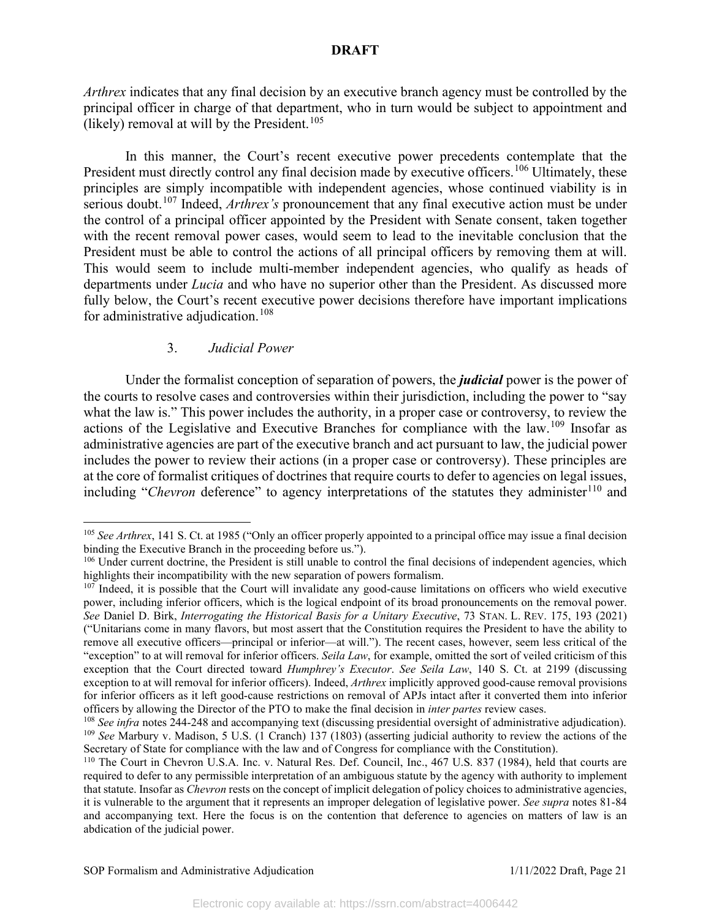*Arthrex* indicates that any final decision by an executive branch agency must be controlled by the principal officer in charge of that department, who in turn would be subject to appointment and (likely) removal at will by the President.[105]

In this manner, the Court's recent executive power precedents contemplate that the President must directly control any final decision made by executive officers.[106] Ultimately, these principles are simply incompatible with independent agencies, whose continued viability is in serious doubt.[107] Indeed, *Arthrex's* pronouncement that any final executive action must be under the control of a principal officer appointed by the President with Senate consent, taken together with the recent removal power cases, would seem to lead to the inevitable conclusion that the President must be able to control the actions of all principal officers by removing them at will. This would seem to include multi-member independent agencies, who qualify as heads of departments under *Lucia* and who have no superior other than the President. As discussed more fully below, the Court's recent executive power decisions therefore have important implications for administrative adjudication.[108]

### 3. *Judicial Power*

Under the formalist conception of separation of powers, the ***judicial*** power is the power of the courts to resolve cases and controversies within their jurisdiction, including the power to "say what the law is." This power includes the authority, in a proper case or controversy, to review the actions of the Legislative and Executive Branches for compliance with the law.[109] Insofar as administrative agencies are part of the executive branch and act pursuant to law, the judicial power includes the power to review their actions (in a proper case or controversy). These principles are at the core of formalist critiques of doctrines that require courts to defer to agencies on legal issues, including "*Chevron* deference" to agency interpretations of the statutes they administer[110] and

---

[105] *See Arthrex*, 141 S. Ct. at 1985 ("Only an officer properly appointed to a principal office may issue a final decision binding the Executive Branch in the proceeding before us.").

[106] Under current doctrine, the President is still unable to control the final decisions of independent agencies, which highlights their incompatibility with the new separation of powers formalism.

[107] Indeed, it is possible that the Court will invalidate any good-cause limitations on officers who wield executive power, including inferior officers, which is the logical endpoint of its broad pronouncements on the removal power. *See* Daniel D. Birk, *Interrogating the Historical Basis for a Unitary Executive*, 73 STAN. L. REV. 175, 193 (2021) ("Unitarians come in many flavors, but most assert that the Constitution requires the President to have the ability to remove all executive officers—principal or inferior—at will."). The recent cases, however, seem less critical of the "exception" to at will removal for inferior officers. *Seila Law*, for example, omitted the sort of veiled criticism of this exception that the Court directed toward *Humphrey's Executor*. *See Seila Law*, 140 S. Ct. at 2199 (discussing exception to at will removal for inferior officers). Indeed, *Arthrex* implicitly approved good-cause removal provisions for inferior officers as it left good-cause restrictions on removal of APJs intact after it converted them into inferior officers by allowing the Director of the PTO to make the final decision in *inter partes* review cases.

[108] *See infra* notes 244-248 and accompanying text (discussing presidential oversight of administrative adjudication).

[109] *See* Marbury v. Madison, 5 U.S. (1 Cranch) 137 (1803) (asserting judicial authority to review the actions of the Secretary of State for compliance with the law and of Congress for compliance with the Constitution).

[110] The Court in Chevron U.S.A. Inc. v. Natural Res. Def. Council, Inc., 467 U.S. 837 (1984), held that courts are required to defer to any permissible interpretation of an ambiguous statute by the agency with authority to implement that statute. Insofar as *Chevron* rests on the concept of implicit delegation of policy choices to administrative agencies, it is vulnerable to the argument that it represents an improper delegation of legislative power. *See supra* notes 81-84 and accompanying text. Here the focus is on the contention that deference to agencies on matters of law is an abdication of the judicial power.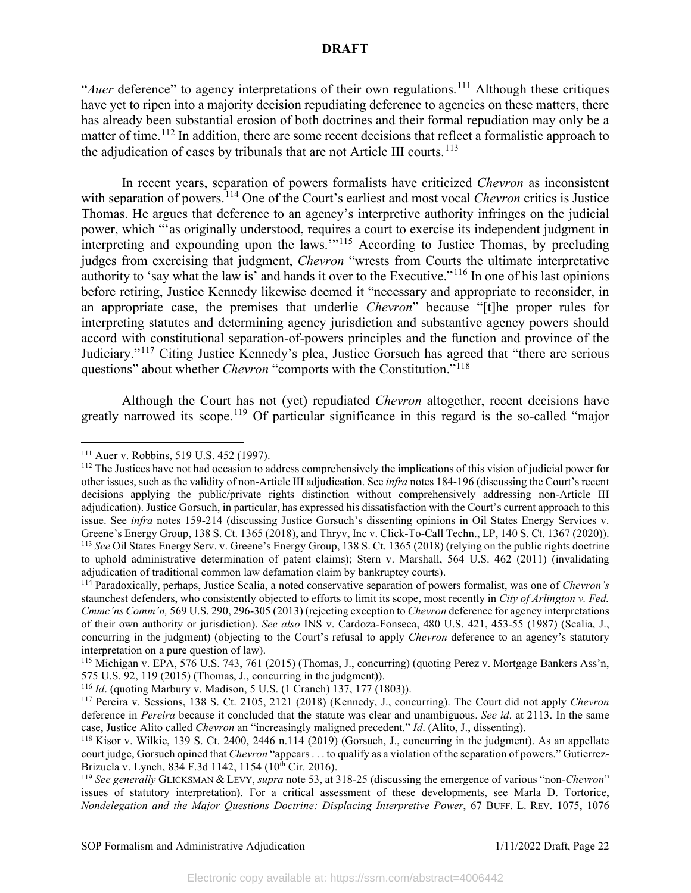"*Auer* deference" to agency interpretations of their own regulations.[111] Although these critiques have yet to ripen into a majority decision repudiating deference to agencies on these matters, there has already been substantial erosion of both doctrines and their formal repudiation may only be a matter of time.[112] In addition, there are some recent decisions that reflect a formalistic approach to the adjudication of cases by tribunals that are not Article III courts.[113]

In recent years, separation of powers formalists have criticized *Chevron* as inconsistent with separation of powers.[114] One of the Court's earliest and most vocal *Chevron* critics is Justice Thomas. He argues that deference to an agency's interpretive authority infringes on the judicial power, which "'as originally understood, requires a court to exercise its independent judgment in interpreting and expounding upon the laws.'"[115] According to Justice Thomas, by precluding judges from exercising that judgment, *Chevron* "wrests from Courts the ultimate interpretative authority to 'say what the law is' and hands it over to the Executive."[116] In one of his last opinions before retiring, Justice Kennedy likewise deemed it "necessary and appropriate to reconsider, in an appropriate case, the premises that underlie *Chevron*" because "[t]he proper rules for interpreting statutes and determining agency jurisdiction and substantive agency powers should accord with constitutional separation-of-powers principles and the function and province of the Judiciary."[117] Citing Justice Kennedy's plea, Justice Gorsuch has agreed that "there are serious questions" about whether *Chevron* "comports with the Constitution."[118]

Although the Court has not (yet) repudiated *Chevron* altogether, recent decisions have greatly narrowed its scope.[119] Of particular significance in this regard is the so-called "major

---

[111] Auer v. Robbins, 519 U.S. 452 (1997).

[112] The Justices have not had occasion to address comprehensively the implications of this vision of judicial power for other issues, such as the validity of non-Article III adjudication. See *infra* notes 184-196 (discussing the Court's recent decisions applying the public/private rights distinction without comprehensively addressing non-Article III adjudication). Justice Gorsuch, in particular, has expressed his dissatisfaction with the Court's current approach to this issue. See *infra* notes 159-214 (discussing Justice Gorsuch's dissenting opinions in Oil States Energy Services v. Greene's Energy Group, 138 S. Ct. 1365 (2018), and Thryv, Inc v. Click-To-Call Techn., LP, 140 S. Ct. 1367 (2020)).

[113] *See* Oil States Energy Serv. v. Greene's Energy Group, 138 S. Ct. 1365 (2018) (relying on the public rights doctrine to uphold administrative determination of patent claims); Stern v. Marshall, 564 U.S. 462 (2011) (invalidating adjudication of traditional common law defamation claim by bankruptcy courts).

[114] Paradoxically, perhaps, Justice Scalia, a noted conservative separation of powers formalist, was one of *Chevron's* staunchest defenders, who consistently objected to efforts to limit its scope, most recently in *City of Arlington v. Fed. Cmmc'ns Comm'n,* 569 U.S. 290, 296-305 (2013) (rejecting exception to *Chevron* deference for agency interpretations of their own authority or jurisdiction). *See also* INS v. Cardoza-Fonseca, 480 U.S. 421, 453-55 (1987) (Scalia, J., concurring in the judgment) (objecting to the Court's refusal to apply *Chevron* deference to an agency's statutory interpretation on a pure question of law).

[115] Michigan v. EPA, 576 U.S. 743, 761 (2015) (Thomas, J., concurring) (quoting Perez v. Mortgage Bankers Ass'n, 575 U.S. 92, 119 (2015) (Thomas, J., concurring in the judgment)).

[116] *Id*. (quoting Marbury v. Madison, 5 U.S. (1 Cranch) 137, 177 (1803)).

[117] Pereira v. Sessions, 138 S. Ct. 2105, 2121 (2018) (Kennedy, J., concurring). The Court did not apply *Chevron* deference in *Pereira* because it concluded that the statute was clear and unambiguous. *See id*. at 2113. In the same case, Justice Alito called *Chevron* an "increasingly maligned precedent." *Id*. (Alito, J., dissenting).

[118] Kisor v. Wilkie, 139 S. Ct. 2400, 2446 n.114 (2019) (Gorsuch, J., concurring in the judgment). As an appellate court judge, Gorsuch opined that *Chevron* "appears . . . to qualify as a violation of the separation of powers." Gutierrez-Brizuela v. Lynch, 834 F.3d 1142, 1154 (10th Cir. 2016).

[119] *See generally* GLICKSMAN & LEVY, *supra* note 53, at 318-25 (discussing the emergence of various "non-*Chevron*" issues of statutory interpretation). For a critical assessment of these developments, see Marla D. Tortorice, *Nondelegation and the Major Questions Doctrine: Displacing Interpretive Power*, 67 BUFF. L. REV. 1075, 1076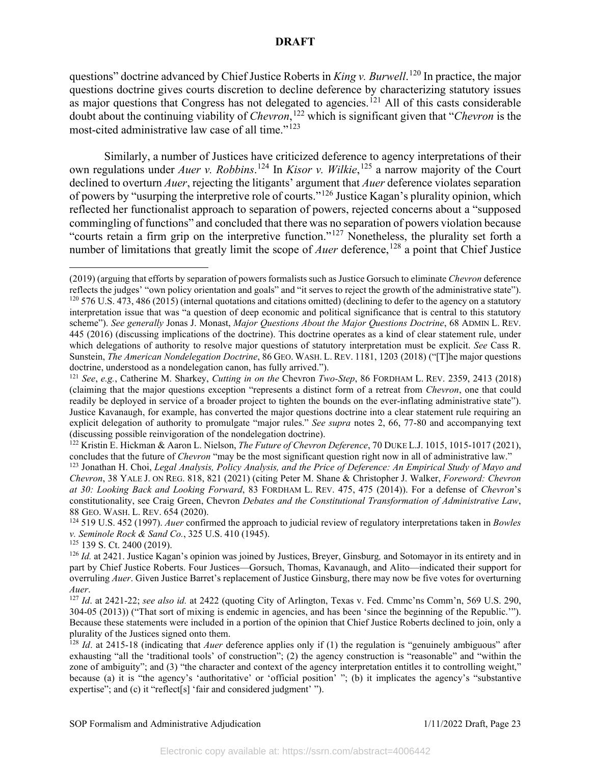questions" doctrine advanced by Chief Justice Roberts in *King v. Burwell*.[120] In practice, the major questions doctrine gives courts discretion to decline deference by characterizing statutory issues as major questions that Congress has not delegated to agencies.[121] All of this casts considerable doubt about the continuing viability of *Chevron*,[122] which is significant given that "*Chevron* is the most-cited administrative law case of all time."[123]

Similarly, a number of Justices have criticized deference to agency interpretations of their own regulations under *Auer v. Robbins*.[124] In *Kisor v. Wilkie*,[125] a narrow majority of the Court declined to overturn *Auer*, rejecting the litigants' argument that *Auer* deference violates separation of powers by "usurping the interpretive role of courts."[126] Justice Kagan's plurality opinion, which reflected her functionalist approach to separation of powers, rejected concerns about a "supposed commingling of functions" and concluded that there was no separation of powers violation because "courts retain a firm grip on the interpretive function."[127] Nonetheless, the plurality set forth a number of limitations that greatly limit the scope of *Auer* deference,[128] a point that Chief Justice

---

(2019) (arguing that efforts by separation of powers formalists such as Justice Gorsuch to eliminate *Chevron* deference reflects the judges' "own policy orientation and goals" and "it serves to reject the growth of the administrative state").

[120] 576 U.S. 473, 486 (2015) (internal quotations and citations omitted) (declining to defer to the agency on a statutory interpretation issue that was "a question of deep economic and political significance that is central to this statutory scheme"). *See generally* Jonas J. Monast, *Major Questions About the Major Questions Doctrine*, 68 ADMIN L. REV. 445 (2016) (discussing implications of the doctrine). This doctrine operates as a kind of clear statement rule, under which delegations of authority to resolve major questions of statutory interpretation must be explicit. *See* Cass R. Sunstein, *The American Nondelegation Doctrine*, 86 GEO. WASH. L. REV. 1181, 1203 (2018) ("[T]he major questions doctrine, understood as a nondelegation canon, has fully arrived.").

[121] *See*, *e.g.*, Catherine M. Sharkey, *Cutting in on the* Chevron *Two-Step*, 86 FORDHAM L. REV. 2359, 2413 (2018) (claiming that the major questions exception "represents a distinct form of a retreat from *Chevron*, one that could readily be deployed in service of a broader project to tighten the bounds on the ever-inflating administrative state"). Justice Kavanaugh, for example, has converted the major questions doctrine into a clear statement rule requiring an explicit delegation of authority to promulgate "major rules." *See supra* notes 2, 66, 77-80 and accompanying text (discussing possible reinvigoration of the nondelegation doctrine).

[122] Kristin E. Hickman & Aaron L. Nielson, *The Future of Chevron Deference*, 70 DUKE L.J. 1015, 1015-1017 (2021), concludes that the future of *Chevron* "may be the most significant question right now in all of administrative law."

[123] Jonathan H. Choi, *Legal Analysis, Policy Analysis, and the Price of Deference: An Empirical Study of Mayo and Chevron*, 38 YALE J. ON REG. 818, 821 (2021) (citing Peter M. Shane & Christopher J. Walker, *Foreword: Chevron at 30: Looking Back and Looking Forward*, 83 FORDHAM L. REV. 475, 475 (2014)). For a defense of *Chevron*'s constitutionality, see Craig Green, Chevron *Debates and the Constitutional Transformation of Administrative Law*, 88 GEO. WASH. L. REV. 654 (2020).

[124] 519 U.S. 452 (1997). *Auer* confirmed the approach to judicial review of regulatory interpretations taken in *Bowles v. Seminole Rock & Sand Co.*, 325 U.S. 410 (1945).

[125] 139 S. Ct. 2400 (2019).

[126] *Id.* at 2421. Justice Kagan's opinion was joined by Justices, Breyer, Ginsburg*,* and Sotomayor in its entirety and in part by Chief Justice Roberts. Four Justices—Gorsuch, Thomas, Kavanaugh, and Alito—indicated their support for overruling *Auer*. Given Justice Barret's replacement of Justice Ginsburg, there may now be five votes for overturning *Auer*.

[127] *Id*. at 2421-22; *see also id.* at 2422 (quoting City of Arlington, Texas v. Fed. Cmmc'ns Comm'n, 569 U.S. 290, 304-05 (2013)) ("That sort of mixing is endemic in agencies, and has been 'since the beginning of the Republic.'"). Because these statements were included in a portion of the opinion that Chief Justice Roberts declined to join, only a plurality of the Justices signed onto them.

[128] *Id*. at 2415-18 (indicating that *Auer* deference applies only if (1) the regulation is "genuinely ambiguous" after exhausting "all the 'traditional tools' of construction"; (2) the agency construction is "reasonable" and "within the zone of ambiguity"; and (3) "the character and context of the agency interpretation entitles it to controlling weight," because (a) it is "the agency's 'authoritative' or 'official position' "; (b) it implicates the agency's "substantive expertise"; and (c) it "reflect[s] 'fair and considered judgment' ").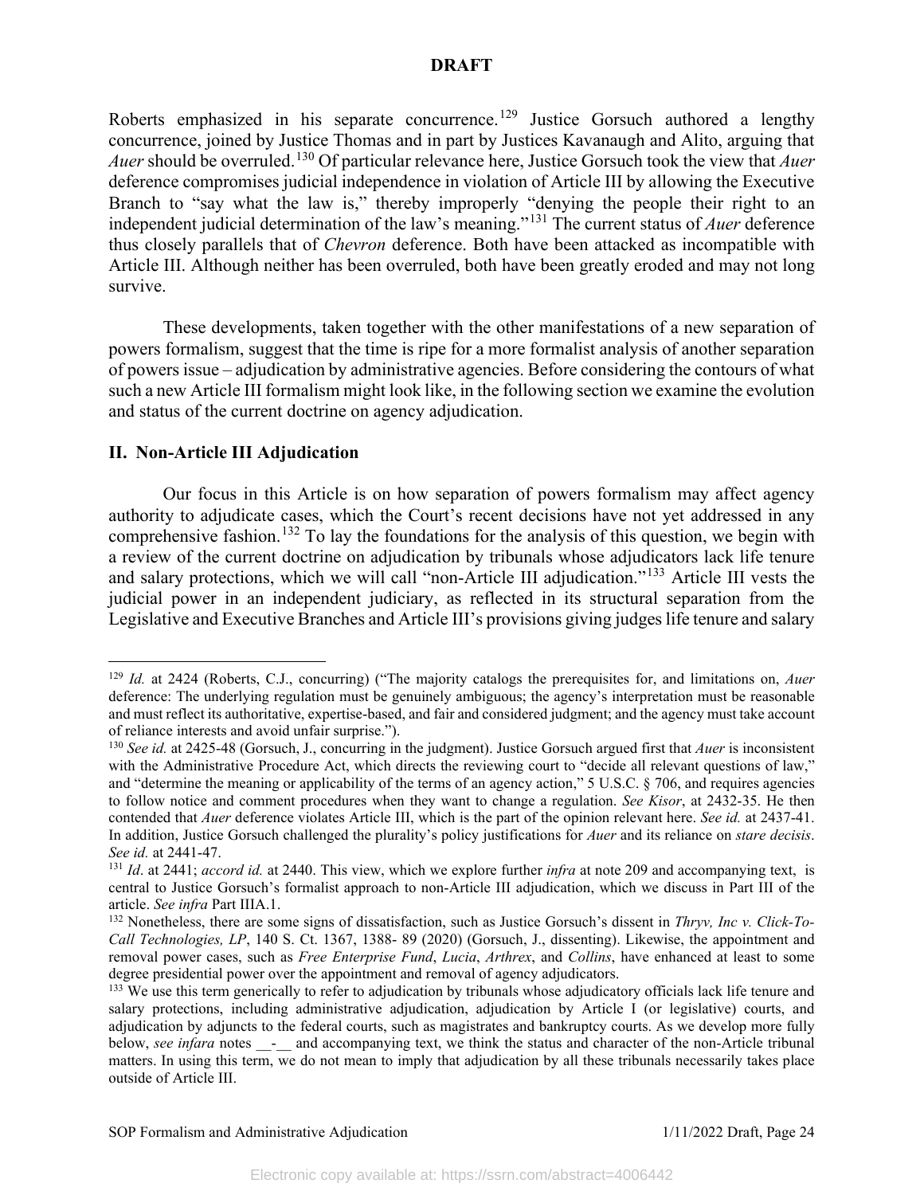Roberts emphasized in his separate concurrence.[129] Justice Gorsuch authored a lengthy concurrence, joined by Justice Thomas and in part by Justices Kavanaugh and Alito, arguing that *Auer* should be overruled.[130] Of particular relevance here, Justice Gorsuch took the view that *Auer* deference compromises judicial independence in violation of Article III by allowing the Executive Branch to "say what the law is," thereby improperly "denying the people their right to an independent judicial determination of the law's meaning."[131] The current status of *Auer* deference thus closely parallels that of *Chevron* deference. Both have been attacked as incompatible with Article III. Although neither has been overruled, both have been greatly eroded and may not long survive.

These developments, taken together with the other manifestations of a new separation of powers formalism, suggest that the time is ripe for a more formalist analysis of another separation of powers issue – adjudication by administrative agencies. Before considering the contours of what such a new Article III formalism might look like, in the following section we examine the evolution and status of the current doctrine on agency adjudication.

## II. Non-Article III Adjudication

Our focus in this Article is on how separation of powers formalism may affect agency authority to adjudicate cases, which the Court's recent decisions have not yet addressed in any comprehensive fashion.[132] To lay the foundations for the analysis of this question, we begin with a review of the current doctrine on adjudication by tribunals whose adjudicators lack life tenure and salary protections, which we will call "non-Article III adjudication."[133] Article III vests the judicial power in an independent judiciary, as reflected in its structural separation from the Legislative and Executive Branches and Article III's provisions giving judges life tenure and salary

---

[129] *Id.* at 2424 (Roberts, C.J., concurring) ("The majority catalogs the prerequisites for, and limitations on, *Auer* deference: The underlying regulation must be genuinely ambiguous; the agency's interpretation must be reasonable and must reflect its authoritative, expertise-based, and fair and considered judgment; and the agency must take account of reliance interests and avoid unfair surprise.").

[130] *See id.* at 2425-48 (Gorsuch, J., concurring in the judgment). Justice Gorsuch argued first that *Auer* is inconsistent with the Administrative Procedure Act, which directs the reviewing court to "decide all relevant questions of law," and "determine the meaning or applicability of the terms of an agency action," 5 U.S.C. § 706, and requires agencies to follow notice and comment procedures when they want to change a regulation. *See Kisor*, at 2432-35. He then contended that *Auer* deference violates Article III, which is the part of the opinion relevant here. *See id.* at 2437-41. In addition, Justice Gorsuch challenged the plurality's policy justifications for *Auer* and its reliance on *stare decisis*. *See id.* at 2441-47.

[131] *Id*. at 2441; *accord id.* at 2440. This view, which we explore further *infra* at note 209 and accompanying text, is central to Justice Gorsuch's formalist approach to non-Article III adjudication, which we discuss in Part III of the article. *See infra* Part IIIA.1.

[132] Nonetheless, there are some signs of dissatisfaction, such as Justice Gorsuch's dissent in *Thryv, Inc v. Click-To-Call Technologies, LP*, 140 S. Ct. 1367, 1388- 89 (2020) (Gorsuch, J., dissenting). Likewise, the appointment and removal power cases, such as *Free Enterprise Fund*, *Lucia*, *Arthrex*, and *Collins*, have enhanced at least to some degree presidential power over the appointment and removal of agency adjudicators.

[133] We use this term generically to refer to adjudication by tribunals whose adjudicatory officials lack life tenure and salary protections, including administrative adjudication, adjudication by Article I (or legislative) courts, and adjudication by adjuncts to the federal courts, such as magistrates and bankruptcy courts. As we develop more fully below, *see infara* notes __-__ and accompanying text, we think the status and character of the non-Article tribunal matters. In using this term, we do not mean to imply that adjudication by all these tribunals necessarily takes place outside of Article III.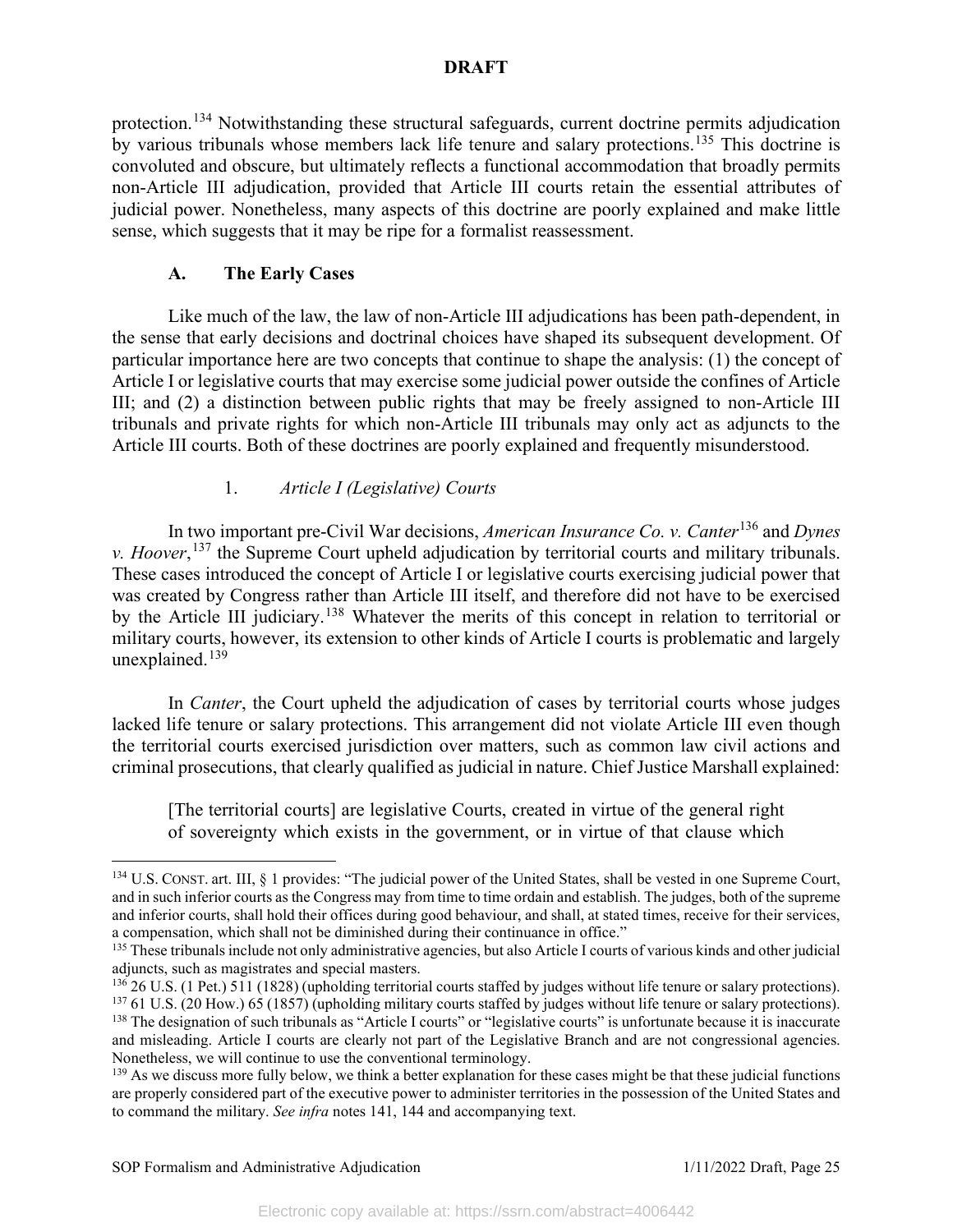protection.[134] Notwithstanding these structural safeguards, current doctrine permits adjudication by various tribunals whose members lack life tenure and salary protections.[135] This doctrine is convoluted and obscure, but ultimately reflects a functional accommodation that broadly permits non-Article III adjudication, provided that Article III courts retain the essential attributes of judicial power. Nonetheless, many aspects of this doctrine are poorly explained and make little sense, which suggests that it may be ripe for a formalist reassessment.

### A. The Early Cases

Like much of the law, the law of non-Article III adjudications has been path-dependent, in the sense that early decisions and doctrinal choices have shaped its subsequent development. Of particular importance here are two concepts that continue to shape the analysis: (1) the concept of Article I or legislative courts that may exercise some judicial power outside the confines of Article III; and (2) a distinction between public rights that may be freely assigned to non-Article III tribunals and private rights for which non-Article III tribunals may only act as adjuncts to the Article III courts. Both of these doctrines are poorly explained and frequently misunderstood.

#### 1. *Article I (Legislative) Courts*

In two important pre-Civil War decisions, *American Insurance Co. v. Canter*[136] and *Dynes v. Hoover*,[137] the Supreme Court upheld adjudication by territorial courts and military tribunals. These cases introduced the concept of Article I or legislative courts exercising judicial power that was created by Congress rather than Article III itself, and therefore did not have to be exercised by the Article III judiciary.[138] Whatever the merits of this concept in relation to territorial or military courts, however, its extension to other kinds of Article I courts is problematic and largely unexplained.[139]

In *Canter*, the Court upheld the adjudication of cases by territorial courts whose judges lacked life tenure or salary protections. This arrangement did not violate Article III even though the territorial courts exercised jurisdiction over matters, such as common law civil actions and criminal prosecutions, that clearly qualified as judicial in nature. Chief Justice Marshall explained:

> [The territorial courts] are legislative Courts, created in virtue of the general right of sovereignty which exists in the government, or in virtue of that clause which

---

[134] U.S. CONST. art. III, § 1 provides: "The judicial power of the United States, shall be vested in one Supreme Court, and in such inferior courts as the Congress may from time to time ordain and establish. The judges, both of the supreme and inferior courts, shall hold their offices during good behaviour, and shall, at stated times, receive for their services, a compensation, which shall not be diminished during their continuance in office."

[135] These tribunals include not only administrative agencies, but also Article I courts of various kinds and other judicial adjuncts, such as magistrates and special masters.

[136] 26 U.S. (1 Pet.) 511 (1828) (upholding territorial courts staffed by judges without life tenure or salary protections).

[137] 61 U.S. (20 How.) 65 (1857) (upholding military courts staffed by judges without life tenure or salary protections).

[138] The designation of such tribunals as "Article I courts" or "legislative courts" is unfortunate because it is inaccurate and misleading. Article I courts are clearly not part of the Legislative Branch and are not congressional agencies. Nonetheless, we will continue to use the conventional terminology.

[139] As we discuss more fully below, we think a better explanation for these cases might be that these judicial functions are properly considered part of the executive power to administer territories in the possession of the United States and to command the military. *See infra* notes 141, 144 and accompanying text.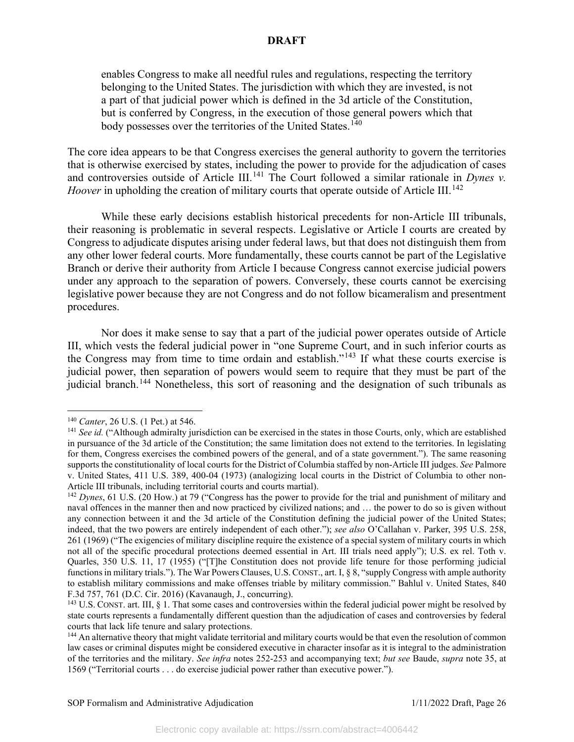> enables Congress to make all needful rules and regulations, respecting the territory belonging to the United States. The jurisdiction with which they are invested, is not a part of that judicial power which is defined in the 3d article of the Constitution, but is conferred by Congress, in the execution of those general powers which that body possesses over the territories of the United States.[140]

The core idea appears to be that Congress exercises the general authority to govern the territories that is otherwise exercised by states, including the power to provide for the adjudication of cases and controversies outside of Article III.[141] The Court followed a similar rationale in *Dynes v. Hoover* in upholding the creation of military courts that operate outside of Article III.[142]

While these early decisions establish historical precedents for non-Article III tribunals, their reasoning is problematic in several respects. Legislative or Article I courts are created by Congress to adjudicate disputes arising under federal laws, but that does not distinguish them from any other lower federal courts. More fundamentally, these courts cannot be part of the Legislative Branch or derive their authority from Article I because Congress cannot exercise judicial powers under any approach to the separation of powers. Conversely, these courts cannot be exercising legislative power because they are not Congress and do not follow bicameralism and presentment procedures.

Nor does it make sense to say that a part of the judicial power operates outside of Article III, which vests the federal judicial power in "one Supreme Court, and in such inferior courts as the Congress may from time to time ordain and establish."[143] If what these courts exercise is judicial power, then separation of powers would seem to require that they must be part of the judicial branch.[144] Nonetheless, this sort of reasoning and the designation of such tribunals as

---

[140] *Canter*, 26 U.S. (1 Pet.) at 546.

[141] *See id.* ("Although admiralty jurisdiction can be exercised in the states in those Courts, only, which are established in pursuance of the 3d article of the Constitution; the same limitation does not extend to the territories. In legislating for them, Congress exercises the combined powers of the general, and of a state government."). The same reasoning supports the constitutionality of local courts for the District of Columbia staffed by non-Article III judges. *See* Palmore v. United States, 411 U.S. 389, 400-04 (1973) (analogizing local courts in the District of Columbia to other non-Article III tribunals, including territorial courts and courts martial).

[142] *Dynes*, 61 U.S. (20 How.) at 79 ("Congress has the power to provide for the trial and punishment of military and naval offences in the manner then and now practiced by civilized nations; and … the power to do so is given without any connection between it and the 3d article of the Constitution defining the judicial power of the United States; indeed, that the two powers are entirely independent of each other."); *see also* O'Callahan v. Parker, 395 U.S. 258, 261 (1969) ("The exigencies of military discipline require the existence of a special system of military courts in which not all of the specific procedural protections deemed essential in Art. III trials need apply"); U.S. ex rel. Toth v. Quarles, 350 U.S. 11, 17 (1955) ("[T]he Constitution does not provide life tenure for those performing judicial functions in military trials."). The War Powers Clauses, U.S. CONST., art. I, § 8, "supply Congress with ample authority to establish military commissions and make offenses triable by military commission." Bahlul v. United States, 840 F.3d 757, 761 (D.C. Cir. 2016) (Kavanaugh, J., concurring).

[143] U.S. CONST. art. III, § 1. That some cases and controversies within the federal judicial power might be resolved by state courts represents a fundamentally different question than the adjudication of cases and controversies by federal courts that lack life tenure and salary protections.

[144] An alternative theory that might validate territorial and military courts would be that even the resolution of common law cases or criminal disputes might be considered executive in character insofar as it is integral to the administration of the territories and the military. *See infra* notes 252-253 and accompanying text; *but see* Baude, *supra* note 35, at 1569 ("Territorial courts . . . do exercise judicial power rather than executive power.").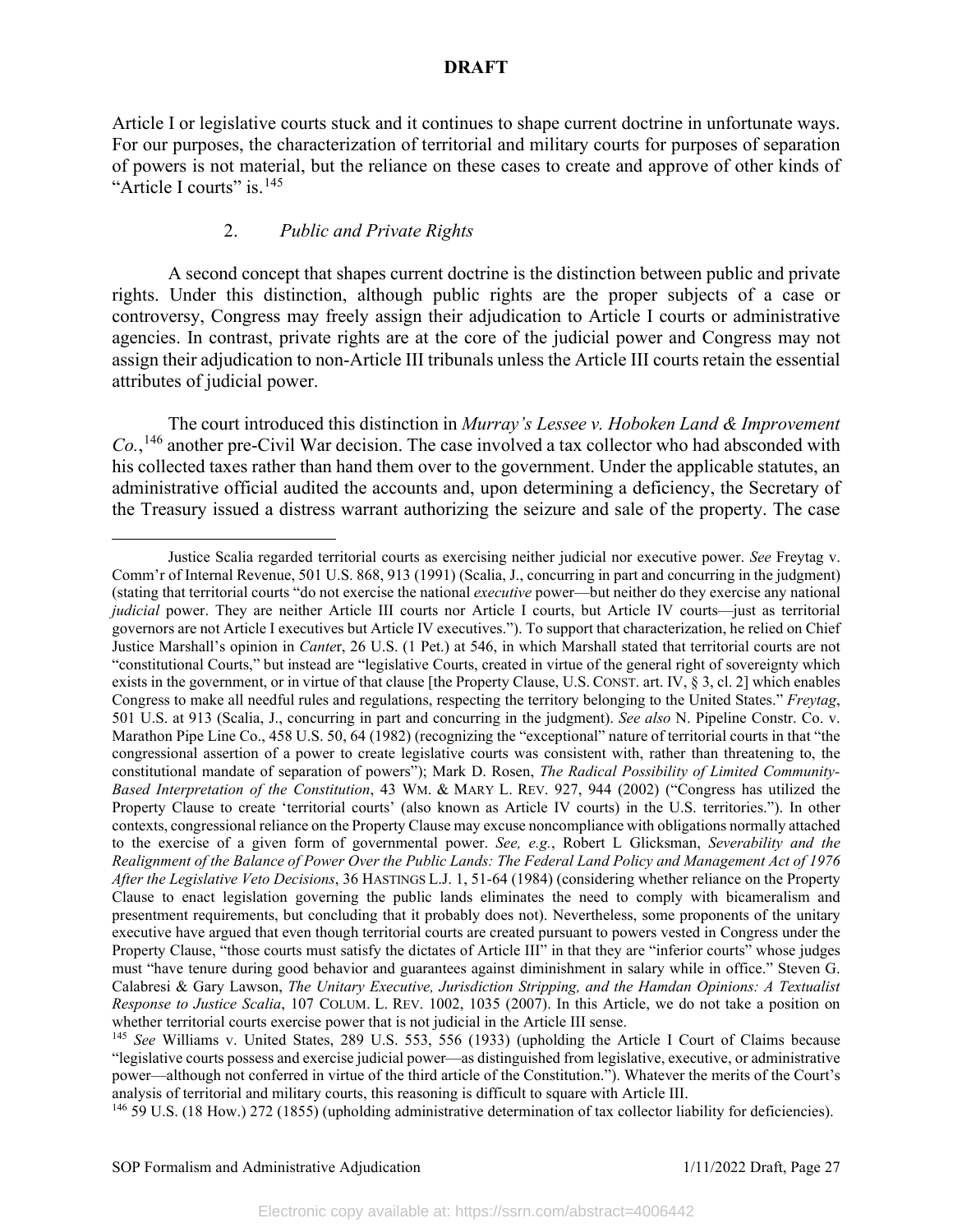Article I or legislative courts stuck and it continues to shape current doctrine in unfortunate ways. For our purposes, the characterization of territorial and military courts for purposes of separation of powers is not material, but the reliance on these cases to create and approve of other kinds of "Article I courts" is.[145]

### 2. *Public and Private Rights*

A second concept that shapes current doctrine is the distinction between public and private rights. Under this distinction, although public rights are the proper subjects of a case or controversy, Congress may freely assign their adjudication to Article I courts or administrative agencies. In contrast, private rights are at the core of the judicial power and Congress may not assign their adjudication to non-Article III tribunals unless the Article III courts retain the essential attributes of judicial power.

The court introduced this distinction in *Murray's Lessee v. Hoboken Land & Improvement Co.*,[146] another pre-Civil War decision. The case involved a tax collector who had absconded with his collected taxes rather than hand them over to the government. Under the applicable statutes, an administrative official audited the accounts and, upon determining a deficiency, the Secretary of the Treasury issued a distress warrant authorizing the seizure and sale of the property. The case

---

Justice Scalia regarded territorial courts as exercising neither judicial nor executive power. *See* Freytag v. Comm'r of Internal Revenue, 501 U.S. 868, 913 (1991) (Scalia, J., concurring in part and concurring in the judgment) (stating that territorial courts "do not exercise the national *executive* power—but neither do they exercise any national *judicial* power. They are neither Article III courts nor Article I courts, but Article IV courts—just as territorial governors are not Article I executives but Article IV executives."). To support that characterization, he relied on Chief Justice Marshall's opinion in *Canter*, 26 U.S. (1 Pet.) at 546, in which Marshall stated that territorial courts are not "constitutional Courts," but instead are "legislative Courts, created in virtue of the general right of sovereignty which exists in the government, or in virtue of that clause [the Property Clause, U.S. CONST. art. IV, § 3, cl. 2] which enables Congress to make all needful rules and regulations, respecting the territory belonging to the United States." *Freytag*, 501 U.S. at 913 (Scalia, J., concurring in part and concurring in the judgment). *See also* N. Pipeline Constr. Co. v. Marathon Pipe Line Co., 458 U.S. 50, 64 (1982) (recognizing the "exceptional" nature of territorial courts in that "the congressional assertion of a power to create legislative courts was consistent with, rather than threatening to, the constitutional mandate of separation of powers"); Mark D. Rosen, *The Radical Possibility of Limited Community-Based Interpretation of the Constitution*, 43 WM. & MARY L. REV. 927, 944 (2002) ("Congress has utilized the Property Clause to create 'territorial courts' (also known as Article IV courts) in the U.S. territories."). In other contexts, congressional reliance on the Property Clause may excuse noncompliance with obligations normally attached to the exercise of a given form of governmental power. *See, e.g.*, Robert L Glicksman, *Severability and the Realignment of the Balance of Power Over the Public Lands: The Federal Land Policy and Management Act of 1976 After the Legislative Veto Decisions*, 36 HASTINGS L.J. 1, 51-64 (1984) (considering whether reliance on the Property Clause to enact legislation governing the public lands eliminates the need to comply with bicameralism and presentment requirements, but concluding that it probably does not). Nevertheless, some proponents of the unitary executive have argued that even though territorial courts are created pursuant to powers vested in Congress under the Property Clause, "those courts must satisfy the dictates of Article III" in that they are "inferior courts" whose judges must "have tenure during good behavior and guarantees against diminishment in salary while in office." Steven G. Calabresi & Gary Lawson, *The Unitary Executive, Jurisdiction Stripping, and the Hamdan Opinions: A Textualist Response to Justice Scalia*, 107 COLUM. L. REV. 1002, 1035 (2007). In this Article, we do not take a position on whether territorial courts exercise power that is not judicial in the Article III sense.

[145] *See* Williams v. United States, 289 U.S. 553, 556 (1933) (upholding the Article I Court of Claims because "legislative courts possess and exercise judicial power—as distinguished from legislative, executive, or administrative power—although not conferred in virtue of the third article of the Constitution."). Whatever the merits of the Court's analysis of territorial and military courts, this reasoning is difficult to square with Article III.

[146] 59 U.S. (18 How.) 272 (1855) (upholding administrative determination of tax collector liability for deficiencies).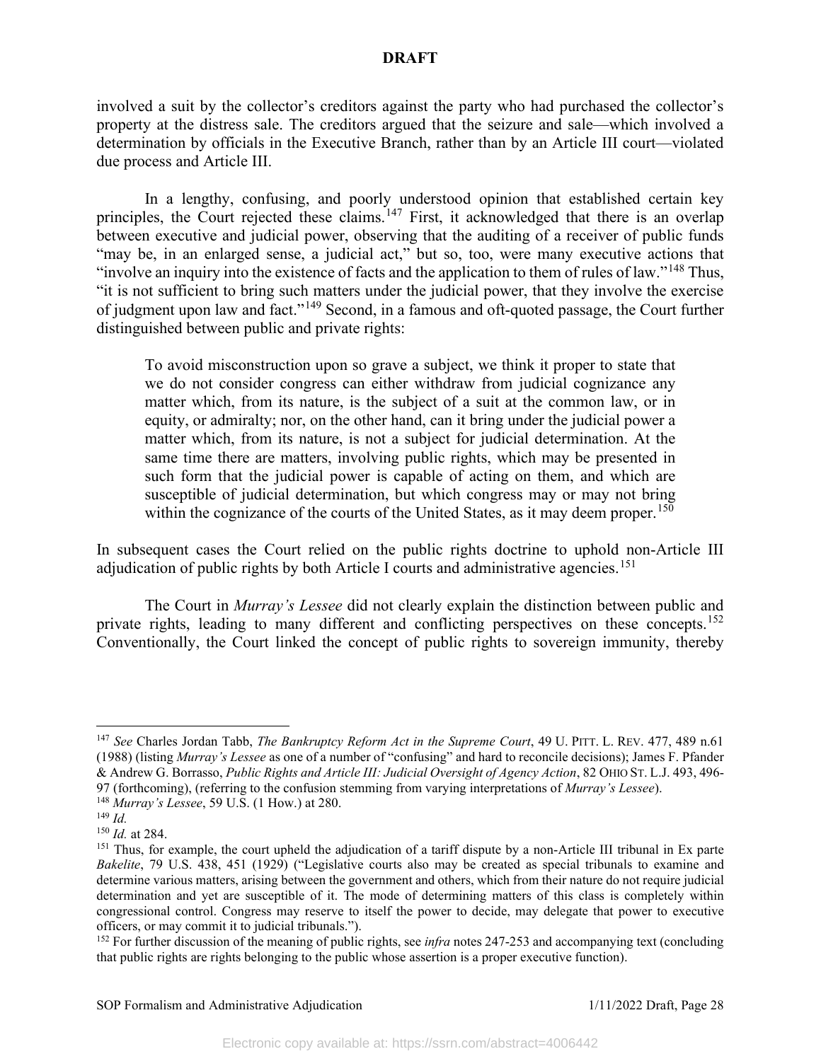involved a suit by the collector's creditors against the party who had purchased the collector's property at the distress sale. The creditors argued that the seizure and sale—which involved a determination by officials in the Executive Branch, rather than by an Article III court—violated due process and Article III.

In a lengthy, confusing, and poorly understood opinion that established certain key principles, the Court rejected these claims.[147] First, it acknowledged that there is an overlap between executive and judicial power, observing that the auditing of a receiver of public funds "may be, in an enlarged sense, a judicial act," but so, too, were many executive actions that "involve an inquiry into the existence of facts and the application to them of rules of law."[148] Thus, "it is not sufficient to bring such matters under the judicial power, that they involve the exercise of judgment upon law and fact."[149] Second, in a famous and oft-quoted passage, the Court further distinguished between public and private rights:

> To avoid misconstruction upon so grave a subject, we think it proper to state that we do not consider congress can either withdraw from judicial cognizance any matter which, from its nature, is the subject of a suit at the common law, or in equity, or admiralty; nor, on the other hand, can it bring under the judicial power a matter which, from its nature, is not a subject for judicial determination. At the same time there are matters, involving public rights, which may be presented in such form that the judicial power is capable of acting on them, and which are susceptible of judicial determination, but which congress may or may not bring within the cognizance of the courts of the United States, as it may deem proper.[150]

In subsequent cases the Court relied on the public rights doctrine to uphold non-Article III adjudication of public rights by both Article I courts and administrative agencies.[151]

The Court in *Murray's Lessee* did not clearly explain the distinction between public and private rights, leading to many different and conflicting perspectives on these concepts.[152] Conventionally, the Court linked the concept of public rights to sovereign immunity, thereby

---

[147] *See* Charles Jordan Tabb, *The Bankruptcy Reform Act in the Supreme Court*, 49 U. PITT. L. REV. 477, 489 n.61 (1988) (listing *Murray's Lessee* as one of a number of "confusing" and hard to reconcile decisions); James F. Pfander & Andrew G. Borrasso, *Public Rights and Article III: Judicial Oversight of Agency Action*, 82 OHIO ST. L.J. 493, 496-97 (forthcoming), (referring to the confusion stemming from varying interpretations of *Murray's Lessee*).

[148] *Murray's Lessee*, 59 U.S. (1 How.) at 280.

[149] *Id.*

[150] *Id.* at 284.

[151] Thus, for example, the court upheld the adjudication of a tariff dispute by a non-Article III tribunal in Ex parte *Bakelite*, 79 U.S. 438, 451 (1929) ("Legislative courts also may be created as special tribunals to examine and determine various matters, arising between the government and others, which from their nature do not require judicial determination and yet are susceptible of it. The mode of determining matters of this class is completely within congressional control. Congress may reserve to itself the power to decide, may delegate that power to executive officers, or may commit it to judicial tribunals.").

[152] For further discussion of the meaning of public rights, see *infra* notes 247-253 and accompanying text (concluding that public rights are rights belonging to the public whose assertion is a proper executive function).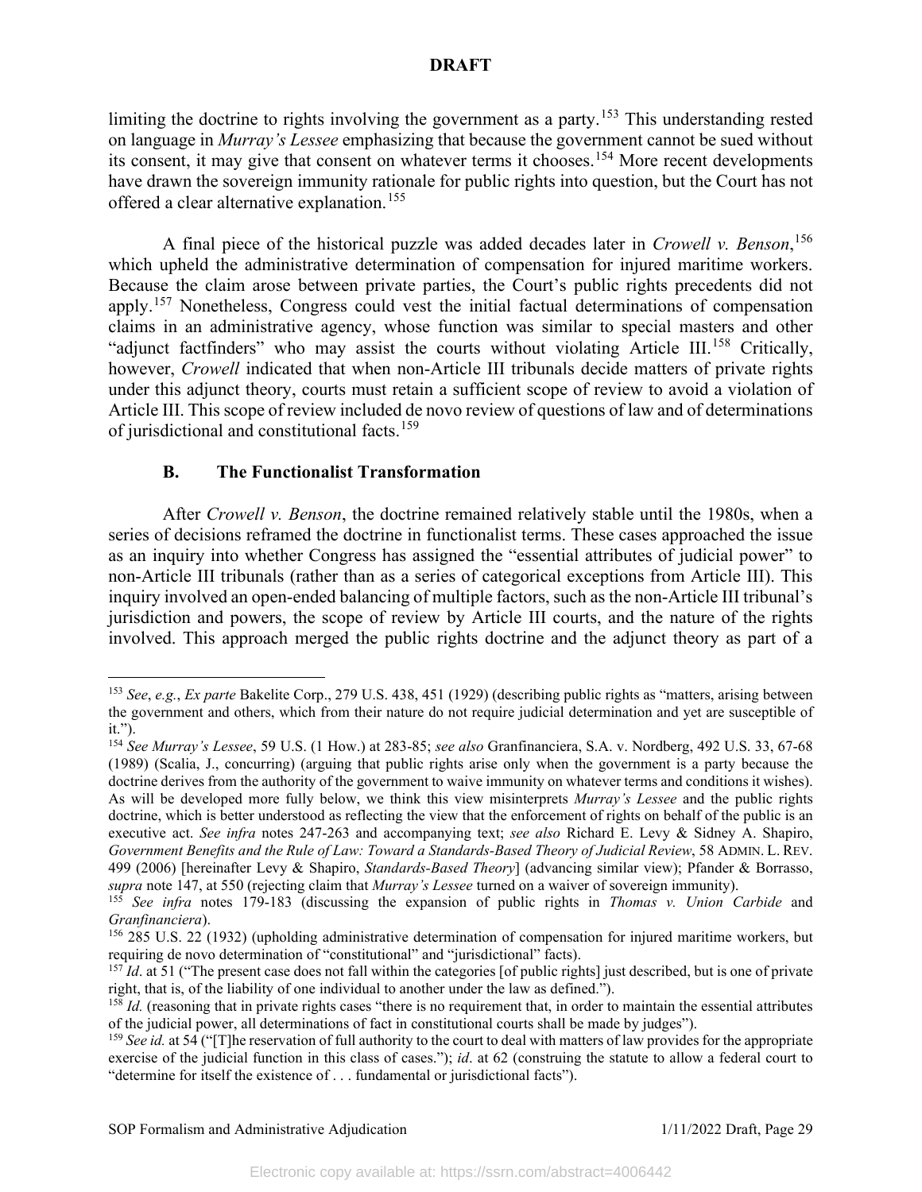limiting the doctrine to rights involving the government as a party.[153] This understanding rested on language in *Murray's Lessee* emphasizing that because the government cannot be sued without its consent, it may give that consent on whatever terms it chooses.[154] More recent developments have drawn the sovereign immunity rationale for public rights into question, but the Court has not offered a clear alternative explanation.[155]

A final piece of the historical puzzle was added decades later in *Crowell v. Benson*,[156] which upheld the administrative determination of compensation for injured maritime workers. Because the claim arose between private parties, the Court's public rights precedents did not apply.[157] Nonetheless, Congress could vest the initial factual determinations of compensation claims in an administrative agency, whose function was similar to special masters and other "adjunct factfinders" who may assist the courts without violating Article III.[158] Critically, however, *Crowell* indicated that when non-Article III tribunals decide matters of private rights under this adjunct theory, courts must retain a sufficient scope of review to avoid a violation of Article III. This scope of review included de novo review of questions of law and of determinations of jurisdictional and constitutional facts.[159]

### B. The Functionalist Transformation

After *Crowell v. Benson*, the doctrine remained relatively stable until the 1980s, when a series of decisions reframed the doctrine in functionalist terms. These cases approached the issue as an inquiry into whether Congress has assigned the "essential attributes of judicial power" to non-Article III tribunals (rather than as a series of categorical exceptions from Article III). This inquiry involved an open-ended balancing of multiple factors, such as the non-Article III tribunal's jurisdiction and powers, the scope of review by Article III courts, and the nature of the rights involved. This approach merged the public rights doctrine and the adjunct theory as part of a

---

[153] *See*, *e.g.*, *Ex parte* Bakelite Corp., 279 U.S. 438, 451 (1929) (describing public rights as "matters, arising between the government and others, which from their nature do not require judicial determination and yet are susceptible of it.").

[154] *See Murray's Lessee*, 59 U.S. (1 How.) at 283-85; *see also* Granfinanciera, S.A. v. Nordberg, 492 U.S. 33, 67-68 (1989) (Scalia, J., concurring) (arguing that public rights arise only when the government is a party because the doctrine derives from the authority of the government to waive immunity on whatever terms and conditions it wishes). As will be developed more fully below, we think this view misinterprets *Murray's Lessee* and the public rights doctrine, which is better understood as reflecting the view that the enforcement of rights on behalf of the public is an executive act. *See infra* notes 247-263 and accompanying text; *see also* Richard E. Levy & Sidney A. Shapiro, *Government Benefits and the Rule of Law: Toward a Standards-Based Theory of Judicial Review*, 58 ADMIN. L. REV. 499 (2006) [hereinafter Levy & Shapiro, *Standards-Based Theory*] (advancing similar view); Pfander & Borrasso, *supra* note 147, at 550 (rejecting claim that *Murray's Lessee* turned on a waiver of sovereign immunity).

[155] *See infra* notes 179-183 (discussing the expansion of public rights in *Thomas v. Union Carbide* and *Granfinanciera*).

[156] 285 U.S. 22 (1932) (upholding administrative determination of compensation for injured maritime workers, but requiring de novo determination of "constitutional" and "jurisdictional" facts).

[157] *Id*. at 51 ("The present case does not fall within the categories [of public rights] just described, but is one of private right, that is, of the liability of one individual to another under the law as defined.").

[158] *Id.* (reasoning that in private rights cases "there is no requirement that, in order to maintain the essential attributes of the judicial power, all determinations of fact in constitutional courts shall be made by judges").

[159] *See id.* at 54 ("[T]he reservation of full authority to the court to deal with matters of law provides for the appropriate exercise of the judicial function in this class of cases."); *id*. at 62 (construing the statute to allow a federal court to "determine for itself the existence of . . . fundamental or jurisdictional facts").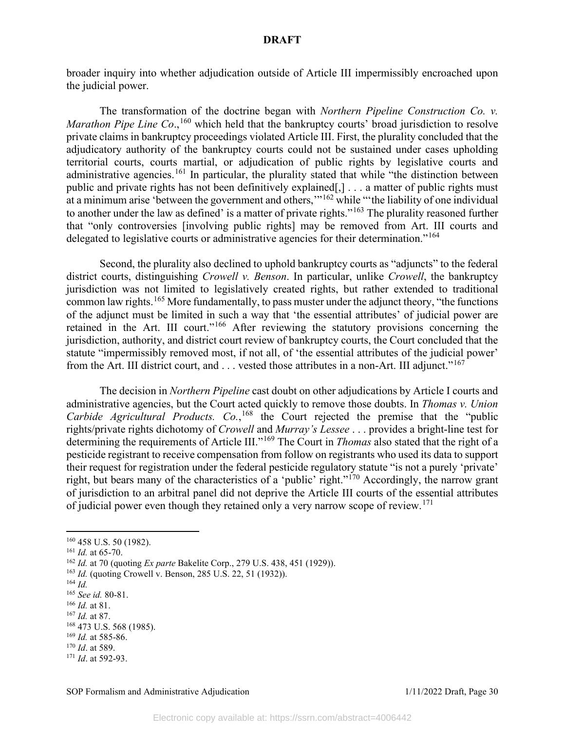broader inquiry into whether adjudication outside of Article III impermissibly encroached upon the judicial power.

The transformation of the doctrine began with *Northern Pipeline Construction Co. v. Marathon Pipe Line Co*.,[160] which held that the bankruptcy courts' broad jurisdiction to resolve private claims in bankruptcy proceedings violated Article III. First, the plurality concluded that the adjudicatory authority of the bankruptcy courts could not be sustained under cases upholding territorial courts, courts martial, or adjudication of public rights by legislative courts and administrative agencies.[161] In particular, the plurality stated that while "the distinction between public and private rights has not been definitively explained[,] . . . a matter of public rights must at a minimum arise 'between the government and others,'"[162] while "'the liability of one individual to another under the law as defined' is a matter of private rights."[163] The plurality reasoned further that "only controversies [involving public rights] may be removed from Art. III courts and delegated to legislative courts or administrative agencies for their determination."[164]

Second, the plurality also declined to uphold bankruptcy courts as "adjuncts" to the federal district courts, distinguishing *Crowell v. Benson*. In particular, unlike *Crowell*, the bankruptcy jurisdiction was not limited to legislatively created rights, but rather extended to traditional common law rights.[165] More fundamentally, to pass muster under the adjunct theory, "the functions of the adjunct must be limited in such a way that 'the essential attributes' of judicial power are retained in the Art. III court."[166] After reviewing the statutory provisions concerning the jurisdiction, authority, and district court review of bankruptcy courts, the Court concluded that the statute "impermissibly removed most, if not all, of 'the essential attributes of the judicial power' from the Art. III district court, and . . . vested those attributes in a non-Art. III adjunct."[167]

The decision in *Northern Pipeline* cast doubt on other adjudications by Article I courts and administrative agencies, but the Court acted quickly to remove those doubts. In *Thomas v. Union Carbide Agricultural Products. Co.*,[168] the Court rejected the premise that the "public rights/private rights dichotomy of *Crowell* and *Murray's Lessee* . . . provides a bright-line test for determining the requirements of Article III."[169] The Court in *Thomas* also stated that the right of a pesticide registrant to receive compensation from follow on registrants who used its data to support their request for registration under the federal pesticide regulatory statute "is not a purely 'private' right, but bears many of the characteristics of a 'public' right."[170] Accordingly, the narrow grant of jurisdiction to an arbitral panel did not deprive the Article III courts of the essential attributes of judicial power even though they retained only a very narrow scope of review.[171]

---

[160] 458 U.S. 50 (1982).
[161] *Id.* at 65-70.
[162] *Id.* at 70 (quoting *Ex parte* Bakelite Corp., 279 U.S. 438, 451 (1929)).
[163] *Id.* (quoting Crowell v. Benson, 285 U.S. 22, 51 (1932)).
[164] *Id.*
[165] *See id.* 80-81.
[166] *Id.* at 81.
[167] *Id.* at 87.
[168] 473 U.S. 568 (1985).
[169] *Id.* at 585-86.
[170] *Id*. at 589.
[171] *Id*. at 592-93.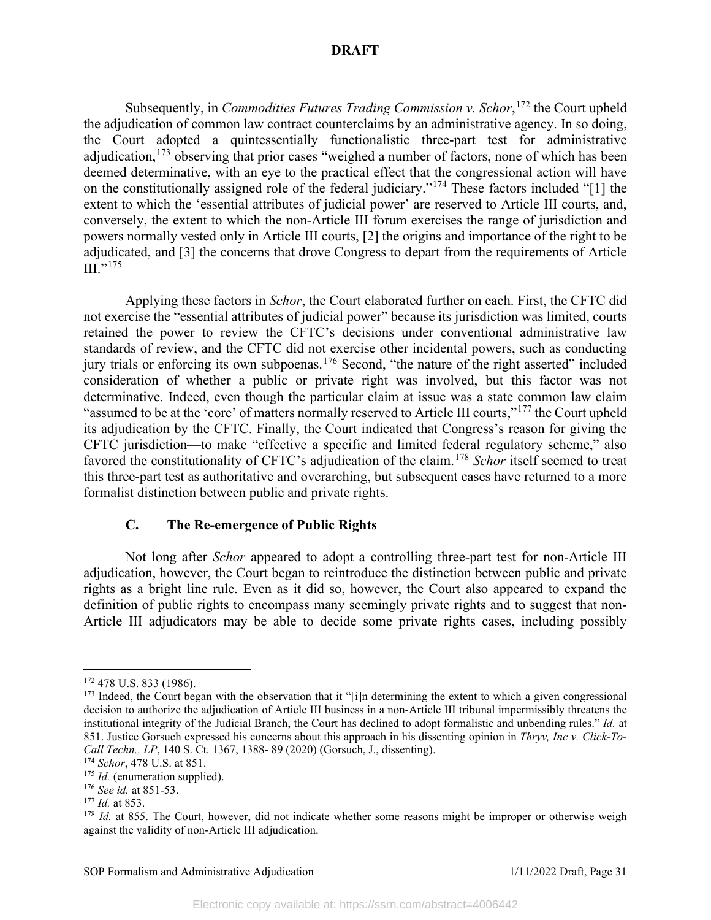Subsequently, in *Commodities Futures Trading Commission v. Schor*,[172] the Court upheld the adjudication of common law contract counterclaims by an administrative agency. In so doing, the Court adopted a quintessentially functionalistic three-part test for administrative adjudication,[173] observing that prior cases "weighed a number of factors, none of which has been deemed determinative, with an eye to the practical effect that the congressional action will have on the constitutionally assigned role of the federal judiciary."[174] These factors included "[1] the extent to which the 'essential attributes of judicial power' are reserved to Article III courts, and, conversely, the extent to which the non-Article III forum exercises the range of jurisdiction and powers normally vested only in Article III courts, [2] the origins and importance of the right to be adjudicated, and [3] the concerns that drove Congress to depart from the requirements of Article III."[175]

Applying these factors in *Schor*, the Court elaborated further on each. First, the CFTC did not exercise the "essential attributes of judicial power" because its jurisdiction was limited, courts retained the power to review the CFTC's decisions under conventional administrative law standards of review, and the CFTC did not exercise other incidental powers, such as conducting jury trials or enforcing its own subpoenas.[176] Second, "the nature of the right asserted" included consideration of whether a public or private right was involved, but this factor was not determinative. Indeed, even though the particular claim at issue was a state common law claim "assumed to be at the 'core' of matters normally reserved to Article III courts,"[177] the Court upheld its adjudication by the CFTC. Finally, the Court indicated that Congress's reason for giving the CFTC jurisdiction—to make "effective a specific and limited federal regulatory scheme," also favored the constitutionality of CFTC's adjudication of the claim.[178] *Schor* itself seemed to treat this three-part test as authoritative and overarching, but subsequent cases have returned to a more formalist distinction between public and private rights.

### C. The Re-emergence of Public Rights

Not long after *Schor* appeared to adopt a controlling three-part test for non-Article III adjudication, however, the Court began to reintroduce the distinction between public and private rights as a bright line rule. Even as it did so, however, the Court also appeared to expand the definition of public rights to encompass many seemingly private rights and to suggest that non-Article III adjudicators may be able to decide some private rights cases, including possibly

---

[172] 478 U.S. 833 (1986).

[173] Indeed, the Court began with the observation that it "[i]n determining the extent to which a given congressional decision to authorize the adjudication of Article III business in a non-Article III tribunal impermissibly threatens the institutional integrity of the Judicial Branch, the Court has declined to adopt formalistic and unbending rules." *Id.* at 851. Justice Gorsuch expressed his concerns about this approach in his dissenting opinion in *Thryv, Inc v. Click-To-Call Techn., LP*, 140 S. Ct. 1367, 1388- 89 (2020) (Gorsuch, J., dissenting).

[174] *Schor*, 478 U.S. at 851.

[175] *Id.* (enumeration supplied).

[176] *See id.* at 851-53.

[177] *Id.* at 853.

[178] *Id.* at 855. The Court, however, did not indicate whether some reasons might be improper or otherwise weigh against the validity of non-Article III adjudication.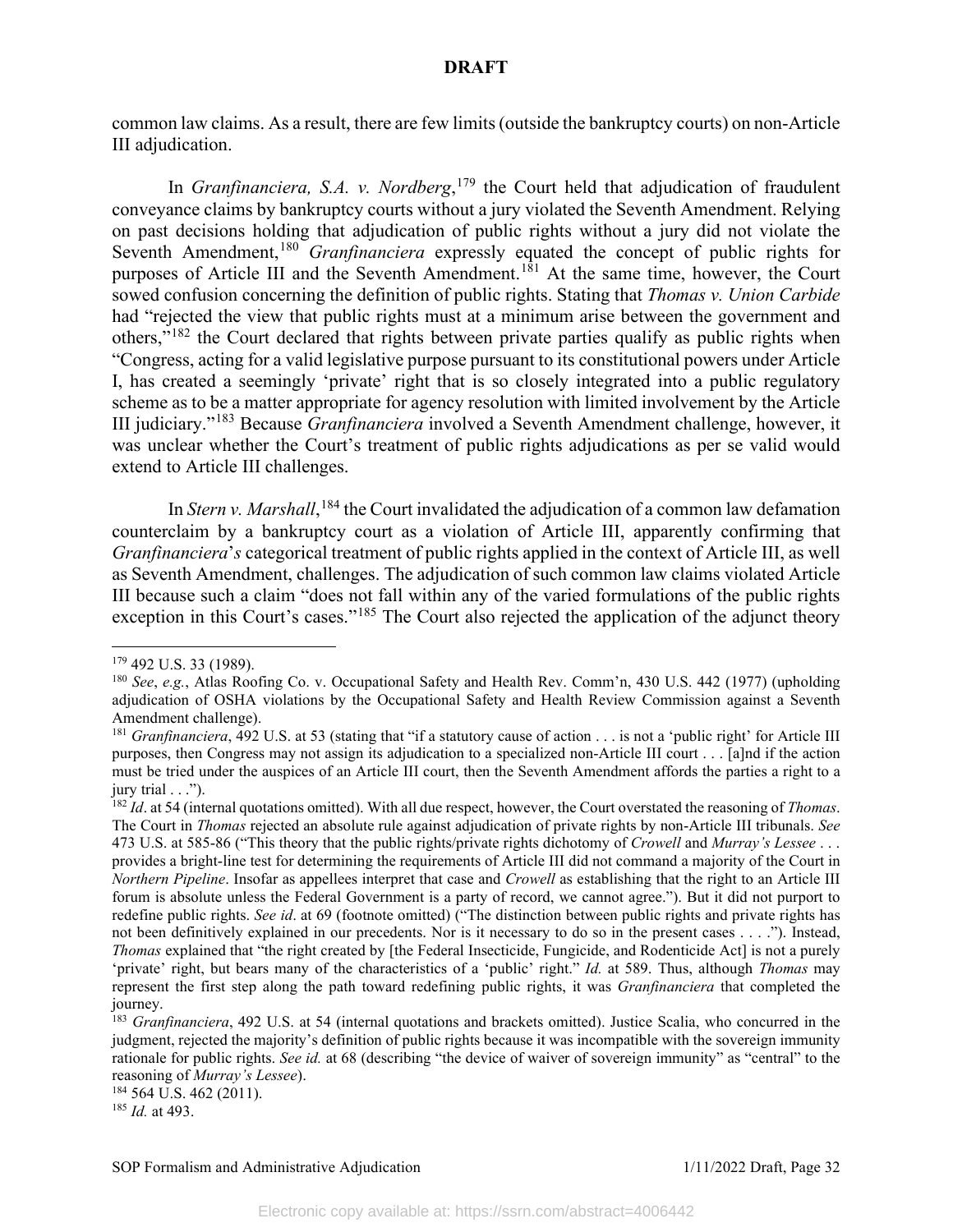common law claims. As a result, there are few limits (outside the bankruptcy courts) on non-Article III adjudication.

In *Granfinanciera, S.A. v. Nordberg*,[179] the Court held that adjudication of fraudulent conveyance claims by bankruptcy courts without a jury violated the Seventh Amendment. Relying on past decisions holding that adjudication of public rights without a jury did not violate the Seventh Amendment,[180] *Granfinanciera* expressly equated the concept of public rights for purposes of Article III and the Seventh Amendment.[181] At the same time, however, the Court sowed confusion concerning the definition of public rights. Stating that *Thomas v. Union Carbide* had "rejected the view that public rights must at a minimum arise between the government and others,"[182] the Court declared that rights between private parties qualify as public rights when "Congress, acting for a valid legislative purpose pursuant to its constitutional powers under Article I, has created a seemingly 'private' right that is so closely integrated into a public regulatory scheme as to be a matter appropriate for agency resolution with limited involvement by the Article III judiciary."[183] Because *Granfinanciera* involved a Seventh Amendment challenge, however, it was unclear whether the Court's treatment of public rights adjudications as per se valid would extend to Article III challenges.

In *Stern v. Marshall*,[184] the Court invalidated the adjudication of a common law defamation counterclaim by a bankruptcy court as a violation of Article III, apparently confirming that *Granfinanciera*'s categorical treatment of public rights applied in the context of Article III, as well as Seventh Amendment, challenges. The adjudication of such common law claims violated Article III because such a claim "does not fall within any of the varied formulations of the public rights exception in this Court's cases."[185] The Court also rejected the application of the adjunct theory

---

[179] 492 U.S. 33 (1989).

[180] *See*, *e.g.*, Atlas Roofing Co. v. Occupational Safety and Health Rev. Comm'n, 430 U.S. 442 (1977) (upholding adjudication of OSHA violations by the Occupational Safety and Health Review Commission against a Seventh Amendment challenge).

[181] *Granfinanciera*, 492 U.S. at 53 (stating that "if a statutory cause of action . . . is not a 'public right' for Article III purposes, then Congress may not assign its adjudication to a specialized non-Article III court . . . [a]nd if the action must be tried under the auspices of an Article III court, then the Seventh Amendment affords the parties a right to a jury trial . . .").

[182] *Id*. at 54 (internal quotations omitted). With all due respect, however, the Court overstated the reasoning of *Thomas*. The Court in *Thomas* rejected an absolute rule against adjudication of private rights by non-Article III tribunals. *See* 473 U.S. at 585-86 ("This theory that the public rights/private rights dichotomy of *Crowell* and *Murray's Lessee* . . . provides a bright-line test for determining the requirements of Article III did not command a majority of the Court in *Northern Pipeline*. Insofar as appellees interpret that case and *Crowell* as establishing that the right to an Article III forum is absolute unless the Federal Government is a party of record, we cannot agree."). But it did not purport to redefine public rights. *See id*. at 69 (footnote omitted) ("The distinction between public rights and private rights has not been definitively explained in our precedents. Nor is it necessary to do so in the present cases . . . ."). Instead, *Thomas* explained that "the right created by [the Federal Insecticide, Fungicide, and Rodenticide Act] is not a purely 'private' right, but bears many of the characteristics of a 'public' right." *Id.* at 589. Thus, although *Thomas* may represent the first step along the path toward redefining public rights, it was *Granfinanciera* that completed the journey.

[183] *Granfinanciera*, 492 U.S. at 54 (internal quotations and brackets omitted). Justice Scalia, who concurred in the judgment, rejected the majority's definition of public rights because it was incompatible with the sovereign immunity rationale for public rights. *See id.* at 68 (describing "the device of waiver of sovereign immunity" as "central" to the reasoning of *Murray's Lessee*).

[184] 564 U.S. 462 (2011).

[185] *Id.* at 493.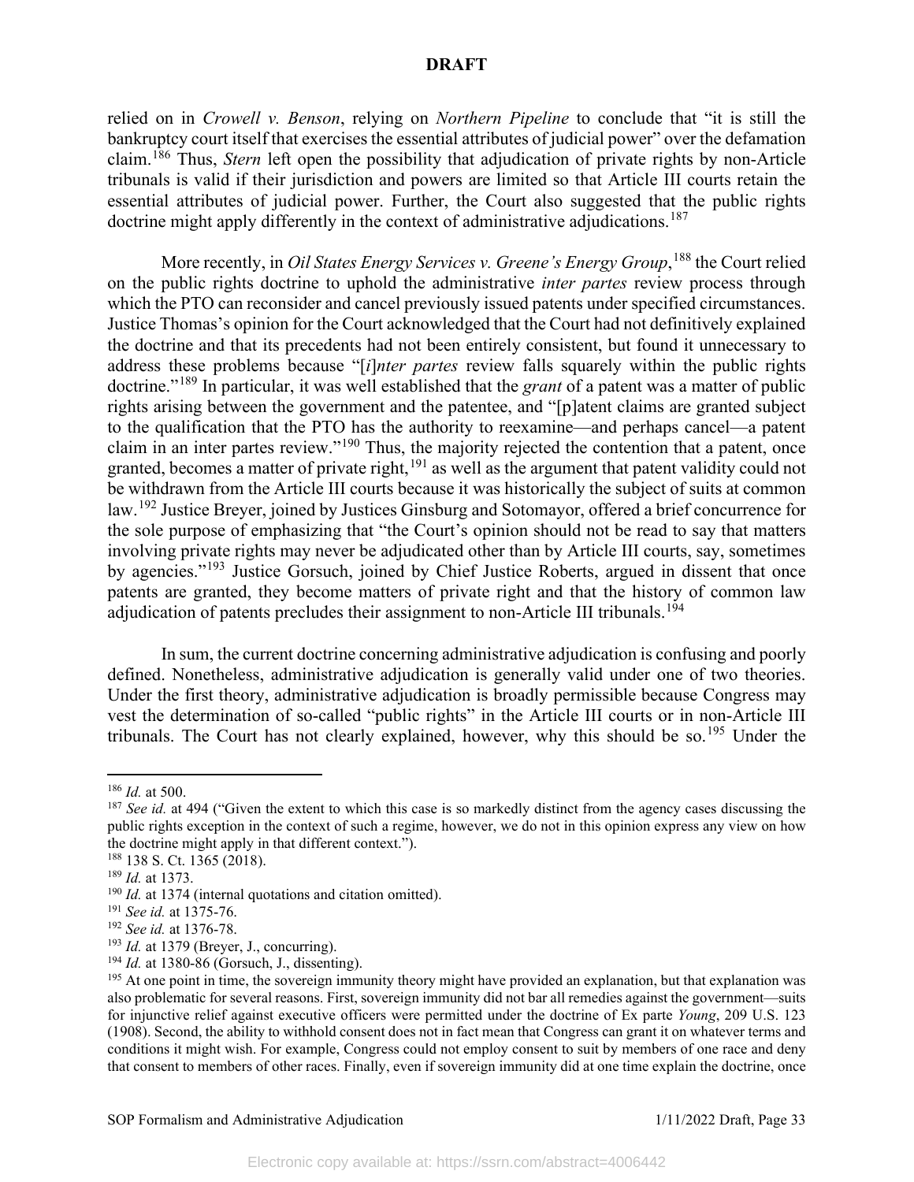relied on in *Crowell v. Benson*, relying on *Northern Pipeline* to conclude that "it is still the bankruptcy court itself that exercises the essential attributes of judicial power" over the defamation claim.[186] Thus, *Stern* left open the possibility that adjudication of private rights by non-Article tribunals is valid if their jurisdiction and powers are limited so that Article III courts retain the essential attributes of judicial power. Further, the Court also suggested that the public rights doctrine might apply differently in the context of administrative adjudications.[187]

More recently, in *Oil States Energy Services v. Greene's Energy Group*,[188] the Court relied on the public rights doctrine to uphold the administrative *inter partes* review process through which the PTO can reconsider and cancel previously issued patents under specified circumstances. Justice Thomas's opinion for the Court acknowledged that the Court had not definitively explained the doctrine and that its precedents had not been entirely consistent, but found it unnecessary to address these problems because "[*i*]*nter partes* review falls squarely within the public rights doctrine."[189] In particular, it was well established that the *grant* of a patent was a matter of public rights arising between the government and the patentee, and "[p]atent claims are granted subject to the qualification that the PTO has the authority to reexamine—and perhaps cancel—a patent claim in an inter partes review."[190] Thus, the majority rejected the contention that a patent, once granted, becomes a matter of private right,[191] as well as the argument that patent validity could not be withdrawn from the Article III courts because it was historically the subject of suits at common law.[192] Justice Breyer, joined by Justices Ginsburg and Sotomayor, offered a brief concurrence for the sole purpose of emphasizing that "the Court's opinion should not be read to say that matters involving private rights may never be adjudicated other than by Article III courts, say, sometimes by agencies."[193] Justice Gorsuch, joined by Chief Justice Roberts, argued in dissent that once patents are granted, they become matters of private right and that the history of common law adjudication of patents precludes their assignment to non-Article III tribunals.[194]

In sum, the current doctrine concerning administrative adjudication is confusing and poorly defined. Nonetheless, administrative adjudication is generally valid under one of two theories. Under the first theory, administrative adjudication is broadly permissible because Congress may vest the determination of so-called "public rights" in the Article III courts or in non-Article III tribunals. The Court has not clearly explained, however, why this should be so.[195] Under the

---

[186] *Id.* at 500.

[187] *See id.* at 494 ("Given the extent to which this case is so markedly distinct from the agency cases discussing the public rights exception in the context of such a regime, however, we do not in this opinion express any view on how the doctrine might apply in that different context.").

[188] 138 S. Ct. 1365 (2018).

[189] *Id.* at 1373.

[190] *Id.* at 1374 (internal quotations and citation omitted).

[191] *See id.* at 1375-76.

[192] *See id.* at 1376-78.

[193] *Id.* at 1379 (Breyer, J., concurring).

[194] *Id.* at 1380-86 (Gorsuch, J., dissenting).

[195] At one point in time, the sovereign immunity theory might have provided an explanation, but that explanation was also problematic for several reasons. First, sovereign immunity did not bar all remedies against the government—suits for injunctive relief against executive officers were permitted under the doctrine of Ex parte *Young*, 209 U.S. 123 (1908). Second, the ability to withhold consent does not in fact mean that Congress can grant it on whatever terms and conditions it might wish. For example, Congress could not employ consent to suit by members of one race and deny that consent to members of other races. Finally, even if sovereign immunity did at one time explain the doctrine, once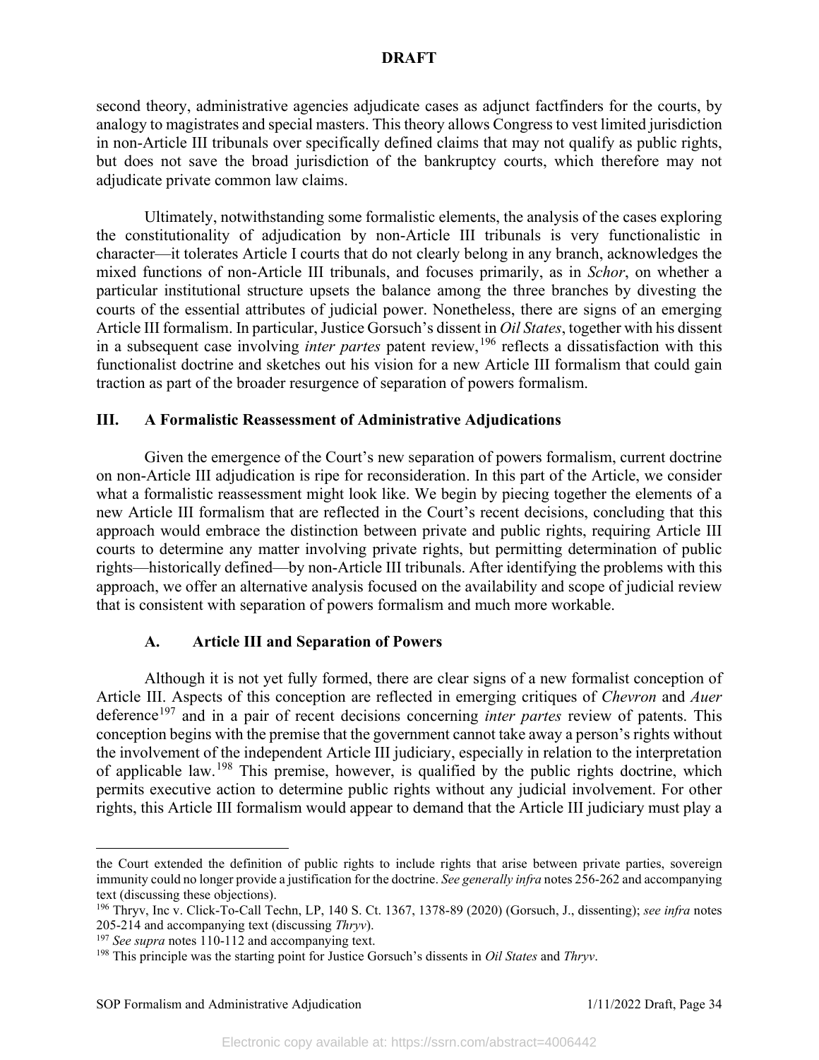second theory, administrative agencies adjudicate cases as adjunct factfinders for the courts, by analogy to magistrates and special masters. This theory allows Congress to vest limited jurisdiction in non-Article III tribunals over specifically defined claims that may not qualify as public rights, but does not save the broad jurisdiction of the bankruptcy courts, which therefore may not adjudicate private common law claims.

Ultimately, notwithstanding some formalistic elements, the analysis of the cases exploring the constitutionality of adjudication by non-Article III tribunals is very functionalistic in character—it tolerates Article I courts that do not clearly belong in any branch, acknowledges the mixed functions of non-Article III tribunals, and focuses primarily, as in *Schor*, on whether a particular institutional structure upsets the balance among the three branches by divesting the courts of the essential attributes of judicial power. Nonetheless, there are signs of an emerging Article III formalism. In particular, Justice Gorsuch's dissent in *Oil States*, together with his dissent in a subsequent case involving *inter partes* patent review,[196] reflects a dissatisfaction with this functionalist doctrine and sketches out his vision for a new Article III formalism that could gain traction as part of the broader resurgence of separation of powers formalism.

## III. A Formalistic Reassessment of Administrative Adjudications

Given the emergence of the Court's new separation of powers formalism, current doctrine on non-Article III adjudication is ripe for reconsideration. In this part of the Article, we consider what a formalistic reassessment might look like. We begin by piecing together the elements of a new Article III formalism that are reflected in the Court's recent decisions, concluding that this approach would embrace the distinction between private and public rights, requiring Article III courts to determine any matter involving private rights, but permitting determination of public rights—historically defined—by non-Article III tribunals. After identifying the problems with this approach, we offer an alternative analysis focused on the availability and scope of judicial review that is consistent with separation of powers formalism and much more workable.

### A. Article III and Separation of Powers

Although it is not yet fully formed, there are clear signs of a new formalist conception of Article III. Aspects of this conception are reflected in emerging critiques of *Chevron* and *Auer* deference[197] and in a pair of recent decisions concerning *inter partes* review of patents. This conception begins with the premise that the government cannot take away a person's rights without the involvement of the independent Article III judiciary, especially in relation to the interpretation of applicable law.[198] This premise, however, is qualified by the public rights doctrine, which permits executive action to determine public rights without any judicial involvement. For other rights, this Article III formalism would appear to demand that the Article III judiciary must play a

---

the Court extended the definition of public rights to include rights that arise between private parties, sovereign immunity could no longer provide a justification for the doctrine. *See generally infra* notes 256-262 and accompanying text (discussing these objections).

[196] Thryv, Inc v. Click-To-Call Techn, LP, 140 S. Ct. 1367, 1378-89 (2020) (Gorsuch, J., dissenting); *see infra* notes 205-214 and accompanying text (discussing *Thryv*).

[197] *See supra* notes 110-112 and accompanying text.

[198] This principle was the starting point for Justice Gorsuch's dissents in *Oil States* and *Thryv*.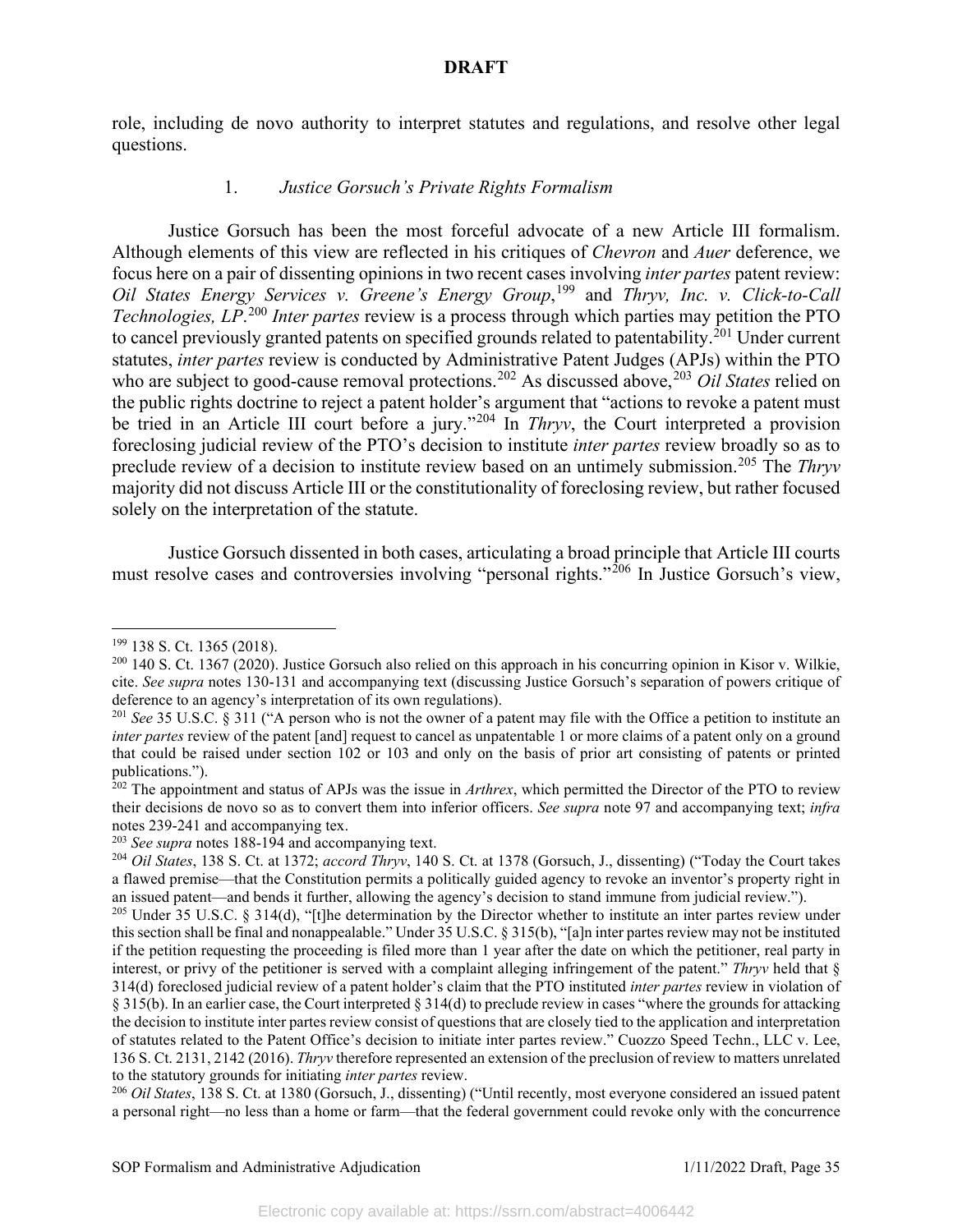role, including de novo authority to interpret statutes and regulations, and resolve other legal questions.

### 1. *Justice Gorsuch's Private Rights Formalism*

Justice Gorsuch has been the most forceful advocate of a new Article III formalism. Although elements of this view are reflected in his critiques of *Chevron* and *Auer* deference, we focus here on a pair of dissenting opinions in two recent cases involving *inter partes* patent review: *Oil States Energy Services v. Greene's Energy Group*,[199] and *Thryv, Inc. v. Click-to-Call Technologies, LP*.[200] *Inter partes* review is a process through which parties may petition the PTO to cancel previously granted patents on specified grounds related to patentability.[201] Under current statutes, *inter partes* review is conducted by Administrative Patent Judges (APJs) within the PTO who are subject to good-cause removal protections.[202] As discussed above,[203] *Oil States* relied on the public rights doctrine to reject a patent holder's argument that "actions to revoke a patent must be tried in an Article III court before a jury."[204] In *Thryv*, the Court interpreted a provision foreclosing judicial review of the PTO's decision to institute *inter partes* review broadly so as to preclude review of a decision to institute review based on an untimely submission.[205] The *Thryv* majority did not discuss Article III or the constitutionality of foreclosing review, but rather focused solely on the interpretation of the statute.

Justice Gorsuch dissented in both cases, articulating a broad principle that Article III courts must resolve cases and controversies involving "personal rights."[206] In Justice Gorsuch's view,

---

[199] 138 S. Ct. 1365 (2018).

[200] 140 S. Ct. 1367 (2020). Justice Gorsuch also relied on this approach in his concurring opinion in Kisor v. Wilkie, cite. *See supra* notes 130-131 and accompanying text (discussing Justice Gorsuch's separation of powers critique of deference to an agency's interpretation of its own regulations).

[201] *See* 35 U.S.C. § 311 ("A person who is not the owner of a patent may file with the Office a petition to institute an *inter partes* review of the patent [and] request to cancel as unpatentable 1 or more claims of a patent only on a ground that could be raised under section 102 or 103 and only on the basis of prior art consisting of patents or printed publications.").

[202] The appointment and status of APJs was the issue in *Arthrex*, which permitted the Director of the PTO to review their decisions de novo so as to convert them into inferior officers. *See supra* note 97 and accompanying text; *infra* notes 239-241 and accompanying tex.

[203] *See supra* notes 188-194 and accompanying text.

[204] *Oil States*, 138 S. Ct. at 1372; *accord Thryv*, 140 S. Ct. at 1378 (Gorsuch, J., dissenting) ("Today the Court takes a flawed premise—that the Constitution permits a politically guided agency to revoke an inventor's property right in an issued patent—and bends it further, allowing the agency's decision to stand immune from judicial review.").

[205] Under 35 U.S.C. § 314(d), "[t]he determination by the Director whether to institute an inter partes review under this section shall be final and nonappealable." Under 35 U.S.C. § 315(b), "[a]n inter partes review may not be instituted if the petition requesting the proceeding is filed more than 1 year after the date on which the petitioner, real party in interest, or privy of the petitioner is served with a complaint alleging infringement of the patent." *Thryv* held that § 314(d) foreclosed judicial review of a patent holder's claim that the PTO instituted *inter partes* review in violation of § 315(b). In an earlier case, the Court interpreted § 314(d) to preclude review in cases "where the grounds for attacking the decision to institute inter partes review consist of questions that are closely tied to the application and interpretation of statutes related to the Patent Office's decision to initiate inter partes review." Cuozzo Speed Techn., LLC v. Lee, 136 S. Ct. 2131, 2142 (2016). *Thryv* therefore represented an extension of the preclusion of review to matters unrelated to the statutory grounds for initiating *inter partes* review.

[206] *Oil States*, 138 S. Ct. at 1380 (Gorsuch, J., dissenting) ("Until recently, most everyone considered an issued patent a personal right—no less than a home or farm—that the federal government could revoke only with the concurrence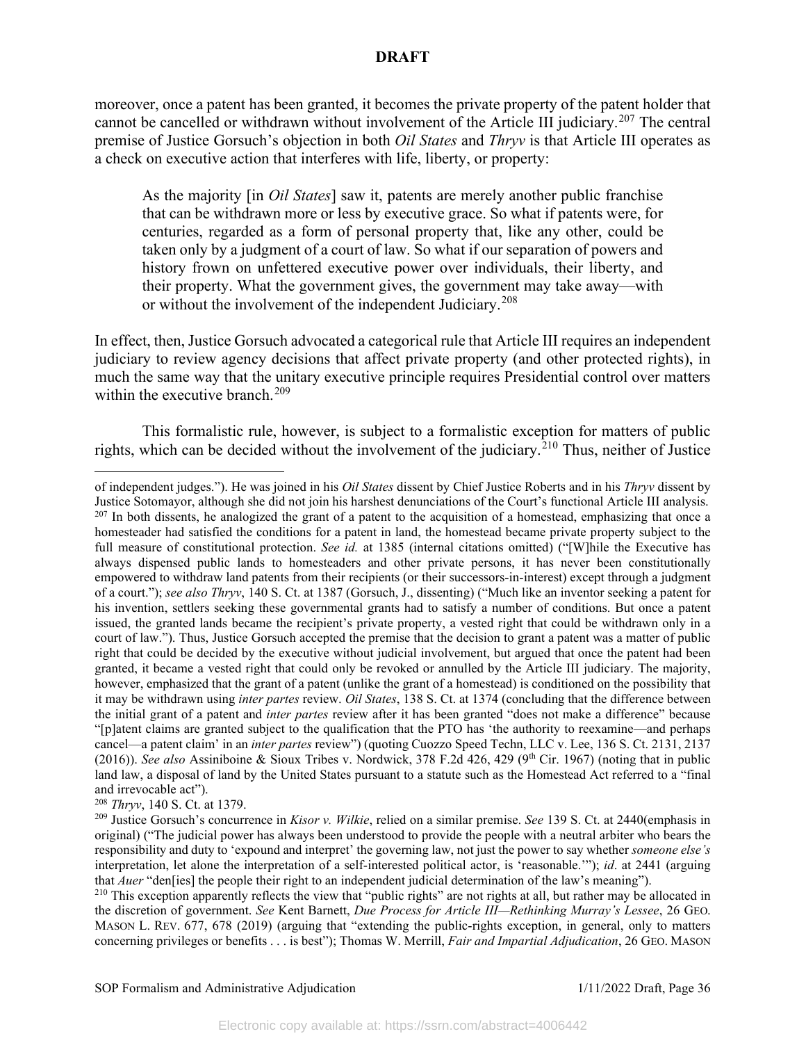moreover, once a patent has been granted, it becomes the private property of the patent holder that cannot be cancelled or withdrawn without involvement of the Article III judiciary.[207] The central premise of Justice Gorsuch's objection in both *Oil States* and *Thryv* is that Article III operates as a check on executive action that interferes with life, liberty, or property:

> As the majority [in *Oil States*] saw it, patents are merely another public franchise that can be withdrawn more or less by executive grace. So what if patents were, for centuries, regarded as a form of personal property that, like any other, could be taken only by a judgment of a court of law. So what if our separation of powers and history frown on unfettered executive power over individuals, their liberty, and their property. What the government gives, the government may take away—with or without the involvement of the independent Judiciary.[208]

In effect, then, Justice Gorsuch advocated a categorical rule that Article III requires an independent judiciary to review agency decisions that affect private property (and other protected rights), in much the same way that the unitary executive principle requires Presidential control over matters within the executive branch.[209]

This formalistic rule, however, is subject to a formalistic exception for matters of public rights, which can be decided without the involvement of the judiciary.[210] Thus, neither of Justice

---

of independent judges."). He was joined in his *Oil States* dissent by Chief Justice Roberts and in his *Thryv* dissent by Justice Sotomayor, although she did not join his harshest denunciations of the Court's functional Article III analysis.

[207] In both dissents, he analogized the grant of a patent to the acquisition of a homestead, emphasizing that once a homesteader had satisfied the conditions for a patent in land, the homestead became private property subject to the full measure of constitutional protection. *See id.* at 1385 (internal citations omitted) ("[W]hile the Executive has always dispensed public lands to homesteaders and other private persons, it has never been constitutionally empowered to withdraw land patents from their recipients (or their successors-in-interest) except through a judgment of a court."); *see also Thryv*, 140 S. Ct. at 1387 (Gorsuch, J., dissenting) ("Much like an inventor seeking a patent for his invention, settlers seeking these governmental grants had to satisfy a number of conditions. But once a patent issued, the granted lands became the recipient's private property, a vested right that could be withdrawn only in a court of law."). Thus, Justice Gorsuch accepted the premise that the decision to grant a patent was a matter of public right that could be decided by the executive without judicial involvement, but argued that once the patent had been granted, it became a vested right that could only be revoked or annulled by the Article III judiciary. The majority, however, emphasized that the grant of a patent (unlike the grant of a homestead) is conditioned on the possibility that it may be withdrawn using *inter partes* review. *Oil States*, 138 S. Ct. at 1374 (concluding that the difference between the initial grant of a patent and *inter partes* review after it has been granted "does not make a difference" because "[p]atent claims are granted subject to the qualification that the PTO has 'the authority to reexamine—and perhaps cancel—a patent claim' in an *inter partes* review") (quoting Cuozzo Speed Techn, LLC v. Lee, 136 S. Ct. 2131, 2137 (2016)). *See also* Assiniboine & Sioux Tribes v. Nordwick, 378 F.2d 426, 429 (9th Cir. 1967) (noting that in public land law, a disposal of land by the United States pursuant to a statute such as the Homestead Act referred to a "final and irrevocable act").

[208] *Thryv*, 140 S. Ct. at 1379.

[209] Justice Gorsuch's concurrence in *Kisor v. Wilkie*, relied on a similar premise. *See* 139 S. Ct. at 2440(emphasis in original) ("The judicial power has always been understood to provide the people with a neutral arbiter who bears the responsibility and duty to 'expound and interpret' the governing law, not just the power to say whether *someone else's* interpretation, let alone the interpretation of a self-interested political actor, is 'reasonable.'"); *id*. at 2441 (arguing that *Auer* "den[ies] the people their right to an independent judicial determination of the law's meaning").

[210] This exception apparently reflects the view that "public rights" are not rights at all, but rather may be allocated in the discretion of government. *See* Kent Barnett, *Due Process for Article III—Rethinking Murray's Lessee*, 26 GEO. MASON L. REV. 677, 678 (2019) (arguing that "extending the public-rights exception, in general, only to matters concerning privileges or benefits . . . is best"); Thomas W. Merrill, *Fair and Impartial Adjudication*, 26 GEO. MASON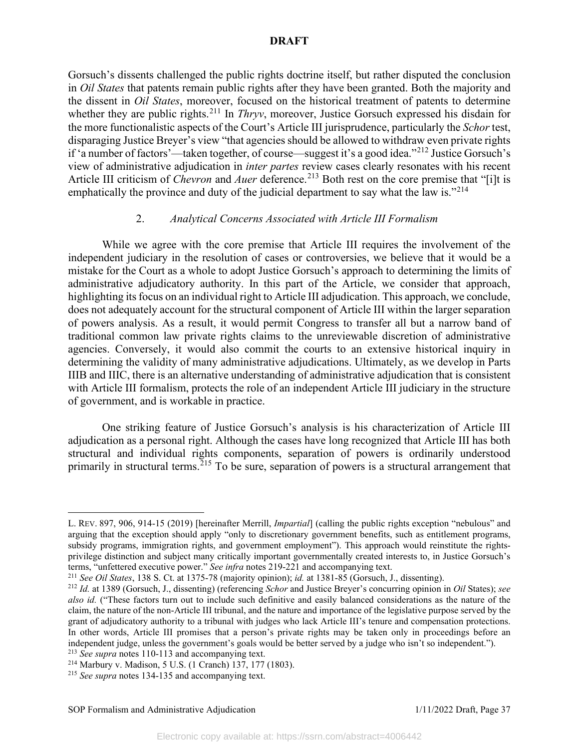Gorsuch's dissents challenged the public rights doctrine itself, but rather disputed the conclusion in *Oil States* that patents remain public rights after they have been granted. Both the majority and the dissent in *Oil States*, moreover, focused on the historical treatment of patents to determine whether they are public rights.[211] In *Thryv*, moreover, Justice Gorsuch expressed his disdain for the more functionalistic aspects of the Court's Article III jurisprudence, particularly the *Schor* test, disparaging Justice Breyer's view "that agencies should be allowed to withdraw even private rights if 'a number of factors'—taken together, of course—suggest it's a good idea."[212] Justice Gorsuch's view of administrative adjudication in *inter partes* review cases clearly resonates with his recent Article III criticism of *Chevron* and *Auer* deference.[213] Both rest on the core premise that "[i]t is emphatically the province and duty of the judicial department to say what the law is."[214]

### 2. *Analytical Concerns Associated with Article III Formalism*

While we agree with the core premise that Article III requires the involvement of the independent judiciary in the resolution of cases or controversies, we believe that it would be a mistake for the Court as a whole to adopt Justice Gorsuch's approach to determining the limits of administrative adjudicatory authority. In this part of the Article, we consider that approach, highlighting its focus on an individual right to Article III adjudication. This approach, we conclude, does not adequately account for the structural component of Article III within the larger separation of powers analysis. As a result, it would permit Congress to transfer all but a narrow band of traditional common law private rights claims to the unreviewable discretion of administrative agencies. Conversely, it would also commit the courts to an extensive historical inquiry in determining the validity of many administrative adjudications. Ultimately, as we develop in Parts IIIB and IIIC, there is an alternative understanding of administrative adjudication that is consistent with Article III formalism, protects the role of an independent Article III judiciary in the structure of government, and is workable in practice.

One striking feature of Justice Gorsuch's analysis is his characterization of Article III adjudication as a personal right. Although the cases have long recognized that Article III has both structural and individual rights components, separation of powers is ordinarily understood primarily in structural terms.[215] To be sure, separation of powers is a structural arrangement that

---

L. REV. 897, 906, 914-15 (2019) [hereinafter Merrill, *Impartial*] (calling the public rights exception "nebulous" and arguing that the exception should apply "only to discretionary government benefits, such as entitlement programs, subsidy programs, immigration rights, and government employment"). This approach would reinstitute the rights-privilege distinction and subject many critically important governmentally created interests to, in Justice Gorsuch's terms, "unfettered executive power." *See infra* notes 219-221 and accompanying text.

[211] *See Oil States*, 138 S. Ct. at 1375-78 (majority opinion); *id.* at 1381-85 (Gorsuch, J., dissenting).

[212] *Id.* at 1389 (Gorsuch, J., dissenting) (referencing *Schor* and Justice Breyer's concurring opinion in *Oil* States); *see also id.* ("These factors turn out to include such definitive and easily balanced considerations as the nature of the claim, the nature of the non-Article III tribunal, and the nature and importance of the legislative purpose served by the grant of adjudicatory authority to a tribunal with judges who lack Article III's tenure and compensation protections. In other words, Article III promises that a person's private rights may be taken only in proceedings before an independent judge, unless the government's goals would be better served by a judge who isn't so independent.").

[213] *See supra* notes 110-113 and accompanying text.

[214] Marbury v. Madison, 5 U.S. (1 Cranch) 137, 177 (1803).

[215] *See supra* notes 134-135 and accompanying text.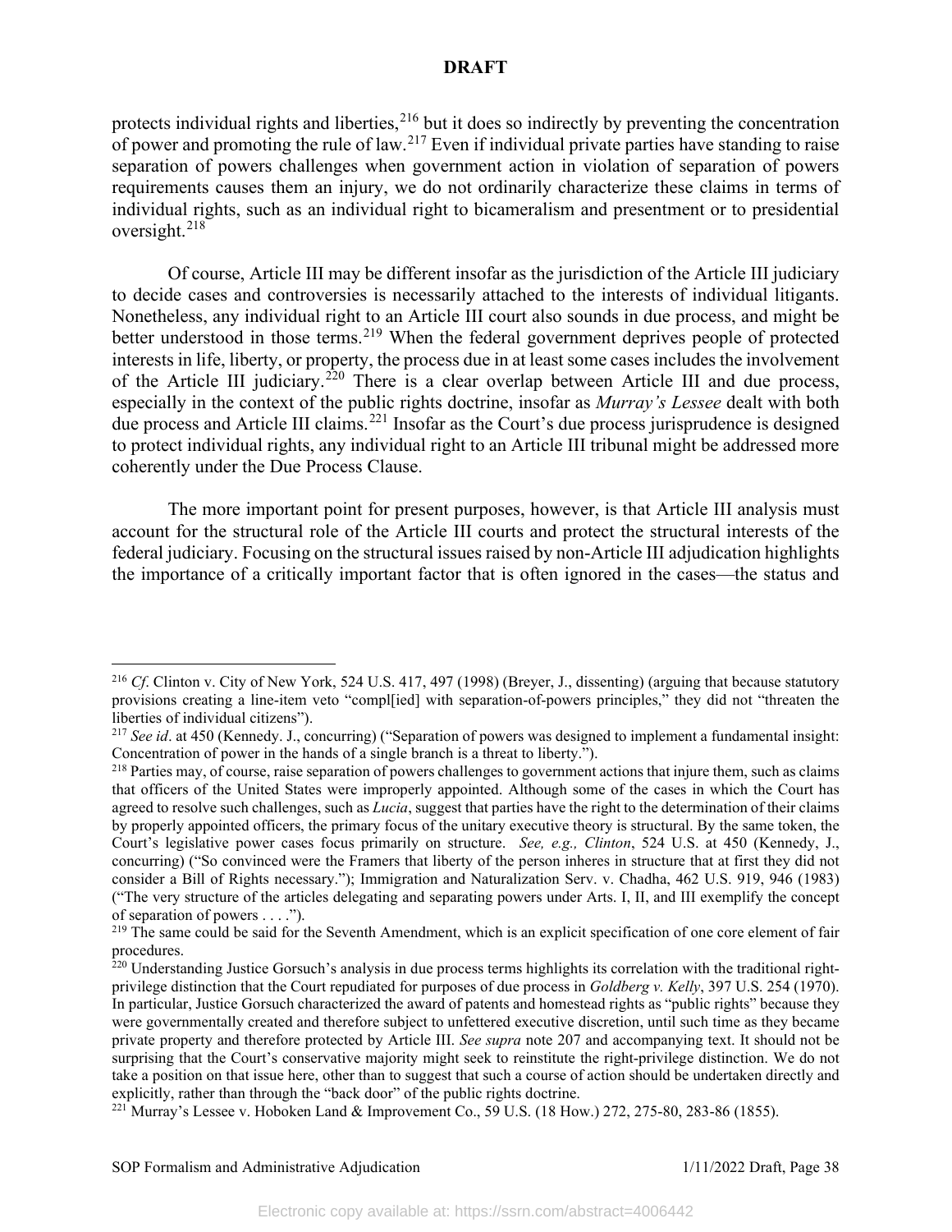protects individual rights and liberties,[216] but it does so indirectly by preventing the concentration of power and promoting the rule of law.[217] Even if individual private parties have standing to raise separation of powers challenges when government action in violation of separation of powers requirements causes them an injury, we do not ordinarily characterize these claims in terms of individual rights, such as an individual right to bicameralism and presentment or to presidential oversight.[218]

Of course, Article III may be different insofar as the jurisdiction of the Article III judiciary to decide cases and controversies is necessarily attached to the interests of individual litigants. Nonetheless, any individual right to an Article III court also sounds in due process, and might be better understood in those terms.[219] When the federal government deprives people of protected interests in life, liberty, or property, the process due in at least some cases includes the involvement of the Article III judiciary.[220] There is a clear overlap between Article III and due process, especially in the context of the public rights doctrine, insofar as *Murray's Lessee* dealt with both due process and Article III claims.[221] Insofar as the Court's due process jurisprudence is designed to protect individual rights, any individual right to an Article III tribunal might be addressed more coherently under the Due Process Clause.

The more important point for present purposes, however, is that Article III analysis must account for the structural role of the Article III courts and protect the structural interests of the federal judiciary. Focusing on the structural issues raised by non-Article III adjudication highlights the importance of a critically important factor that is often ignored in the cases—the status and

---

[216] *Cf*. Clinton v. City of New York, 524 U.S. 417, 497 (1998) (Breyer, J., dissenting) (arguing that because statutory provisions creating a line-item veto "compl[ied] with separation-of-powers principles," they did not "threaten the liberties of individual citizens").

[217] *See id*. at 450 (Kennedy. J., concurring) ("Separation of powers was designed to implement a fundamental insight: Concentration of power in the hands of a single branch is a threat to liberty.").

[218] Parties may, of course, raise separation of powers challenges to government actions that injure them, such as claims that officers of the United States were improperly appointed. Although some of the cases in which the Court has agreed to resolve such challenges, such as *Lucia*, suggest that parties have the right to the determination of their claims by properly appointed officers, the primary focus of the unitary executive theory is structural. By the same token, the Court's legislative power cases focus primarily on structure. *See, e.g., Clinton*, 524 U.S. at 450 (Kennedy, J., concurring) ("So convinced were the Framers that liberty of the person inheres in structure that at first they did not consider a Bill of Rights necessary."); Immigration and Naturalization Serv. v. Chadha, 462 U.S. 919, 946 (1983) ("The very structure of the articles delegating and separating powers under Arts. I, II, and III exemplify the concept of separation of powers . . . .").

[219] The same could be said for the Seventh Amendment, which is an explicit specification of one core element of fair procedures.

[220] Understanding Justice Gorsuch's analysis in due process terms highlights its correlation with the traditional right-privilege distinction that the Court repudiated for purposes of due process in *Goldberg v. Kelly*, 397 U.S. 254 (1970). In particular, Justice Gorsuch characterized the award of patents and homestead rights as "public rights" because they were governmentally created and therefore subject to unfettered executive discretion, until such time as they became private property and therefore protected by Article III. *See supra* note 207 and accompanying text. It should not be surprising that the Court's conservative majority might seek to reinstitute the right-privilege distinction. We do not take a position on that issue here, other than to suggest that such a course of action should be undertaken directly and explicitly, rather than through the "back door" of the public rights doctrine.

[221] Murray's Lessee v. Hoboken Land & Improvement Co., 59 U.S. (18 How.) 272, 275-80, 283-86 (1855).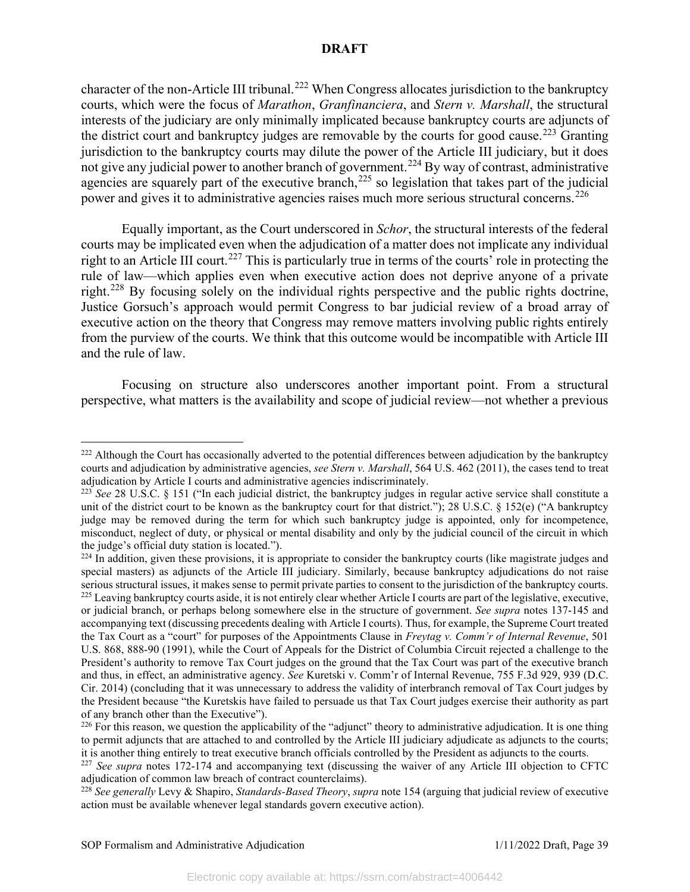character of the non-Article III tribunal.[222] When Congress allocates jurisdiction to the bankruptcy courts, which were the focus of *Marathon*, *Granfinanciera*, and *Stern v. Marshall*, the structural interests of the judiciary are only minimally implicated because bankruptcy courts are adjuncts of the district court and bankruptcy judges are removable by the courts for good cause.[223] Granting jurisdiction to the bankruptcy courts may dilute the power of the Article III judiciary, but it does not give any judicial power to another branch of government.[224] By way of contrast, administrative agencies are squarely part of the executive branch,[225] so legislation that takes part of the judicial power and gives it to administrative agencies raises much more serious structural concerns.[226]

Equally important, as the Court underscored in *Schor*, the structural interests of the federal courts may be implicated even when the adjudication of a matter does not implicate any individual right to an Article III court.[227] This is particularly true in terms of the courts' role in protecting the rule of law—which applies even when executive action does not deprive anyone of a private right.[228] By focusing solely on the individual rights perspective and the public rights doctrine, Justice Gorsuch's approach would permit Congress to bar judicial review of a broad array of executive action on the theory that Congress may remove matters involving public rights entirely from the purview of the courts. We think that this outcome would be incompatible with Article III and the rule of law.

Focusing on structure also underscores another important point. From a structural perspective, what matters is the availability and scope of judicial review—not whether a previous

---

[222] Although the Court has occasionally adverted to the potential differences between adjudication by the bankruptcy courts and adjudication by administrative agencies, *see Stern v. Marshall*, 564 U.S. 462 (2011), the cases tend to treat adjudication by Article I courts and administrative agencies indiscriminately.

[223] *See* 28 U.S.C. § 151 ("In each judicial district, the bankruptcy judges in regular active service shall constitute a unit of the district court to be known as the bankruptcy court for that district."); 28 U.S.C. § 152(e) ("A bankruptcy judge may be removed during the term for which such bankruptcy judge is appointed, only for incompetence, misconduct, neglect of duty, or physical or mental disability and only by the judicial council of the circuit in which the judge's official duty station is located.").

[224] In addition, given these provisions, it is appropriate to consider the bankruptcy courts (like magistrate judges and special masters) as adjuncts of the Article III judiciary. Similarly, because bankruptcy adjudications do not raise serious structural issues, it makes sense to permit private parties to consent to the jurisdiction of the bankruptcy courts.

[225] Leaving bankruptcy courts aside, it is not entirely clear whether Article I courts are part of the legislative, executive, or judicial branch, or perhaps belong somewhere else in the structure of government. *See supra* notes 137-145 and accompanying text (discussing precedents dealing with Article I courts). Thus, for example, the Supreme Court treated the Tax Court as a "court" for purposes of the Appointments Clause in *Freytag v. Comm'r of Internal Revenue*, 501 U.S. 868, 888-90 (1991), while the Court of Appeals for the District of Columbia Circuit rejected a challenge to the President's authority to remove Tax Court judges on the ground that the Tax Court was part of the executive branch and thus, in effect, an administrative agency. *See* Kuretski v. Comm'r of Internal Revenue, 755 F.3d 929, 939 (D.C. Cir. 2014) (concluding that it was unnecessary to address the validity of interbranch removal of Tax Court judges by the President because "the Kuretskis have failed to persuade us that Tax Court judges exercise their authority as part of any branch other than the Executive").

[226] For this reason, we question the applicability of the "adjunct" theory to administrative adjudication. It is one thing to permit adjuncts that are attached to and controlled by the Article III judiciary adjudicate as adjuncts to the courts; it is another thing entirely to treat executive branch officials controlled by the President as adjuncts to the courts.

[227] *See supra* notes 172-174 and accompanying text (discussing the waiver of any Article III objection to CFTC adjudication of common law breach of contract counterclaims).

[228] *See generally* Levy & Shapiro, *Standards-Based Theory*, *supra* note 154 (arguing that judicial review of executive action must be available whenever legal standards govern executive action).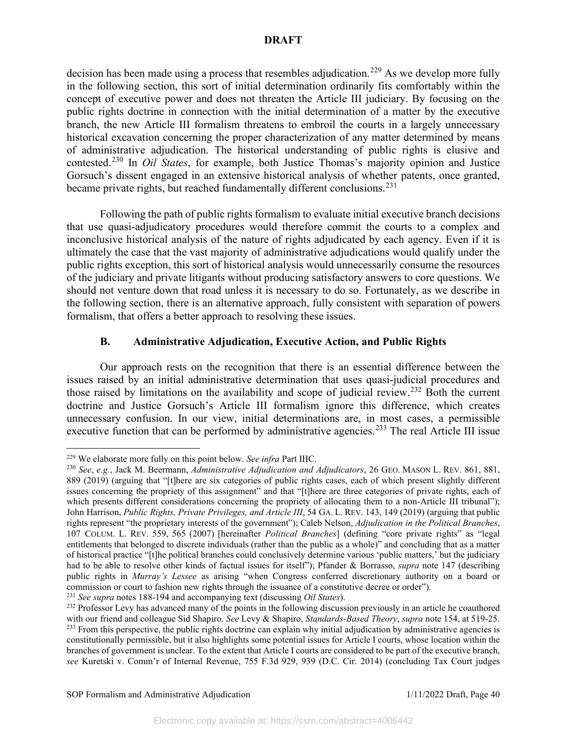decision has been made using a process that resembles adjudication.[229] As we develop more fully in the following section, this sort of initial determination ordinarily fits comfortably within the concept of executive power and does not threaten the Article III judiciary. By focusing on the public rights doctrine in connection with the initial determination of a matter by the executive branch, the new Article III formalism threatens to embroil the courts in a largely unnecessary historical excavation concerning the proper characterization of any matter determined by means of administrative adjudication. The historical understanding of public rights is elusive and contested.[230] In *Oil States*, for example, both Justice Thomas's majority opinion and Justice Gorsuch's dissent engaged in an extensive historical analysis of whether patents, once granted, became private rights, but reached fundamentally different conclusions.[231]

Following the path of public rights formalism to evaluate initial executive branch decisions that use quasi-adjudicatory procedures would therefore commit the courts to a complex and inconclusive historical analysis of the nature of rights adjudicated by each agency. Even if it is ultimately the case that the vast majority of administrative adjudications would qualify under the public rights exception, this sort of historical analysis would unnecessarily consume the resources of the judiciary and private litigants without producing satisfactory answers to core questions. We should not venture down that road unless it is necessary to do so. Fortunately, as we describe in the following section, there is an alternative approach, fully consistent with separation of powers formalism, that offers a better approach to resolving these issues.

### B. Administrative Adjudication, Executive Action, and Public Rights

Our approach rests on the recognition that there is an essential difference between the issues raised by an initial administrative determination that uses quasi-judicial procedures and those raised by limitations on the availability and scope of judicial review.[232] Both the current doctrine and Justice Gorsuch's Article III formalism ignore this difference, which creates unnecessary confusion. In our view, initial determinations are, in most cases, a permissible executive function that can be performed by administrative agencies.[233] The real Article III issue

---

[229] We elaborate more fully on this point below. *See infra* Part IIIC.

[230] *See*, *e.g.*, Jack M. Beermann, *Administrative Adjudication and Adjudicators*, 26 GEO. MASON L. REV. 861, 881, 889 (2019) (arguing that "[t]here are six categories of public rights cases, each of which present slightly different issues concerning the propriety of this assignment" and that "[t]here are three categories of private rights, each of which presents different considerations concerning the propriety of allocating them to a non-Article III tribunal"); John Harrison, *Public Rights, Private Privileges, and Article III*, 54 GA. L. REV. 143, 149 (2019) (arguing that public rights represent "the proprietary interests of the government"); Caleb Nelson, *Adjudication in the Political Branches*, 107 COLUM. L. REV. 559, 565 (2007) [hereinafter *Political Branches*] (defining "core private rights" as "legal entitlements that belonged to discrete individuals (rather than the public as a whole)" and concluding that as a matter of historical practice "[t]he political branches could conclusively determine various 'public matters,' but the judiciary had to be able to resolve other kinds of factual issues for itself"); Pfander & Borrasso, *supra* note 147 (describing public rights in *Murray's Lessee* as arising "when Congress conferred discretionary authority on a board or commission or court to fashion new rights through the issuance of a constitutive decree or order").

[231] *See supra* notes 188-194 and accompanying text (discussing *Oil States*).

[232] Professor Levy has advanced many of the points in the following discussion previously in an article he coauthored with our friend and colleague Sid Shapiro. *See* Levy & Shapiro, *Standards-Based Theory*, *supra* note 154, at 519-25.

[233] From this perspective, the public rights doctrine can explain why initial adjudication by administrative agencies is constitutionally permissible, but it also highlights some potential issues for Article I courts, whose location within the branches of government is unclear. To the extent that Article I courts are considered to be part of the executive branch, *see* Kuretski v. Comm'r of Internal Revenue, 755 F.3d 929, 939 (D.C. Cir. 2014) (concluding Tax Court judges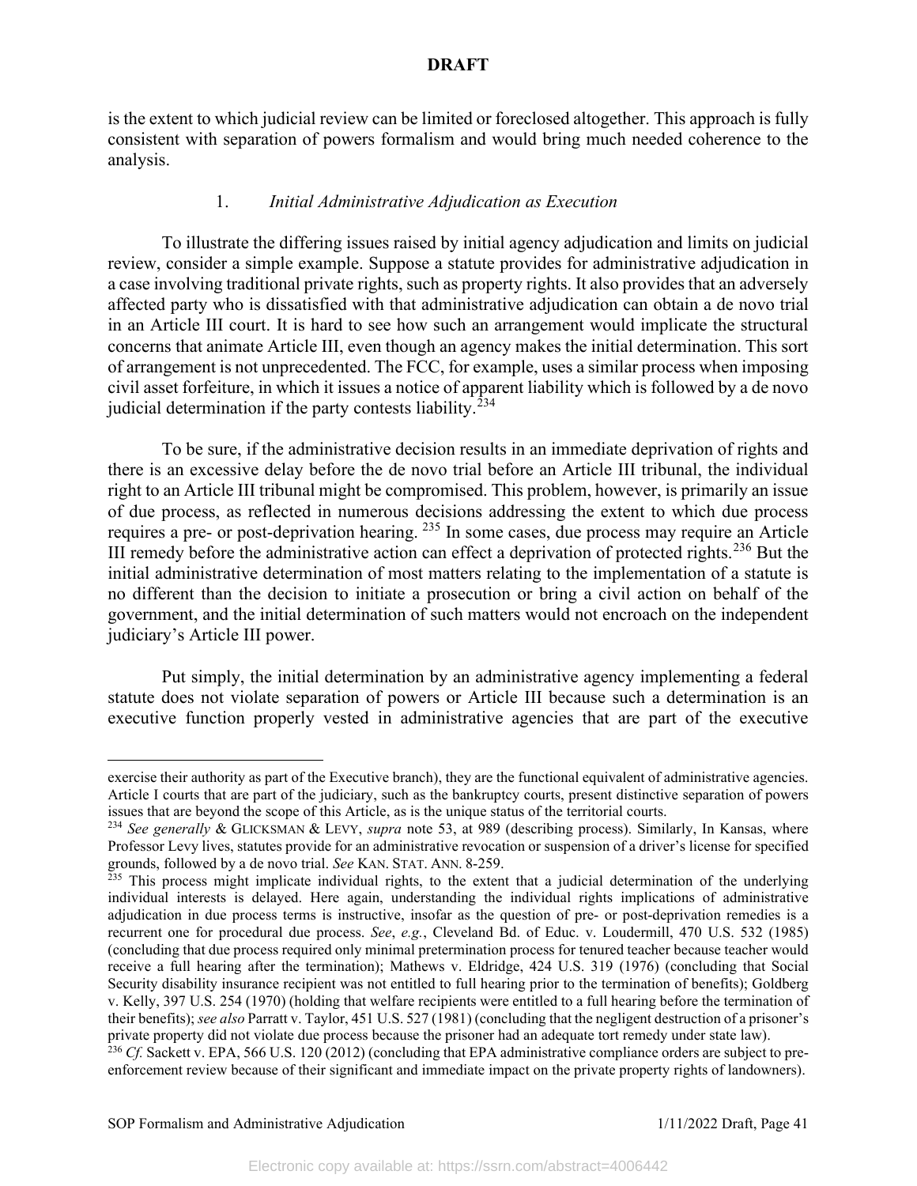is the extent to which judicial review can be limited or foreclosed altogether. This approach is fully consistent with separation of powers formalism and would bring much needed coherence to the analysis.

### 1. *Initial Administrative Adjudication as Execution*

To illustrate the differing issues raised by initial agency adjudication and limits on judicial review, consider a simple example. Suppose a statute provides for administrative adjudication in a case involving traditional private rights, such as property rights. It also provides that an adversely affected party who is dissatisfied with that administrative adjudication can obtain a de novo trial in an Article III court. It is hard to see how such an arrangement would implicate the structural concerns that animate Article III, even though an agency makes the initial determination. This sort of arrangement is not unprecedented. The FCC, for example, uses a similar process when imposing civil asset forfeiture, in which it issues a notice of apparent liability which is followed by a de novo judicial determination if the party contests liability.[234]

To be sure, if the administrative decision results in an immediate deprivation of rights and there is an excessive delay before the de novo trial before an Article III tribunal, the individual right to an Article III tribunal might be compromised. This problem, however, is primarily an issue of due process, as reflected in numerous decisions addressing the extent to which due process requires a pre- or post-deprivation hearing.[235] In some cases, due process may require an Article III remedy before the administrative action can effect a deprivation of protected rights.[236] But the initial administrative determination of most matters relating to the implementation of a statute is no different than the decision to initiate a prosecution or bring a civil action on behalf of the government, and the initial determination of such matters would not encroach on the independent judiciary's Article III power.

Put simply, the initial determination by an administrative agency implementing a federal statute does not violate separation of powers or Article III because such a determination is an executive function properly vested in administrative agencies that are part of the executive

---

exercise their authority as part of the Executive branch), they are the functional equivalent of administrative agencies. Article I courts that are part of the judiciary, such as the bankruptcy courts, present distinctive separation of powers issues that are beyond the scope of this Article, as is the unique status of the territorial courts.

[234] *See generally* & GLICKSMAN & LEVY, *supra* note 53, at 989 (describing process). Similarly, In Kansas, where Professor Levy lives, statutes provide for an administrative revocation or suspension of a driver's license for specified grounds, followed by a de novo trial. *See* KAN. STAT. ANN. 8-259.

[235] This process might implicate individual rights, to the extent that a judicial determination of the underlying individual interests is delayed. Here again, understanding the individual rights implications of administrative adjudication in due process terms is instructive, insofar as the question of pre- or post-deprivation remedies is a recurrent one for procedural due process. *See*, *e.g.*, Cleveland Bd. of Educ. v. Loudermill, 470 U.S. 532 (1985) (concluding that due process required only minimal pretermination process for tenured teacher because teacher would receive a full hearing after the termination); Mathews v. Eldridge, 424 U.S. 319 (1976) (concluding that Social Security disability insurance recipient was not entitled to full hearing prior to the termination of benefits); Goldberg v. Kelly, 397 U.S. 254 (1970) (holding that welfare recipients were entitled to a full hearing before the termination of their benefits); *see also* Parratt v. Taylor, 451 U.S. 527 (1981) (concluding that the negligent destruction of a prisoner's private property did not violate due process because the prisoner had an adequate tort remedy under state law).

[236] *Cf.* Sackett v. EPA, 566 U.S. 120 (2012) (concluding that EPA administrative compliance orders are subject to pre-enforcement review because of their significant and immediate impact on the private property rights of landowners).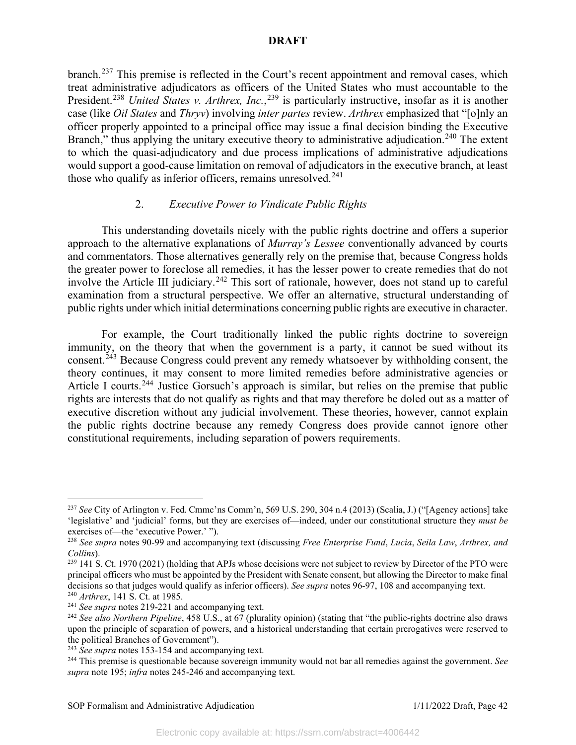branch.[237] This premise is reflected in the Court's recent appointment and removal cases, which treat administrative adjudicators as officers of the United States who must accountable to the President.[238] *United States v. Arthrex, Inc.*,[239] is particularly instructive, insofar as it is another case (like *Oil States* and *Thryv*) involving *inter partes* review. *Arthrex* emphasized that "[o]nly an officer properly appointed to a principal office may issue a final decision binding the Executive Branch," thus applying the unitary executive theory to administrative adjudication.[240] The extent to which the quasi-adjudicatory and due process implications of administrative adjudications would support a good-cause limitation on removal of adjudicators in the executive branch, at least those who qualify as inferior officers, remains unresolved.[241]

### 2. *Executive Power to Vindicate Public Rights*

This understanding dovetails nicely with the public rights doctrine and offers a superior approach to the alternative explanations of *Murray's Lessee* conventionally advanced by courts and commentators. Those alternatives generally rely on the premise that, because Congress holds the greater power to foreclose all remedies, it has the lesser power to create remedies that do not involve the Article III judiciary.[242] This sort of rationale, however, does not stand up to careful examination from a structural perspective. We offer an alternative, structural understanding of public rights under which initial determinations concerning public rights are executive in character.

For example, the Court traditionally linked the public rights doctrine to sovereign immunity, on the theory that when the government is a party, it cannot be sued without its consent.[243] Because Congress could prevent any remedy whatsoever by withholding consent, the theory continues, it may consent to more limited remedies before administrative agencies or Article I courts.[244] Justice Gorsuch's approach is similar, but relies on the premise that public rights are interests that do not qualify as rights and that may therefore be doled out as a matter of executive discretion without any judicial involvement. These theories, however, cannot explain the public rights doctrine because any remedy Congress does provide cannot ignore other constitutional requirements, including separation of powers requirements.

---

[237] *See* City of Arlington v. Fed. Cmmc'ns Comm'n, 569 U.S. 290, 304 n.4 (2013) (Scalia, J.) ("[Agency actions] take 'legislative' and 'judicial' forms, but they are exercises of—indeed, under our constitutional structure they *must be* exercises of—the 'executive Power.' ").

[238] *See supra* notes 90-99 and accompanying text (discussing *Free Enterprise Fund*, *Lucia*, *Seila Law*, *Arthrex, and Collins*).

[239] 141 S. Ct. 1970 (2021) (holding that APJs whose decisions were not subject to review by Director of the PTO were principal officers who must be appointed by the President with Senate consent, but allowing the Director to make final decisions so that judges would qualify as inferior officers). *See supra* notes 96-97, 108 and accompanying text.

[240] *Arthrex*, 141 S. Ct. at 1985.

[241] *See supra* notes 219-221 and accompanying text.

[242] *See also Northern Pipeline*, 458 U.S., at 67 (plurality opinion) (stating that "the public-rights doctrine also draws upon the principle of separation of powers, and a historical understanding that certain prerogatives were reserved to the political Branches of Government").

[243] *See supra* notes 153-154 and accompanying text.

[244] This premise is questionable because sovereign immunity would not bar all remedies against the government. *See supra* note 195; *infra* notes 245-246 and accompanying text.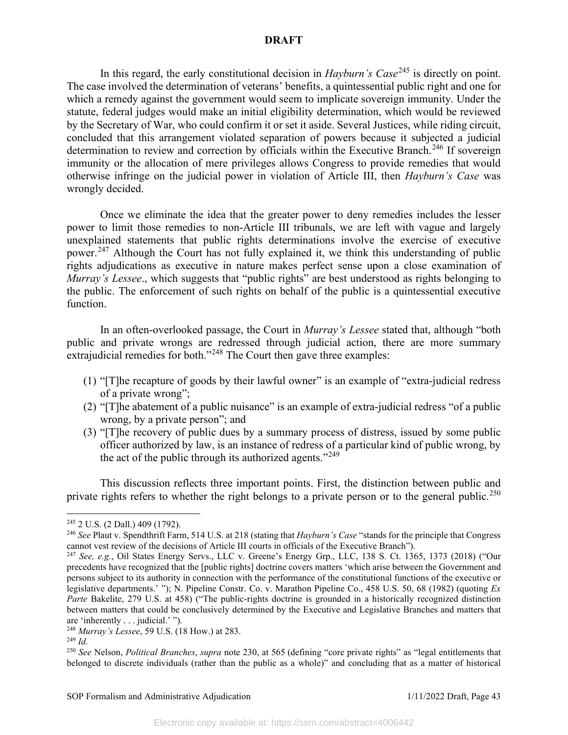In this regard, the early constitutional decision in *Hayburn's Case*[245] is directly on point. The case involved the determination of veterans' benefits, a quintessential public right and one for which a remedy against the government would seem to implicate sovereign immunity. Under the statute, federal judges would make an initial eligibility determination, which would be reviewed by the Secretary of War, who could confirm it or set it aside. Several Justices, while riding circuit, concluded that this arrangement violated separation of powers because it subjected a judicial determination to review and correction by officials within the Executive Branch.[246] If sovereign immunity or the allocation of mere privileges allows Congress to provide remedies that would otherwise infringe on the judicial power in violation of Article III, then *Hayburn's Case* was wrongly decided.

Once we eliminate the idea that the greater power to deny remedies includes the lesser power to limit those remedies to non-Article III tribunals, we are left with vague and largely unexplained statements that public rights determinations involve the exercise of executive power.[247] Although the Court has not fully explained it, we think this understanding of public rights adjudications as executive in nature makes perfect sense upon a close examination of *Murray's Lessee*., which suggests that "public rights" are best understood as rights belonging to the public. The enforcement of such rights on behalf of the public is a quintessential executive function.

In an often-overlooked passage, the Court in *Murray's Lessee* stated that, although "both public and private wrongs are redressed through judicial action, there are more summary extrajudicial remedies for both."[248] The Court then gave three examples:

(1) "[T]he recapture of goods by their lawful owner" is an example of "extra-judicial redress of a private wrong";
(2) "[T]he abatement of a public nuisance" is an example of extra-judicial redress "of a public wrong, by a private person"; and
(3) "[T]he recovery of public dues by a summary process of distress, issued by some public officer authorized by law, is an instance of redress of a particular kind of public wrong, by the act of the public through its authorized agents."[249]

This discussion reflects three important points. First, the distinction between public and private rights refers to whether the right belongs to a private person or to the general public.[250]

---

[245] 2 U.S. (2 Dall.) 409 (1792).

[246] *See* Plaut v. Spendthrift Farm, 514 U.S. at 218 (stating that *Hayburn's Case* "stands for the principle that Congress cannot vest review of the decisions of Article III courts in officials of the Executive Branch").

[247] *See, e.g.*, Oil States Energy Servs., LLC v. Greene's Energy Grp., LLC, 138 S. Ct. 1365, 1373 (2018) ("Our precedents have recognized that the [public rights] doctrine covers matters 'which arise between the Government and persons subject to its authority in connection with the performance of the constitutional functions of the executive or legislative departments.' "); N. Pipeline Constr. Co. v. Marathon Pipeline Co., 458 U.S. 50, 68 (1982) (quoting *Ex Parte* Bakelite, 279 U.S. at 458) ("The public-rights doctrine is grounded in a historically recognized distinction between matters that could be conclusively determined by the Executive and Legislative Branches and matters that are 'inherently . . . judicial.' ").

[248] *Murray's Lessee*, 59 U.S. (18 How.) at 283.

[249] *Id.*

[250] *See* Nelson, *Political Branches*, *supra* note 230, at 565 (defining "core private rights" as "legal entitlements that belonged to discrete individuals (rather than the public as a whole)" and concluding that as a matter of historical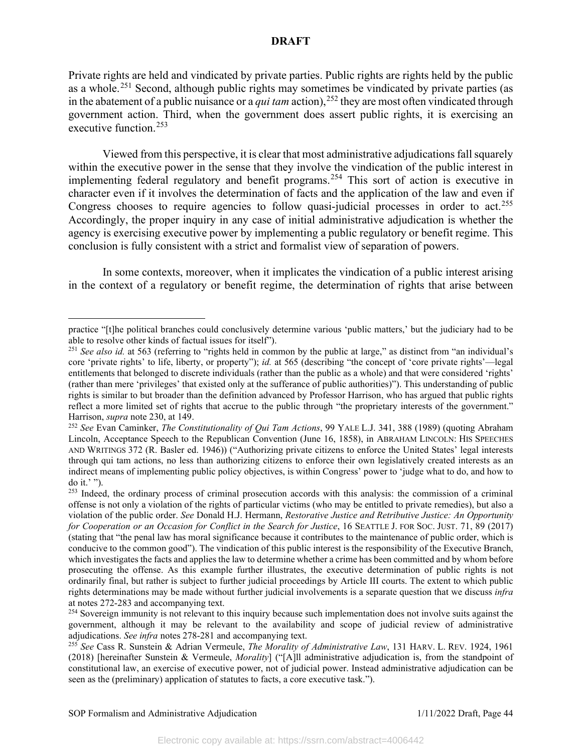Private rights are held and vindicated by private parties. Public rights are rights held by the public as a whole.[251] Second, although public rights may sometimes be vindicated by private parties (as in the abatement of a public nuisance or a *qui tam* action),[252] they are most often vindicated through government action. Third, when the government does assert public rights, it is exercising an executive function.[253]

Viewed from this perspective, it is clear that most administrative adjudications fall squarely within the executive power in the sense that they involve the vindication of the public interest in implementing federal regulatory and benefit programs.[254] This sort of action is executive in character even if it involves the determination of facts and the application of the law and even if Congress chooses to require agencies to follow quasi-judicial processes in order to act.[255] Accordingly, the proper inquiry in any case of initial administrative adjudication is whether the agency is exercising executive power by implementing a public regulatory or benefit regime. This conclusion is fully consistent with a strict and formalist view of separation of powers.

In some contexts, moreover, when it implicates the vindication of a public interest arising in the context of a regulatory or benefit regime, the determination of rights that arise between

---

practice "[t]he political branches could conclusively determine various 'public matters,' but the judiciary had to be able to resolve other kinds of factual issues for itself").

[251] *See also id.* at 563 (referring to "rights held in common by the public at large," as distinct from "an individual's core 'private rights' to life, liberty, or property"); *id.* at 565 (describing "the concept of 'core private rights'—legal entitlements that belonged to discrete individuals (rather than the public as a whole) and that were considered 'rights' (rather than mere 'privileges' that existed only at the sufferance of public authorities)"). This understanding of public rights is similar to but broader than the definition advanced by Professor Harrison, who has argued that public rights reflect a more limited set of rights that accrue to the public through "the proprietary interests of the government." Harrison, *supra* note 230, at 149.

[252] *See* Evan Caminker, *The Constitutionality of Qui Tam Actions*, 99 YALE L.J. 341, 388 (1989) (quoting Abraham Lincoln, Acceptance Speech to the Republican Convention (June 16, 1858), in ABRAHAM LINCOLN: HIS SPEECHES AND WRITINGS 372 (R. Basler ed. 1946)) ("Authorizing private citizens to enforce the United States' legal interests through qui tam actions, no less than authorizing citizens to enforce their own legislatively created interests as an indirect means of implementing public policy objectives, is within Congress' power to 'judge what to do, and how to do it.' ").

[253] Indeed, the ordinary process of criminal prosecution accords with this analysis: the commission of a criminal offense is not only a violation of the rights of particular victims (who may be entitled to private remedies), but also a violation of the public order. *See* Donald H.J. Hermann, *Restorative Justice and Retributive Justice: An Opportunity for Cooperation or an Occasion for Conflict in the Search for Justice*, 16 SEATTLE J. FOR SOC. JUST. 71, 89 (2017) (stating that "the penal law has moral significance because it contributes to the maintenance of public order, which is conducive to the common good"). The vindication of this public interest is the responsibility of the Executive Branch, which investigates the facts and applies the law to determine whether a crime has been committed and by whom before prosecuting the offense. As this example further illustrates, the executive determination of public rights is not ordinarily final, but rather is subject to further judicial proceedings by Article III courts. The extent to which public rights determinations may be made without further judicial involvements is a separate question that we discuss *infra* at notes 272-283 and accompanying text.

[254] Sovereign immunity is not relevant to this inquiry because such implementation does not involve suits against the government, although it may be relevant to the availability and scope of judicial review of administrative adjudications. *See infra* notes 278-281 and accompanying text.

[255] *See* Cass R. Sunstein & Adrian Vermeule, *The Morality of Administrative Law*, 131 HARV. L. REV. 1924, 1961 (2018) [hereinafter Sunstein & Vermeule, *Morality*] ("[A]ll administrative adjudication is, from the standpoint of constitutional law, an exercise of executive power, not of judicial power. Instead administrative adjudication can be seen as the (preliminary) application of statutes to facts, a core executive task.").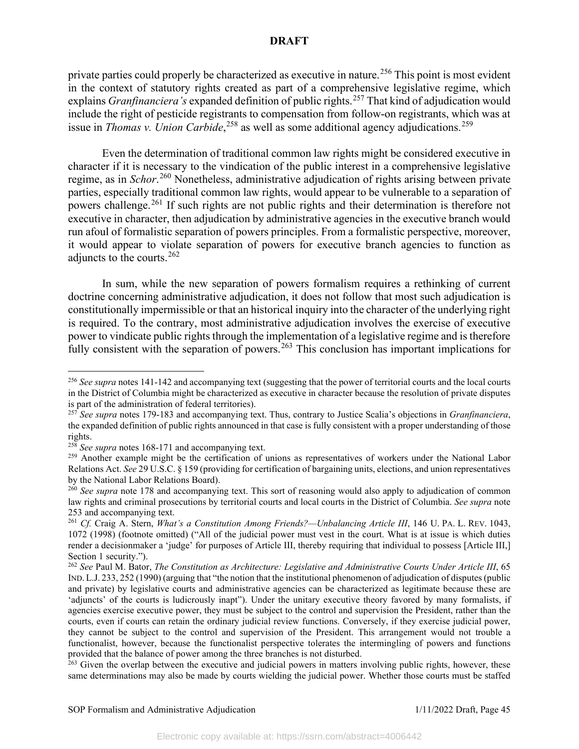private parties could properly be characterized as executive in nature.[256] This point is most evident in the context of statutory rights created as part of a comprehensive legislative regime, which explains *Granfinanciera's* expanded definition of public rights.[257] That kind of adjudication would include the right of pesticide registrants to compensation from follow-on registrants, which was at issue in *Thomas v. Union Carbide*,[258] as well as some additional agency adjudications.[259]

Even the determination of traditional common law rights might be considered executive in character if it is necessary to the vindication of the public interest in a comprehensive legislative regime, as in *Schor*.[260] Nonetheless, administrative adjudication of rights arising between private parties, especially traditional common law rights, would appear to be vulnerable to a separation of powers challenge.[261] If such rights are not public rights and their determination is therefore not executive in character, then adjudication by administrative agencies in the executive branch would run afoul of formalistic separation of powers principles. From a formalistic perspective, moreover, it would appear to violate separation of powers for executive branch agencies to function as adjuncts to the courts.[262]

In sum, while the new separation of powers formalism requires a rethinking of current doctrine concerning administrative adjudication, it does not follow that most such adjudication is constitutionally impermissible or that an historical inquiry into the character of the underlying right is required. To the contrary, most administrative adjudication involves the exercise of executive power to vindicate public rights through the implementation of a legislative regime and is therefore fully consistent with the separation of powers.[263] This conclusion has important implications for

---

[256] *See supra* notes 141-142 and accompanying text (suggesting that the power of territorial courts and the local courts in the District of Columbia might be characterized as executive in character because the resolution of private disputes is part of the administration of federal territories).

[257] *See supra* notes 179-183 and accompanying text. Thus, contrary to Justice Scalia's objections in *Granfinanciera*, the expanded definition of public rights announced in that case is fully consistent with a proper understanding of those rights.

[258] *See supra* notes 168-171 and accompanying text.

[259] Another example might be the certification of unions as representatives of workers under the National Labor Relations Act. *See* 29 U.S.C. § 159 (providing for certification of bargaining units, elections, and union representatives by the National Labor Relations Board).

[260] *See supra* note 178 and accompanying text. This sort of reasoning would also apply to adjudication of common law rights and criminal prosecutions by territorial courts and local courts in the District of Columbia. *See supra* note 253 and accompanying text.

[261] *Cf.* Craig A. Stern, *What's a Constitution Among Friends?—Unbalancing Article III*, 146 U. PA. L. REV. 1043, 1072 (1998) (footnote omitted) ("All of the judicial power must vest in the court. What is at issue is which duties render a decisionmaker a 'judge' for purposes of Article III, thereby requiring that individual to possess [Article III,] Section 1 security.").

[262] *See* Paul M. Bator, *The Constitution as Architecture: Legislative and Administrative Courts Under Article III*, 65 IND. L.J. 233, 252 (1990) (arguing that "the notion that the institutional phenomenon of adjudication of disputes (public and private) by legislative courts and administrative agencies can be characterized as legitimate because these are 'adjuncts' of the courts is ludicrously inapt"). Under the unitary executive theory favored by many formalists, if agencies exercise executive power, they must be subject to the control and supervision the President, rather than the courts, even if courts can retain the ordinary judicial review functions. Conversely, if they exercise judicial power, they cannot be subject to the control and supervision of the President. This arrangement would not trouble a functionalist, however, because the functionalist perspective tolerates the intermingling of powers and functions provided that the balance of power among the three branches is not disturbed.

[263] Given the overlap between the executive and judicial powers in matters involving public rights, however, these same determinations may also be made by courts wielding the judicial power. Whether those courts must be staffed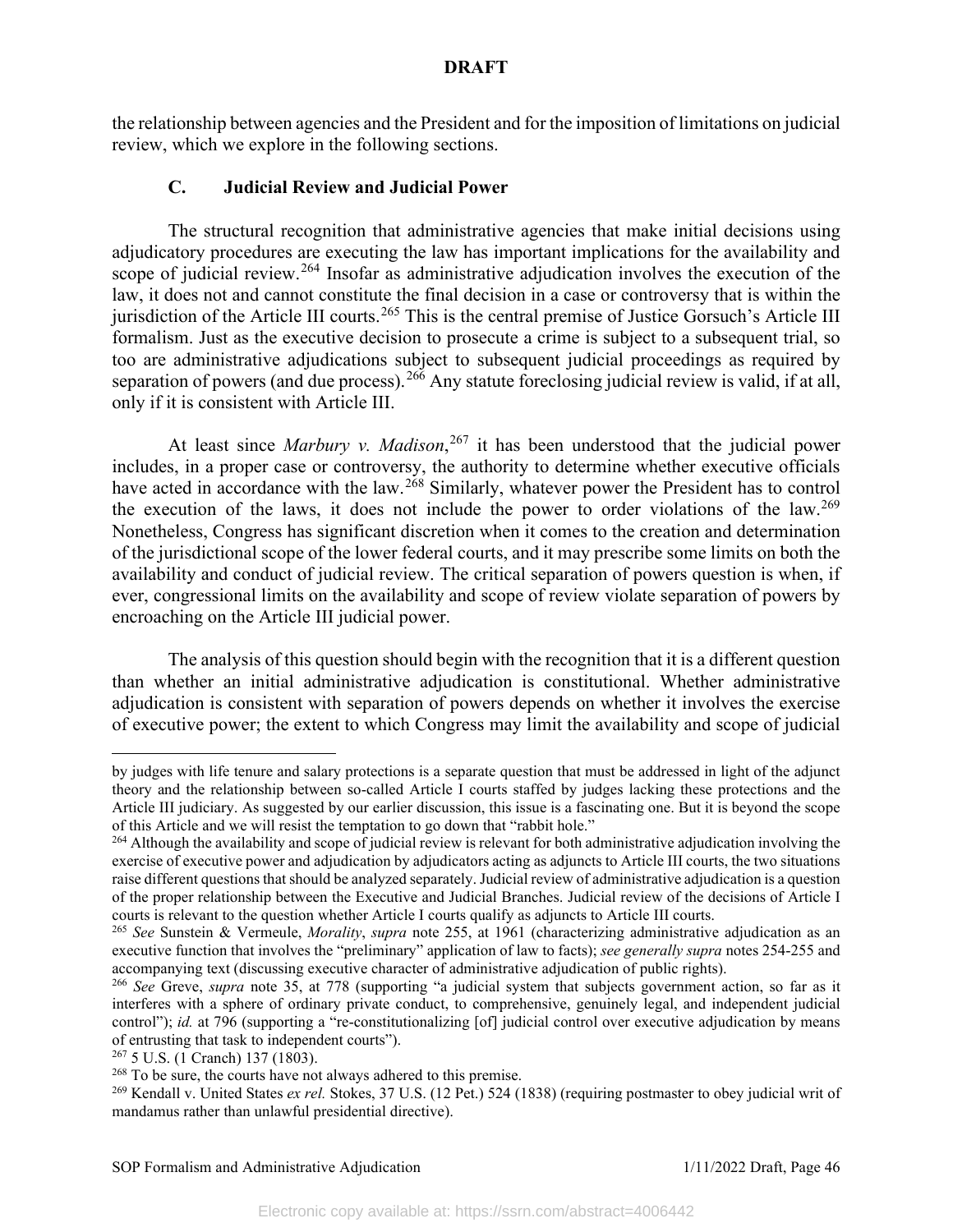the relationship between agencies and the President and for the imposition of limitations on judicial review, which we explore in the following sections.

### C. Judicial Review and Judicial Power

The structural recognition that administrative agencies that make initial decisions using adjudicatory procedures are executing the law has important implications for the availability and scope of judicial review.[264] Insofar as administrative adjudication involves the execution of the law, it does not and cannot constitute the final decision in a case or controversy that is within the jurisdiction of the Article III courts.[265] This is the central premise of Justice Gorsuch's Article III formalism. Just as the executive decision to prosecute a crime is subject to a subsequent trial, so too are administrative adjudications subject to subsequent judicial proceedings as required by separation of powers (and due process).[266] Any statute foreclosing judicial review is valid, if at all, only if it is consistent with Article III.

At least since *Marbury v. Madison*,[267] it has been understood that the judicial power includes, in a proper case or controversy, the authority to determine whether executive officials have acted in accordance with the law.[268] Similarly, whatever power the President has to control the execution of the laws, it does not include the power to order violations of the law.[269] Nonetheless, Congress has significant discretion when it comes to the creation and determination of the jurisdictional scope of the lower federal courts, and it may prescribe some limits on both the availability and conduct of judicial review. The critical separation of powers question is when, if ever, congressional limits on the availability and scope of review violate separation of powers by encroaching on the Article III judicial power.

The analysis of this question should begin with the recognition that it is a different question than whether an initial administrative adjudication is constitutional. Whether administrative adjudication is consistent with separation of powers depends on whether it involves the exercise of executive power; the extent to which Congress may limit the availability and scope of judicial

---

by judges with life tenure and salary protections is a separate question that must be addressed in light of the adjunct theory and the relationship between so-called Article I courts staffed by judges lacking these protections and the Article III judiciary. As suggested by our earlier discussion, this issue is a fascinating one. But it is beyond the scope of this Article and we will resist the temptation to go down that "rabbit hole."

[264] Although the availability and scope of judicial review is relevant for both administrative adjudication involving the exercise of executive power and adjudication by adjudicators acting as adjuncts to Article III courts, the two situations raise different questions that should be analyzed separately. Judicial review of administrative adjudication is a question of the proper relationship between the Executive and Judicial Branches. Judicial review of the decisions of Article I courts is relevant to the question whether Article I courts qualify as adjuncts to Article III courts.

[265] *See* Sunstein & Vermeule, *Morality*, *supra* note 255, at 1961 (characterizing administrative adjudication as an executive function that involves the "preliminary" application of law to facts); *see generally supra* notes 254-255 and accompanying text (discussing executive character of administrative adjudication of public rights).

[266] *See* Greve, *supra* note 35, at 778 (supporting "a judicial system that subjects government action, so far as it interferes with a sphere of ordinary private conduct, to comprehensive, genuinely legal, and independent judicial control"); *id.* at 796 (supporting a "re-constitutionalizing [of] judicial control over executive adjudication by means of entrusting that task to independent courts").

[267] 5 U.S. (1 Cranch) 137 (1803).

[268] To be sure, the courts have not always adhered to this premise.

[269] Kendall v. United States *ex rel.* Stokes, 37 U.S. (12 Pet.) 524 (1838) (requiring postmaster to obey judicial writ of mandamus rather than unlawful presidential directive).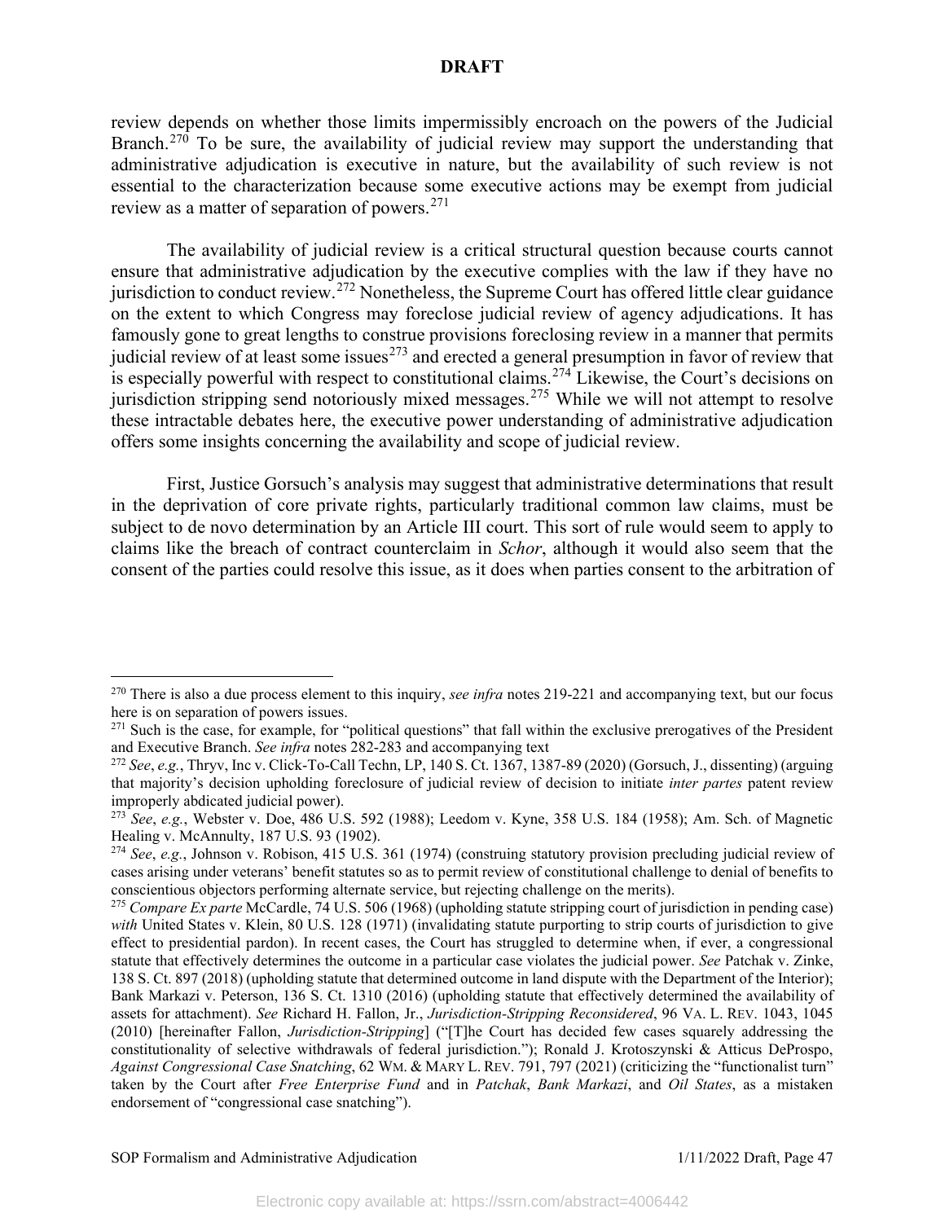review depends on whether those limits impermissibly encroach on the powers of the Judicial Branch.[270] To be sure, the availability of judicial review may support the understanding that administrative adjudication is executive in nature, but the availability of such review is not essential to the characterization because some executive actions may be exempt from judicial review as a matter of separation of powers.[271]

The availability of judicial review is a critical structural question because courts cannot ensure that administrative adjudication by the executive complies with the law if they have no jurisdiction to conduct review.[272] Nonetheless, the Supreme Court has offered little clear guidance on the extent to which Congress may foreclose judicial review of agency adjudications. It has famously gone to great lengths to construe provisions foreclosing review in a manner that permits judicial review of at least some issues[273] and erected a general presumption in favor of review that is especially powerful with respect to constitutional claims.[274] Likewise, the Court's decisions on jurisdiction stripping send notoriously mixed messages.[275] While we will not attempt to resolve these intractable debates here, the executive power understanding of administrative adjudication offers some insights concerning the availability and scope of judicial review.

First, Justice Gorsuch's analysis may suggest that administrative determinations that result in the deprivation of core private rights, particularly traditional common law claims, must be subject to de novo determination by an Article III court. This sort of rule would seem to apply to claims like the breach of contract counterclaim in *Schor*, although it would also seem that the consent of the parties could resolve this issue, as it does when parties consent to the arbitration of

---

[270] There is also a due process element to this inquiry, *see infra* notes 219-221 and accompanying text, but our focus here is on separation of powers issues.

[271] Such is the case, for example, for "political questions" that fall within the exclusive prerogatives of the President and Executive Branch. *See infra* notes 282-283 and accompanying text

[272] *See*, *e.g.*, Thryv, Inc v. Click-To-Call Techn, LP, 140 S. Ct. 1367, 1387-89 (2020) (Gorsuch, J., dissenting) (arguing that majority's decision upholding foreclosure of judicial review of decision to initiate *inter partes* patent review improperly abdicated judicial power).

[273] *See*, *e.g.*, Webster v. Doe, 486 U.S. 592 (1988); Leedom v. Kyne, 358 U.S. 184 (1958); Am. Sch. of Magnetic Healing v. McAnnulty, 187 U.S. 93 (1902).

[274] *See*, *e.g.*, Johnson v. Robison, 415 U.S. 361 (1974) (construing statutory provision precluding judicial review of cases arising under veterans' benefit statutes so as to permit review of constitutional challenge to denial of benefits to conscientious objectors performing alternate service, but rejecting challenge on the merits).

[275] *Compare Ex parte* McCardle, 74 U.S. 506 (1968) (upholding statute stripping court of jurisdiction in pending case) *with* United States v. Klein, 80 U.S. 128 (1971) (invalidating statute purporting to strip courts of jurisdiction to give effect to presidential pardon). In recent cases, the Court has struggled to determine when, if ever, a congressional statute that effectively determines the outcome in a particular case violates the judicial power. *See* Patchak v. Zinke, 138 S. Ct. 897 (2018) (upholding statute that determined outcome in land dispute with the Department of the Interior); Bank Markazi v. Peterson, 136 S. Ct. 1310 (2016) (upholding statute that effectively determined the availability of assets for attachment). *See* Richard H. Fallon, Jr., *Jurisdiction-Stripping Reconsidered*, 96 VA. L. REV. 1043, 1045 (2010) [hereinafter Fallon, *Jurisdiction-Stripping*] ("[T]he Court has decided few cases squarely addressing the constitutionality of selective withdrawals of federal jurisdiction."); Ronald J. Krotoszynski & Atticus DeProspo, *Against Congressional Case Snatching*, 62 WM. & MARY L. REV. 791, 797 (2021) (criticizing the "functionalist turn" taken by the Court after *Free Enterprise Fund* and in *Patchak*, *Bank Markazi*, and *Oil States*, as a mistaken endorsement of "congressional case snatching").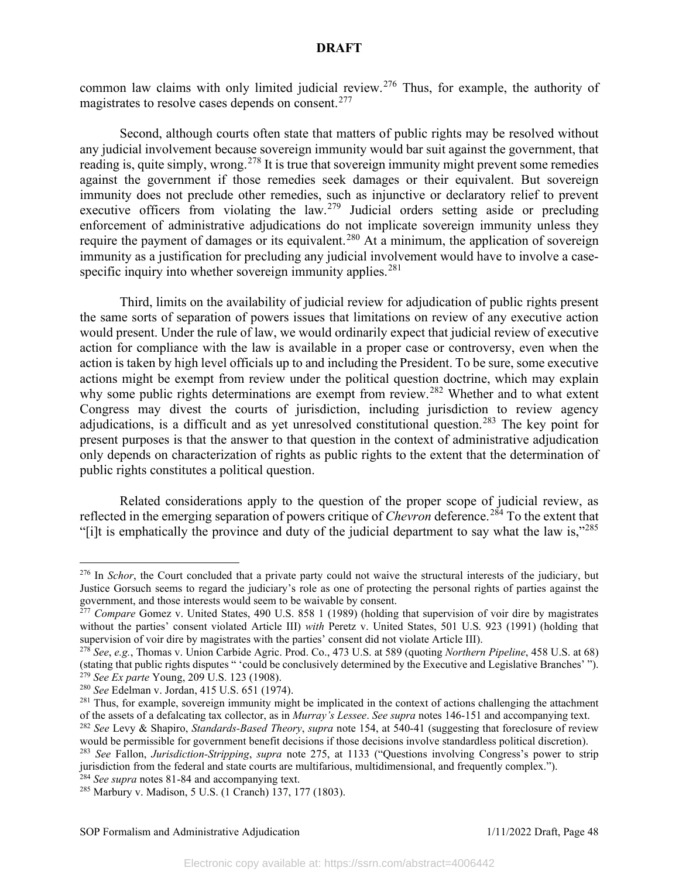common law claims with only limited judicial review.[276] Thus, for example, the authority of magistrates to resolve cases depends on consent.[277]

Second, although courts often state that matters of public rights may be resolved without any judicial involvement because sovereign immunity would bar suit against the government, that reading is, quite simply, wrong.[278] It is true that sovereign immunity might prevent some remedies against the government if those remedies seek damages or their equivalent. But sovereign immunity does not preclude other remedies, such as injunctive or declaratory relief to prevent executive officers from violating the law.[279] Judicial orders setting aside or precluding enforcement of administrative adjudications do not implicate sovereign immunity unless they require the payment of damages or its equivalent.[280] At a minimum, the application of sovereign immunity as a justification for precluding any judicial involvement would have to involve a case-specific inquiry into whether sovereign immunity applies.[281]

Third, limits on the availability of judicial review for adjudication of public rights present the same sorts of separation of powers issues that limitations on review of any executive action would present. Under the rule of law, we would ordinarily expect that judicial review of executive action for compliance with the law is available in a proper case or controversy, even when the action is taken by high level officials up to and including the President. To be sure, some executive actions might be exempt from review under the political question doctrine, which may explain why some public rights determinations are exempt from review.[282] Whether and to what extent Congress may divest the courts of jurisdiction, including jurisdiction to review agency adjudications, is a difficult and as yet unresolved constitutional question.[283] The key point for present purposes is that the answer to that question in the context of administrative adjudication only depends on characterization of rights as public rights to the extent that the determination of public rights constitutes a political question.

Related considerations apply to the question of the proper scope of judicial review, as reflected in the emerging separation of powers critique of *Chevron* deference.[284] To the extent that "[i]t is emphatically the province and duty of the judicial department to say what the law is,"[285]

---

[276] In *Schor*, the Court concluded that a private party could not waive the structural interests of the judiciary, but Justice Gorsuch seems to regard the judiciary's role as one of protecting the personal rights of parties against the government, and those interests would seem to be waivable by consent.

[277] *Compare* Gomez v. United States, 490 U.S. 858 1 (1989) (holding that supervision of voir dire by magistrates without the parties' consent violated Article III) *with* Peretz v. United States, 501 U.S. 923 (1991) (holding that supervision of voir dire by magistrates with the parties' consent did not violate Article III).

[278] *See*, *e.g.*, Thomas v. Union Carbide Agric. Prod. Co., 473 U.S. at 589 (quoting *Northern Pipeline*, 458 U.S. at 68) (stating that public rights disputes " 'could be conclusively determined by the Executive and Legislative Branches' ").

[279] *See Ex parte* Young, 209 U.S. 123 (1908).

[280] *See* Edelman v. Jordan, 415 U.S. 651 (1974).

[281] Thus, for example, sovereign immunity might be implicated in the context of actions challenging the attachment of the assets of a defalcating tax collector, as in *Murray's Lessee*. *See supra* notes 146-151 and accompanying text.

[282] *See* Levy & Shapiro, *Standards-Based Theory*, *supra* note 154, at 540-41 (suggesting that foreclosure of review would be permissible for government benefit decisions if those decisions involve standardless political discretion).

[283] *See* Fallon, *Jurisdiction-Stripping*, *supra* note 275, at 1133 ("Questions involving Congress's power to strip jurisdiction from the federal and state courts are multifarious, multidimensional, and frequently complex.").

[284] *See supra* notes 81-84 and accompanying text.

[285] Marbury v. Madison, 5 U.S. (1 Cranch) 137, 177 (1803).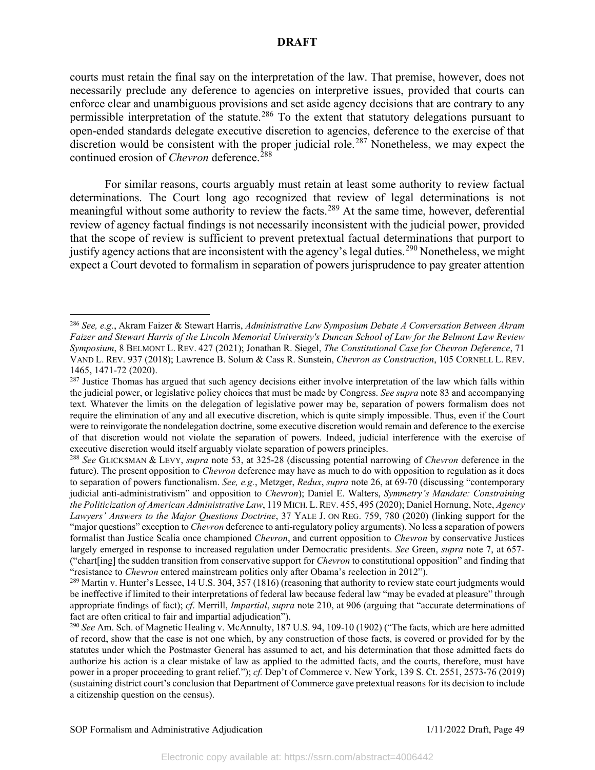courts must retain the final say on the interpretation of the law. That premise, however, does not necessarily preclude any deference to agencies on interpretive issues, provided that courts can enforce clear and unambiguous provisions and set aside agency decisions that are contrary to any permissible interpretation of the statute.[286] To the extent that statutory delegations pursuant to open-ended standards delegate executive discretion to agencies, deference to the exercise of that discretion would be consistent with the proper judicial role.[287] Nonetheless, we may expect the continued erosion of *Chevron* deference.[288]

For similar reasons, courts arguably must retain at least some authority to review factual determinations. The Court long ago recognized that review of legal determinations is not meaningful without some authority to review the facts.[289] At the same time, however, deferential review of agency factual findings is not necessarily inconsistent with the judicial power, provided that the scope of review is sufficient to prevent pretextual factual determinations that purport to justify agency actions that are inconsistent with the agency's legal duties.[290] Nonetheless, we might expect a Court devoted to formalism in separation of powers jurisprudence to pay greater attention

---

[286] *See, e.g.*, Akram Faizer & Stewart Harris, *Administrative Law Symposium Debate A Conversation Between Akram Faizer and Stewart Harris of the Lincoln Memorial University's Duncan School of Law for the Belmont Law Review Symposium*, 8 BELMONT L. REV. 427 (2021); Jonathan R. Siegel, *The Constitutional Case for Chevron Deference*, 71 VAND L. REV. 937 (2018); Lawrence B. Solum & Cass R. Sunstein, *Chevron as Construction*, 105 CORNELL L. REV. 1465, 1471-72 (2020).

[287] Justice Thomas has argued that such agency decisions either involve interpretation of the law which falls within the judicial power, or legislative policy choices that must be made by Congress. *See supra* note 83 and accompanying text. Whatever the limits on the delegation of legislative power may be, separation of powers formalism does not require the elimination of any and all executive discretion, which is quite simply impossible. Thus, even if the Court were to reinvigorate the nondelegation doctrine, some executive discretion would remain and deference to the exercise of that discretion would not violate the separation of powers. Indeed, judicial interference with the exercise of executive discretion would itself arguably violate separation of powers principles.

[288] *See* GLICKSMAN & LEVY, *supra* note 53, at 325-28 (discussing potential narrowing of *Chevron* deference in the future). The present opposition to *Chevron* deference may have as much to do with opposition to regulation as it does to separation of powers functionalism. *See, e.g.*, Metzger, *Redux*, *supra* note 26, at 69-70 (discussing "contemporary judicial anti-administrativism" and opposition to *Chevron*); Daniel E. Walters, *Symmetry's Mandate: Constraining the Politicization of American Administrative Law*, 119 MICH. L. REV. 455, 495 (2020); Daniel Hornung, Note, *Agency Lawyers' Answers to the Major Questions Doctrine*, 37 YALE J. ON REG. 759, 780 (2020) (linking support for the "major questions" exception to *Chevron* deference to anti-regulatory policy arguments). No less a separation of powers formalist than Justice Scalia once championed *Chevron*, and current opposition to *Chevron* by conservative Justices largely emerged in response to increased regulation under Democratic presidents. *See* Green, *supra* note 7, at 657- ("chart[ing] the sudden transition from conservative support for *Chevron* to constitutional opposition" and finding that "resistance to *Chevron* entered mainstream politics only after Obama's reelection in 2012").

[289] Martin v. Hunter's Lessee, 14 U.S. 304, 357 (1816) (reasoning that authority to review state court judgments would be ineffective if limited to their interpretations of federal law because federal law "may be evaded at pleasure" through appropriate findings of fact); *cf*. Merrill, *Impartial*, *supra* note 210, at 906 (arguing that "accurate determinations of fact are often critical to fair and impartial adjudication").

[290] *See* Am. Sch. of Magnetic Healing v. McAnnulty, 187 U.S. 94, 109-10 (1902) ("The facts, which are here admitted of record, show that the case is not one which, by any construction of those facts, is covered or provided for by the statutes under which the Postmaster General has assumed to act, and his determination that those admitted facts do authorize his action is a clear mistake of law as applied to the admitted facts, and the courts, therefore, must have power in a proper proceeding to grant relief."); *cf.* Dep't of Commerce v. New York, 139 S. Ct. 2551, 2573-76 (2019) (sustaining district court's conclusion that Department of Commerce gave pretextual reasons for its decision to include a citizenship question on the census).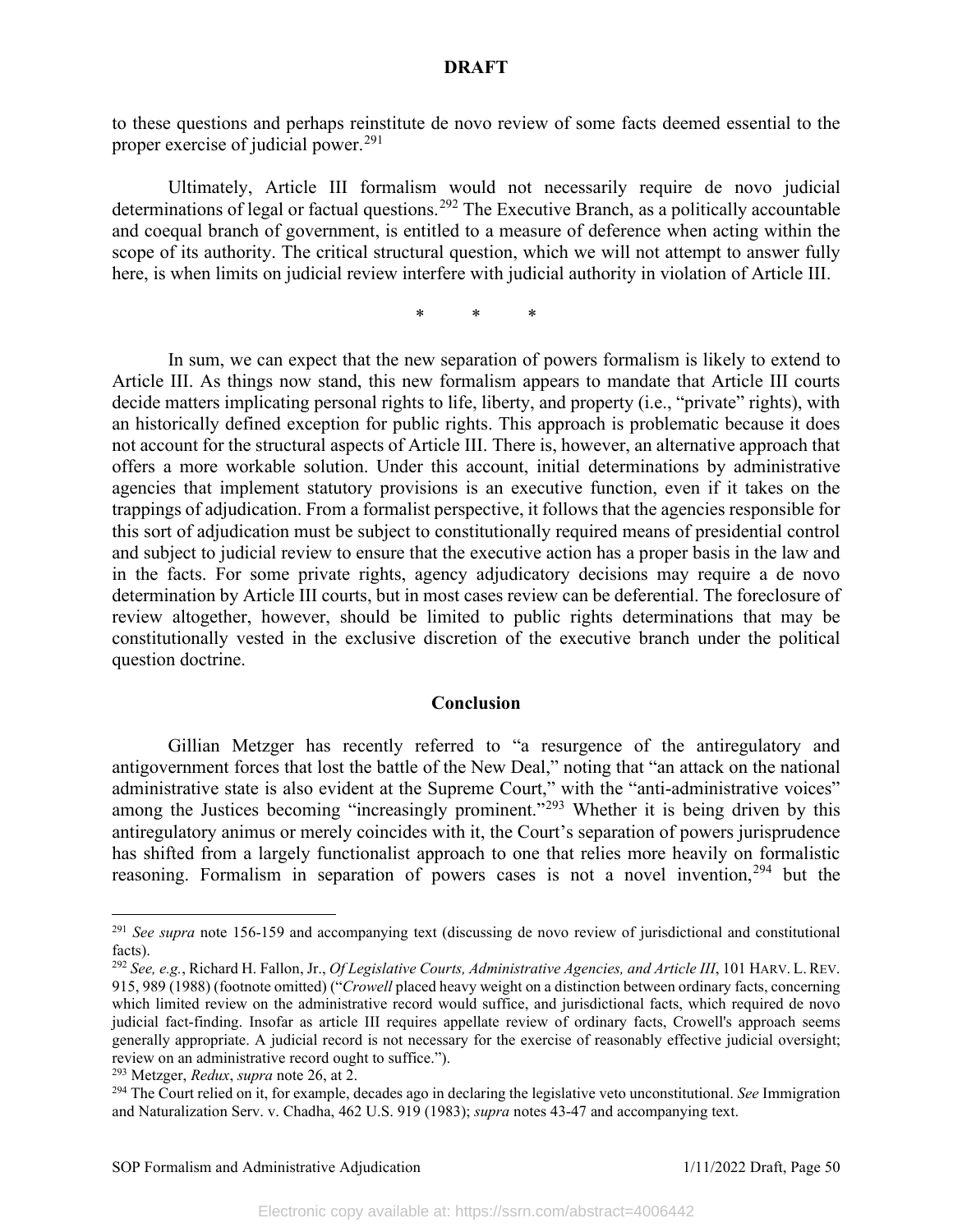to these questions and perhaps reinstitute de novo review of some facts deemed essential to the proper exercise of judicial power.[291]

Ultimately, Article III formalism would not necessarily require de novo judicial determinations of legal or factual questions.[292] The Executive Branch, as a politically accountable and coequal branch of government, is entitled to a measure of deference when acting within the scope of its authority. The critical structural question, which we will not attempt to answer fully here, is when limits on judicial review interfere with judicial authority in violation of Article III.

\* \* \*

In sum, we can expect that the new separation of powers formalism is likely to extend to Article III. As things now stand, this new formalism appears to mandate that Article III courts decide matters implicating personal rights to life, liberty, and property (i.e., "private" rights), with an historically defined exception for public rights. This approach is problematic because it does not account for the structural aspects of Article III. There is, however, an alternative approach that offers a more workable solution. Under this account, initial determinations by administrative agencies that implement statutory provisions is an executive function, even if it takes on the trappings of adjudication. From a formalist perspective, it follows that the agencies responsible for this sort of adjudication must be subject to constitutionally required means of presidential control and subject to judicial review to ensure that the executive action has a proper basis in the law and in the facts. For some private rights, agency adjudicatory decisions may require a de novo determination by Article III courts, but in most cases review can be deferential. The foreclosure of review altogether, however, should be limited to public rights determinations that may be constitutionally vested in the exclusive discretion of the executive branch under the political question doctrine.

## Conclusion

Gillian Metzger has recently referred to "a resurgence of the antiregulatory and antigovernment forces that lost the battle of the New Deal," noting that "an attack on the national administrative state is also evident at the Supreme Court," with the "anti-administrative voices" among the Justices becoming "increasingly prominent."[293] Whether it is being driven by this antiregulatory animus or merely coincides with it, the Court's separation of powers jurisprudence has shifted from a largely functionalist approach to one that relies more heavily on formalistic reasoning. Formalism in separation of powers cases is not a novel invention,[294] but the

---

[291] *See supra* note 156-159 and accompanying text (discussing de novo review of jurisdictional and constitutional facts).

[292] *See, e.g.*, Richard H. Fallon, Jr., *Of Legislative Courts, Administrative Agencies, and Article III*, 101 HARV. L. REV. 915, 989 (1988) (footnote omitted) ("*Crowell* placed heavy weight on a distinction between ordinary facts, concerning which limited review on the administrative record would suffice, and jurisdictional facts, which required de novo judicial fact-finding. Insofar as article III requires appellate review of ordinary facts, Crowell's approach seems generally appropriate. A judicial record is not necessary for the exercise of reasonably effective judicial oversight; review on an administrative record ought to suffice.").

[293] Metzger, *Redux*, *supra* note 26, at 2.

[294] The Court relied on it, for example, decades ago in declaring the legislative veto unconstitutional. *See* Immigration and Naturalization Serv. v. Chadha, 462 U.S. 919 (1983); *supra* notes 43-47 and accompanying text.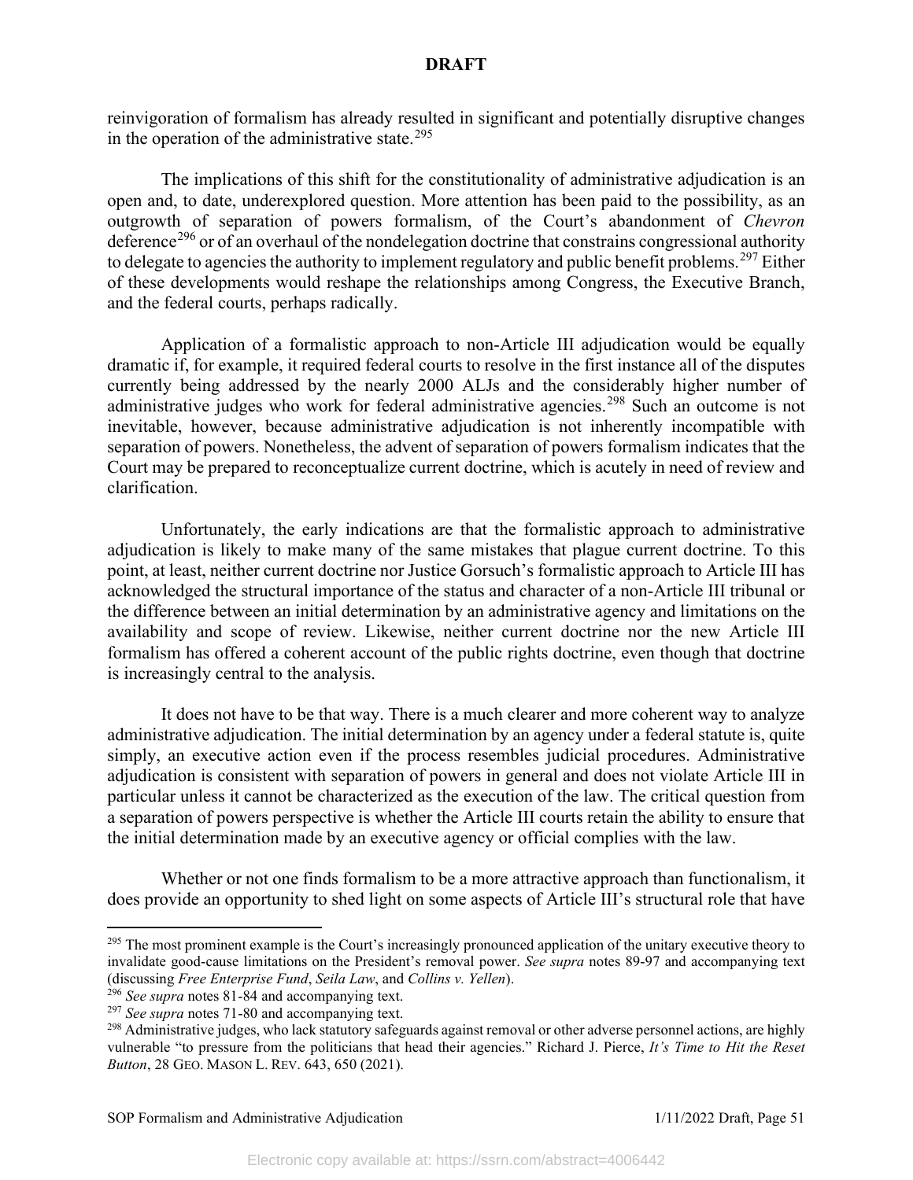reinvigoration of formalism has already resulted in significant and potentially disruptive changes in the operation of the administrative state.[295]

The implications of this shift for the constitutionality of administrative adjudication is an open and, to date, underexplored question. More attention has been paid to the possibility, as an outgrowth of separation of powers formalism, of the Court's abandonment of *Chevron* deference[296] or of an overhaul of the nondelegation doctrine that constrains congressional authority to delegate to agencies the authority to implement regulatory and public benefit problems.[297] Either of these developments would reshape the relationships among Congress, the Executive Branch, and the federal courts, perhaps radically.

Application of a formalistic approach to non-Article III adjudication would be equally dramatic if, for example, it required federal courts to resolve in the first instance all of the disputes currently being addressed by the nearly 2000 ALJs and the considerably higher number of administrative judges who work for federal administrative agencies.[298] Such an outcome is not inevitable, however, because administrative adjudication is not inherently incompatible with separation of powers. Nonetheless, the advent of separation of powers formalism indicates that the Court may be prepared to reconceptualize current doctrine, which is acutely in need of review and clarification.

Unfortunately, the early indications are that the formalistic approach to administrative adjudication is likely to make many of the same mistakes that plague current doctrine. To this point, at least, neither current doctrine nor Justice Gorsuch's formalistic approach to Article III has acknowledged the structural importance of the status and character of a non-Article III tribunal or the difference between an initial determination by an administrative agency and limitations on the availability and scope of review. Likewise, neither current doctrine nor the new Article III formalism has offered a coherent account of the public rights doctrine, even though that doctrine is increasingly central to the analysis.

It does not have to be that way. There is a much clearer and more coherent way to analyze administrative adjudication. The initial determination by an agency under a federal statute is, quite simply, an executive action even if the process resembles judicial procedures. Administrative adjudication is consistent with separation of powers in general and does not violate Article III in particular unless it cannot be characterized as the execution of the law. The critical question from a separation of powers perspective is whether the Article III courts retain the ability to ensure that the initial determination made by an executive agency or official complies with the law.

Whether or not one finds formalism to be a more attractive approach than functionalism, it does provide an opportunity to shed light on some aspects of Article III's structural role that have

---

[295] The most prominent example is the Court's increasingly pronounced application of the unitary executive theory to invalidate good-cause limitations on the President's removal power. *See supra* notes 89-97 and accompanying text (discussing *Free Enterprise Fund*, *Seila Law*, and *Collins v. Yellen*).

[296] *See supra* notes 81-84 and accompanying text.

[297] *See supra* notes 71-80 and accompanying text.

[298] Administrative judges, who lack statutory safeguards against removal or other adverse personnel actions, are highly vulnerable "to pressure from the politicians that head their agencies." Richard J. Pierce, *It's Time to Hit the Reset Button*, 28 GEO. MASON L. REV. 643, 650 (2021).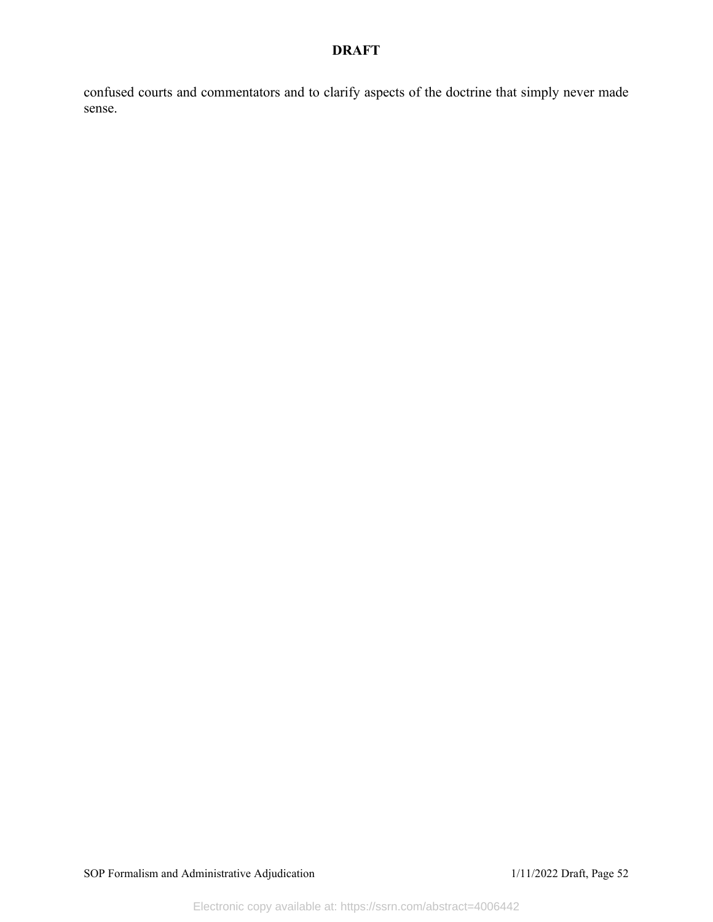confused courts and commentators and to clarify aspects of the doctrine that simply never made sense.